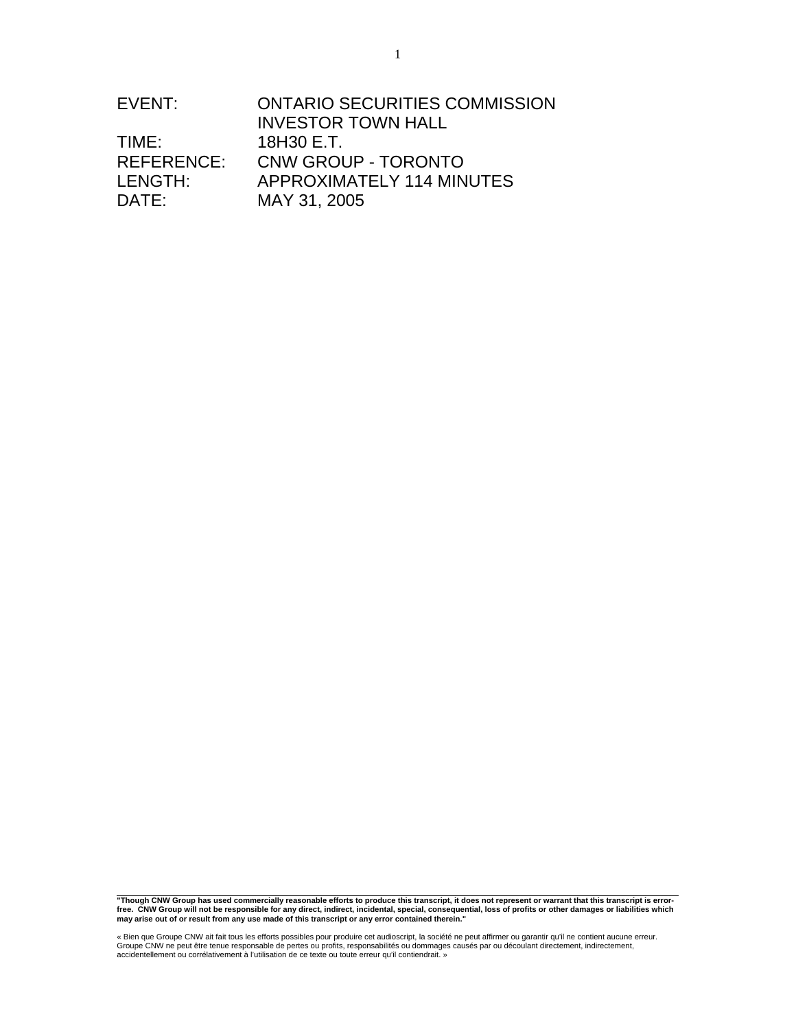| | |
|---|---|
| EVENT: | ONTARIO SECURITIES COMMISSION INVESTOR TOWN HALL |
| TIME: | 18H30 E.T. |
| REFERENCE: | CNW GROUP - TORONTO |
| LENGTH: | APPROXIMATELY 114 MINUTES |
| DATE: | MAY 31, 2005 |

**"Though CNW Group has used commercially reasonable efforts to produce this transcript, it does not represent or warrant that this transcript is error-free. CNW Group will not be responsible for any direct, indirect, incidental, special, consequential, loss of profits or other damages or liabilities which may arise out of or result from any use made of this transcript or any error contained therein."**

« Bien que Groupe CNW ait fait tous les efforts possibles pour produire cet audioscript, la société ne peut affirmer ou garantir qu'il ne contient aucune erreur. Groupe CNW ne peut être tenue responsable de pertes ou profits, responsabilités ou dommages causés par ou découlant directement, indirectement, accidentellement ou corrélativement à l'utilisation de ce texte ou toute erreur qu'il contiendrait. »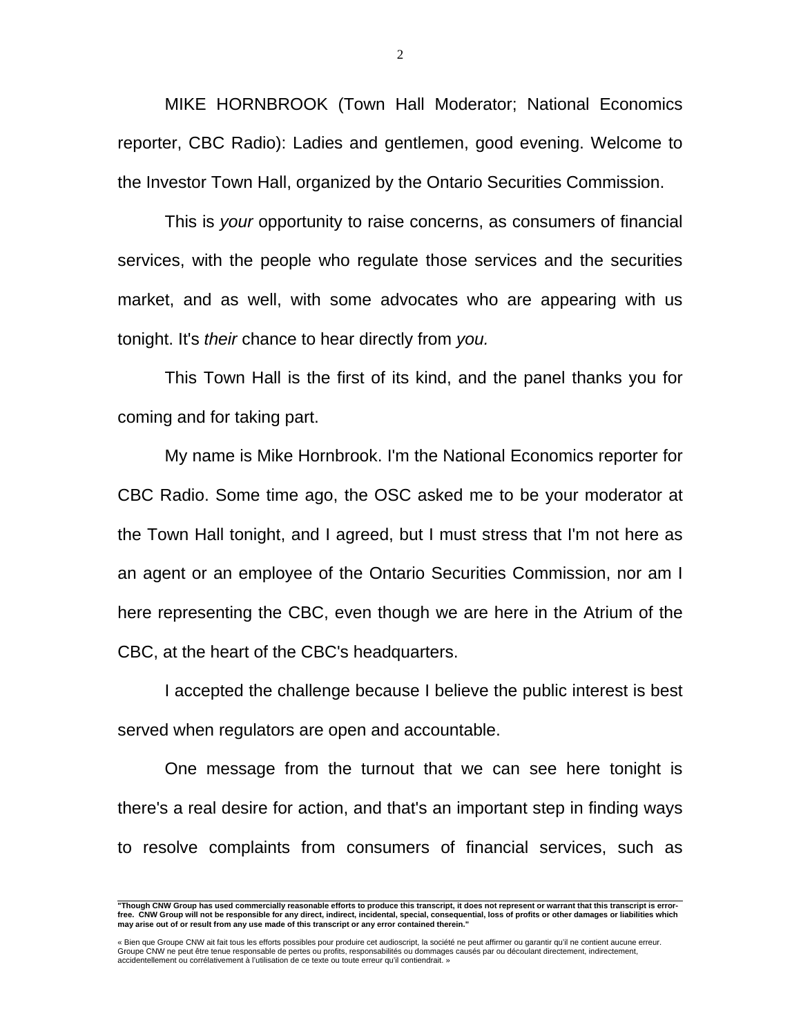MIKE HORNBROOK (Town Hall Moderator; National Economics reporter, CBC Radio): Ladies and gentlemen, good evening. Welcome to the Investor Town Hall, organized by the Ontario Securities Commission.

This is *your* opportunity to raise concerns, as consumers of financial services, with the people who regulate those services and the securities market, and as well, with some advocates who are appearing with us tonight. It's *their* chance to hear directly from *you.*

This Town Hall is the first of its kind, and the panel thanks you for coming and for taking part.

My name is Mike Hornbrook. I'm the National Economics reporter for CBC Radio. Some time ago, the OSC asked me to be your moderator at the Town Hall tonight, and I agreed, but I must stress that I'm not here as an agent or an employee of the Ontario Securities Commission, nor am I here representing the CBC, even though we are here in the Atrium of the CBC, at the heart of the CBC's headquarters.

I accepted the challenge because I believe the public interest is best served when regulators are open and accountable.

One message from the turnout that we can see here tonight is there's a real desire for action, and that's an important step in finding ways to resolve complaints from consumers of financial services, such as

---

**"Though CNW Group has used commercially reasonable efforts to produce this transcript, it does not represent or warrant that this transcript is error-free. CNW Group will not be responsible for any direct, indirect, incidental, special, consequential, loss of profits or other damages or liabilities which may arise out of or result from any use made of this transcript or any error contained therein."**

« Bien que Groupe CNW ait fait tous les efforts possibles pour produire cet audioscript, la société ne peut affirmer ou garantir qu'il ne contient aucune erreur. Groupe CNW ne peut être tenue responsable de pertes ou profits, responsabilités ou dommages causés par ou découlant directement, indirectement, accidentellement ou corrélativement à l'utilisation de ce texte ou toute erreur qu'il contiendrait. »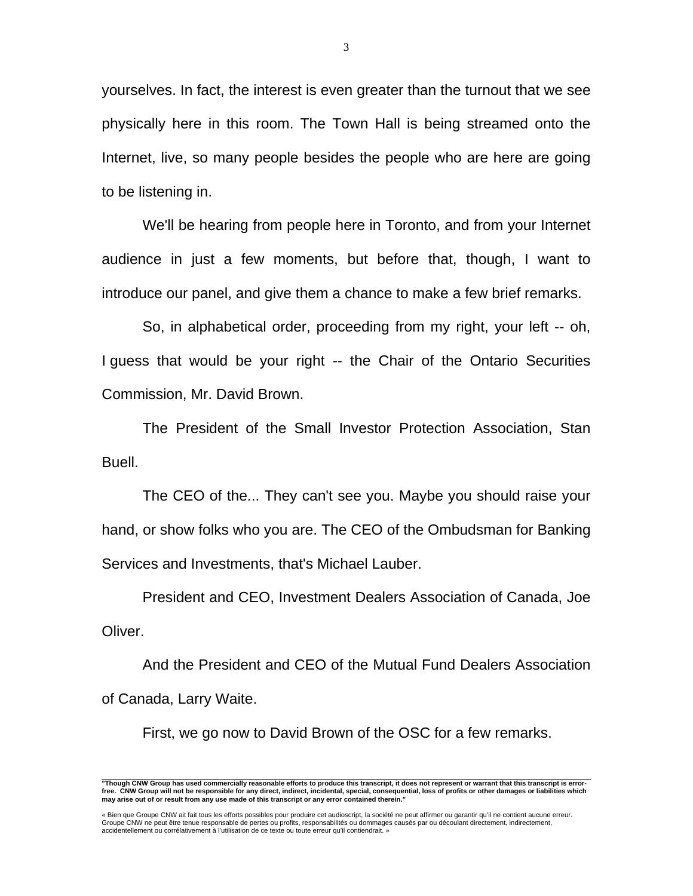yourselves. In fact, the interest is even greater than the turnout that we see physically here in this room. The Town Hall is being streamed onto the Internet, live, so many people besides the people who are here are going to be listening in.

We'll be hearing from people here in Toronto, and from your Internet audience in just a few moments, but before that, though, I want to introduce our panel, and give them a chance to make a few brief remarks.

So, in alphabetical order, proceeding from my right, your left -- oh, I guess that would be your right -- the Chair of the Ontario Securities Commission, Mr. David Brown.

The President of the Small Investor Protection Association, Stan Buell.

The CEO of the... They can't see you. Maybe you should raise your hand, or show folks who you are. The CEO of the Ombudsman for Banking Services and Investments, that's Michael Lauber.

President and CEO, Investment Dealers Association of Canada, Joe Oliver.

And the President and CEO of the Mutual Fund Dealers Association of Canada, Larry Waite.

First, we go now to David Brown of the OSC for a few remarks.

**"Though CNW Group has used commercially reasonable efforts to produce this transcript, it does not represent or warrant that this transcript is error-free. CNW Group will not be responsible for any direct, indirect, incidental, special, consequential, loss of profits or other damages or liabilities which may arise out of or result from any use made of this transcript or any error contained therein."**

« Bien que Groupe CNW ait fait tous les efforts possibles pour produire cet audioscript, la société ne peut affirmer ou garantir qu'il ne contient aucune erreur. Groupe CNW ne peut être tenue responsable de pertes ou profits, responsabilités ou dommages causés par ou découlant directement, indirectement, accidentellement ou corrélativement à l'utilisation de ce texte ou toute erreur qu'il contiendrait. »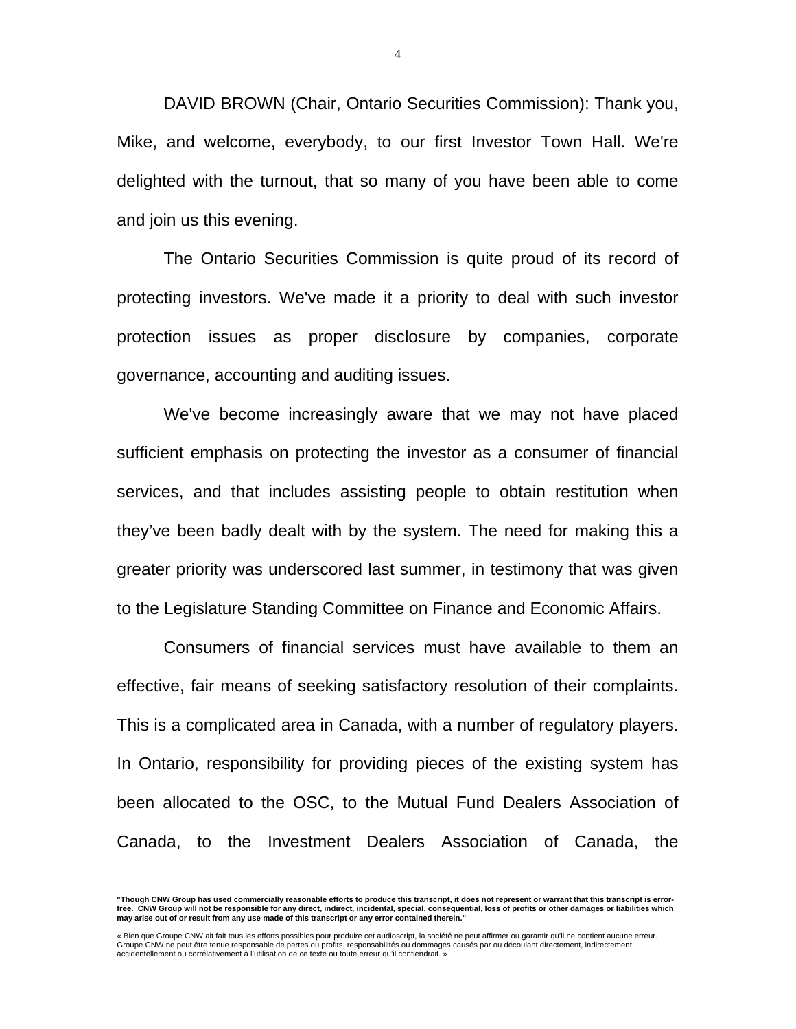DAVID BROWN (Chair, Ontario Securities Commission): Thank you, Mike, and welcome, everybody, to our first Investor Town Hall. We're delighted with the turnout, that so many of you have been able to come and join us this evening.

The Ontario Securities Commission is quite proud of its record of protecting investors. We've made it a priority to deal with such investor protection issues as proper disclosure by companies, corporate governance, accounting and auditing issues.

We've become increasingly aware that we may not have placed sufficient emphasis on protecting the investor as a consumer of financial services, and that includes assisting people to obtain restitution when they've been badly dealt with by the system. The need for making this a greater priority was underscored last summer, in testimony that was given to the Legislature Standing Committee on Finance and Economic Affairs.

Consumers of financial services must have available to them an effective, fair means of seeking satisfactory resolution of their complaints. This is a complicated area in Canada, with a number of regulatory players. In Ontario, responsibility for providing pieces of the existing system has been allocated to the OSC, to the Mutual Fund Dealers Association of Canada, to the Investment Dealers Association of Canada, the

**"Though CNW Group has used commercially reasonable efforts to produce this transcript, it does not represent or warrant that this transcript is error-free. CNW Group will not be responsible for any direct, indirect, incidental, special, consequential, loss of profits or other damages or liabilities which may arise out of or result from any use made of this transcript or any error contained therein."**

« Bien que Groupe CNW ait fait tous les efforts possibles pour produire cet audioscript, la société ne peut affirmer ou garantir qu'il ne contient aucune erreur. Groupe CNW ne peut être tenue responsable de pertes ou profits, responsabilités ou dommages causés par ou découlant directement, indirectement, accidentellement ou corrélativement à l'utilisation de ce texte ou toute erreur qu'il contiendrait. »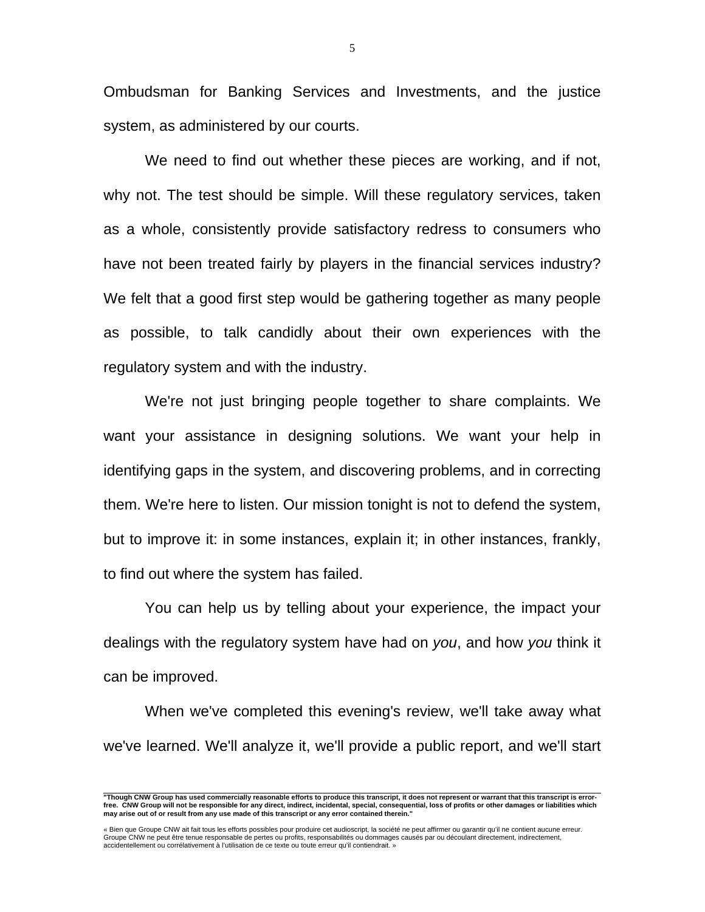Ombudsman for Banking Services and Investments, and the justice system, as administered by our courts.

We need to find out whether these pieces are working, and if not, why not. The test should be simple. Will these regulatory services, taken as a whole, consistently provide satisfactory redress to consumers who have not been treated fairly by players in the financial services industry? We felt that a good first step would be gathering together as many people as possible, to talk candidly about their own experiences with the regulatory system and with the industry.

We're not just bringing people together to share complaints. We want your assistance in designing solutions. We want your help in identifying gaps in the system, and discovering problems, and in correcting them. We're here to listen. Our mission tonight is not to defend the system, but to improve it: in some instances, explain it; in other instances, frankly, to find out where the system has failed.

You can help us by telling about your experience, the impact your dealings with the regulatory system have had on *you*, and how *you* think it can be improved.

When we've completed this evening's review, we'll take away what we've learned. We'll analyze it, we'll provide a public report, and we'll start

---

**"Though CNW Group has used commercially reasonable efforts to produce this transcript, it does not represent or warrant that this transcript is error-free. CNW Group will not be responsible for any direct, indirect, incidental, special, consequential, loss of profits or other damages or liabilities which may arise out of or result from any use made of this transcript or any error contained therein."**

« Bien que Groupe CNW ait fait tous les efforts possibles pour produire cet audioscript, la société ne peut affirmer ou garantir qu'il ne contient aucune erreur. Groupe CNW ne peut être tenue responsable de pertes ou profits, responsabilités ou dommages causés par ou découlant directement, indirectement, accidentellement ou corrélativement à l'utilisation de ce texte ou toute erreur qu'il contiendrait. »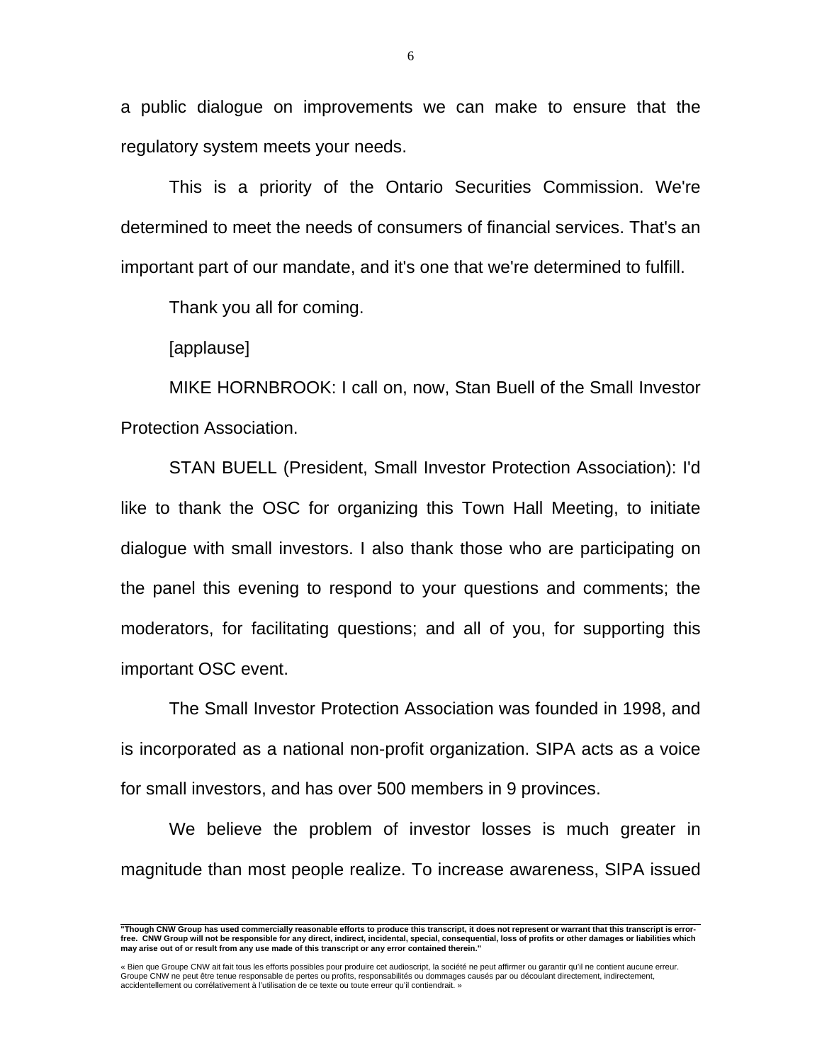a public dialogue on improvements we can make to ensure that the regulatory system meets your needs.

This is a priority of the Ontario Securities Commission. We're determined to meet the needs of consumers of financial services. That's an important part of our mandate, and it's one that we're determined to fulfill.

Thank you all for coming.

[applause]

MIKE HORNBROOK: I call on, now, Stan Buell of the Small Investor Protection Association.

STAN BUELL (President, Small Investor Protection Association): I'd like to thank the OSC for organizing this Town Hall Meeting, to initiate dialogue with small investors. I also thank those who are participating on the panel this evening to respond to your questions and comments; the moderators, for facilitating questions; and all of you, for supporting this important OSC event.

The Small Investor Protection Association was founded in 1998, and is incorporated as a national non-profit organization. SIPA acts as a voice for small investors, and has over 500 members in 9 provinces.

We believe the problem of investor losses is much greater in magnitude than most people realize. To increase awareness, SIPA issued

**"Though CNW Group has used commercially reasonable efforts to produce this transcript, it does not represent or warrant that this transcript is error-free. CNW Group will not be responsible for any direct, indirect, incidental, special, consequential, loss of profits or other damages or liabilities which may arise out of or result from any use made of this transcript or any error contained therein."**

« Bien que Groupe CNW ait fait tous les efforts possibles pour produire cet audioscript, la société ne peut affirmer ou garantir qu'il ne contient aucune erreur. Groupe CNW ne peut être tenue responsable de pertes ou profits, responsabilités ou dommages causés par ou découlant directement, indirectement, accidentellement ou corrélativement à l'utilisation de ce texte ou toute erreur qu'il contiendrait. »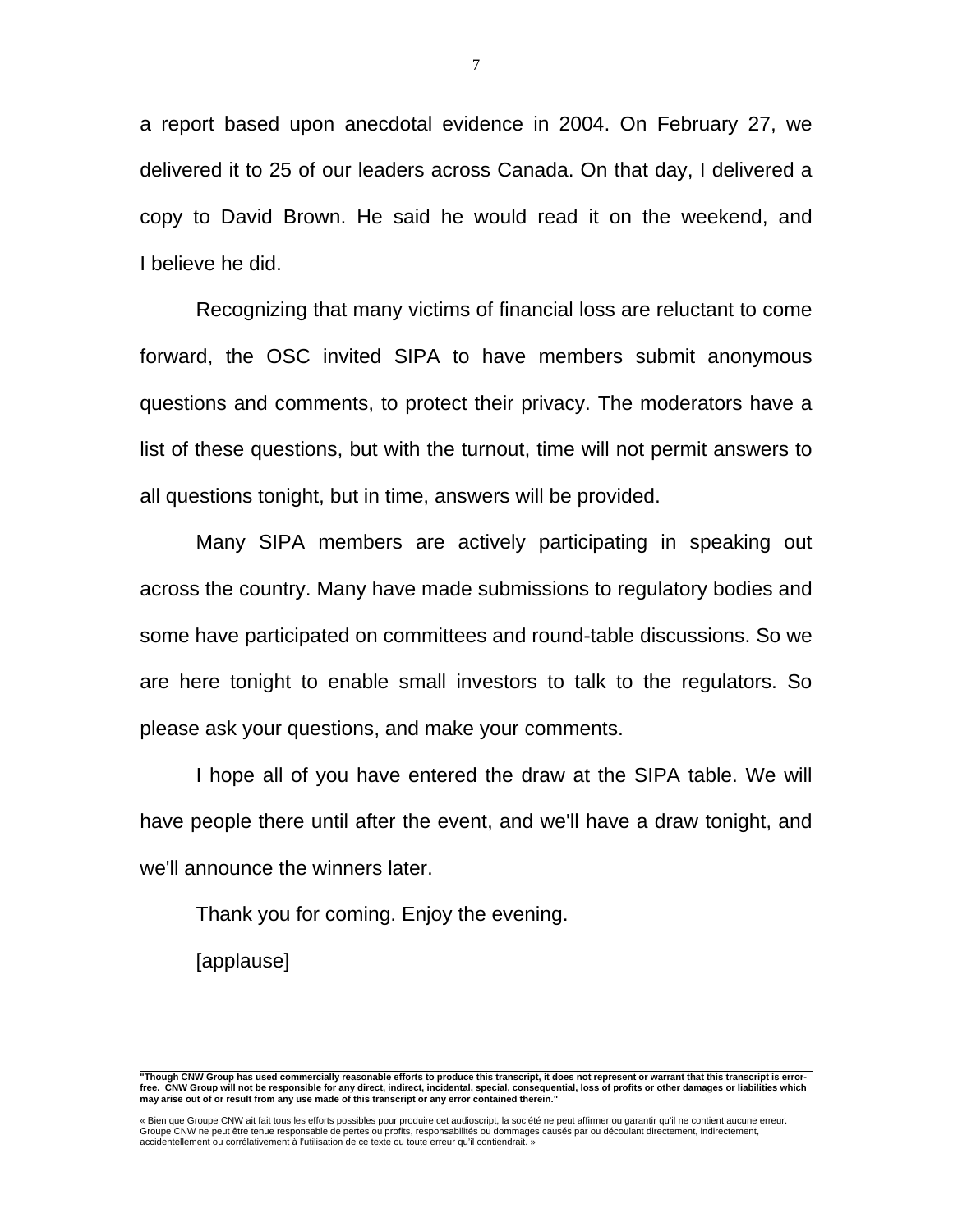a report based upon anecdotal evidence in 2004. On February 27, we delivered it to 25 of our leaders across Canada. On that day, I delivered a copy to David Brown. He said he would read it on the weekend, and I believe he did.

Recognizing that many victims of financial loss are reluctant to come forward, the OSC invited SIPA to have members submit anonymous questions and comments, to protect their privacy. The moderators have a list of these questions, but with the turnout, time will not permit answers to all questions tonight, but in time, answers will be provided.

Many SIPA members are actively participating in speaking out across the country. Many have made submissions to regulatory bodies and some have participated on committees and round-table discussions. So we are here tonight to enable small investors to talk to the regulators. So please ask your questions, and make your comments.

I hope all of you have entered the draw at the SIPA table. We will have people there until after the event, and we'll have a draw tonight, and we'll announce the winners later.

Thank you for coming. Enjoy the evening.

[applause]

**"Though CNW Group has used commercially reasonable efforts to produce this transcript, it does not represent or warrant that this transcript is error-free. CNW Group will not be responsible for any direct, indirect, incidental, special, consequential, loss of profits or other damages or liabilities which may arise out of or result from any use made of this transcript or any error contained therein."**

« Bien que Groupe CNW ait fait tous les efforts possibles pour produire cet audioscript, la société ne peut affirmer ou garantir qu'il ne contient aucune erreur. Groupe CNW ne peut être tenue responsable de pertes ou profits, responsabilités ou dommages causés par ou découlant directement, indirectement, accidentellement ou corrélativement à l'utilisation de ce texte ou toute erreur qu'il contiendrait. »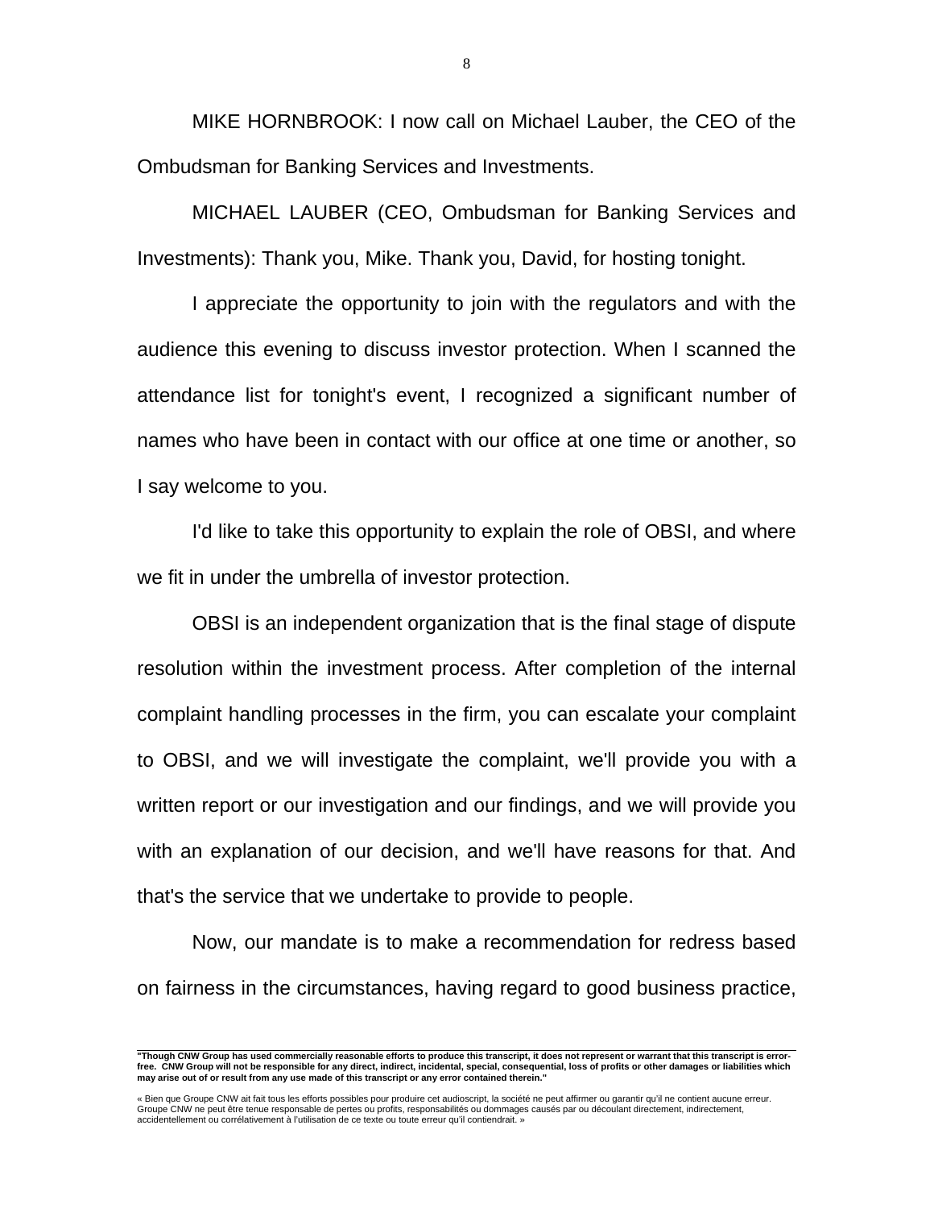MIKE HORNBROOK: I now call on Michael Lauber, the CEO of the Ombudsman for Banking Services and Investments.

MICHAEL LAUBER (CEO, Ombudsman for Banking Services and Investments): Thank you, Mike. Thank you, David, for hosting tonight.

I appreciate the opportunity to join with the regulators and with the audience this evening to discuss investor protection. When I scanned the attendance list for tonight's event, I recognized a significant number of names who have been in contact with our office at one time or another, so I say welcome to you.

I'd like to take this opportunity to explain the role of OBSI, and where we fit in under the umbrella of investor protection.

OBSI is an independent organization that is the final stage of dispute resolution within the investment process. After completion of the internal complaint handling processes in the firm, you can escalate your complaint to OBSI, and we will investigate the complaint, we'll provide you with a written report or our investigation and our findings, and we will provide you with an explanation of our decision, and we'll have reasons for that. And that's the service that we undertake to provide to people.

Now, our mandate is to make a recommendation for redress based on fairness in the circumstances, having regard to good business practice,

**"Though CNW Group has used commercially reasonable efforts to produce this transcript, it does not represent or warrant that this transcript is error-free. CNW Group will not be responsible for any direct, indirect, incidental, special, consequential, loss of profits or other damages or liabilities which may arise out of or result from any use made of this transcript or any error contained therein."**

« Bien que Groupe CNW ait fait tous les efforts possibles pour produire cet audioscript, la société ne peut affirmer ou garantir qu'il ne contient aucune erreur. Groupe CNW ne peut être tenue responsable de pertes ou profits, responsabilités ou dommages causés par ou découlant directement, indirectement, accidentellement ou corrélativement à l'utilisation de ce texte ou toute erreur qu'il contiendrait. »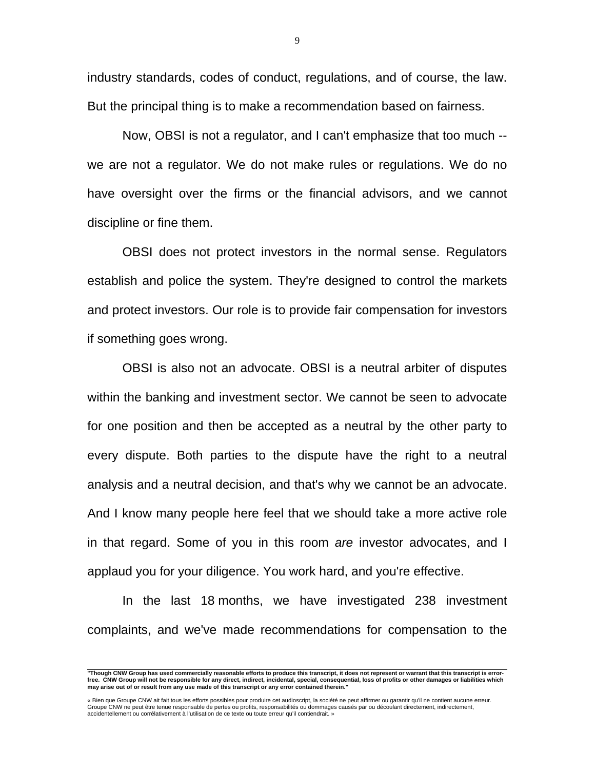industry standards, codes of conduct, regulations, and of course, the law. But the principal thing is to make a recommendation based on fairness.

Now, OBSI is not a regulator, and I can't emphasize that too much -- we are not a regulator. We do not make rules or regulations. We do no have oversight over the firms or the financial advisors, and we cannot discipline or fine them.

OBSI does not protect investors in the normal sense. Regulators establish and police the system. They're designed to control the markets and protect investors. Our role is to provide fair compensation for investors if something goes wrong.

OBSI is also not an advocate. OBSI is a neutral arbiter of disputes within the banking and investment sector. We cannot be seen to advocate for one position and then be accepted as a neutral by the other party to every dispute. Both parties to the dispute have the right to a neutral analysis and a neutral decision, and that's why we cannot be an advocate. And I know many people here feel that we should take a more active role in that regard. Some of you in this room *are* investor advocates, and I applaud you for your diligence. You work hard, and you're effective.

In the last 18 months, we have investigated 238 investment complaints, and we've made recommendations for compensation to the

---

**"Though CNW Group has used commercially reasonable efforts to produce this transcript, it does not represent or warrant that this transcript is error-free. CNW Group will not be responsible for any direct, indirect, incidental, special, consequential, loss of profits or other damages or liabilities which may arise out of or result from any use made of this transcript or any error contained therein."**

« Bien que Groupe CNW ait fait tous les efforts possibles pour produire cet audioscript, la société ne peut affirmer ou garantir qu'il ne contient aucune erreur. Groupe CNW ne peut être tenue responsable de pertes ou profits, responsabilités ou dommages causés par ou découlant directement, indirectement, accidentellement ou corrélativement à l'utilisation de ce texte ou toute erreur qu'il contiendrait. »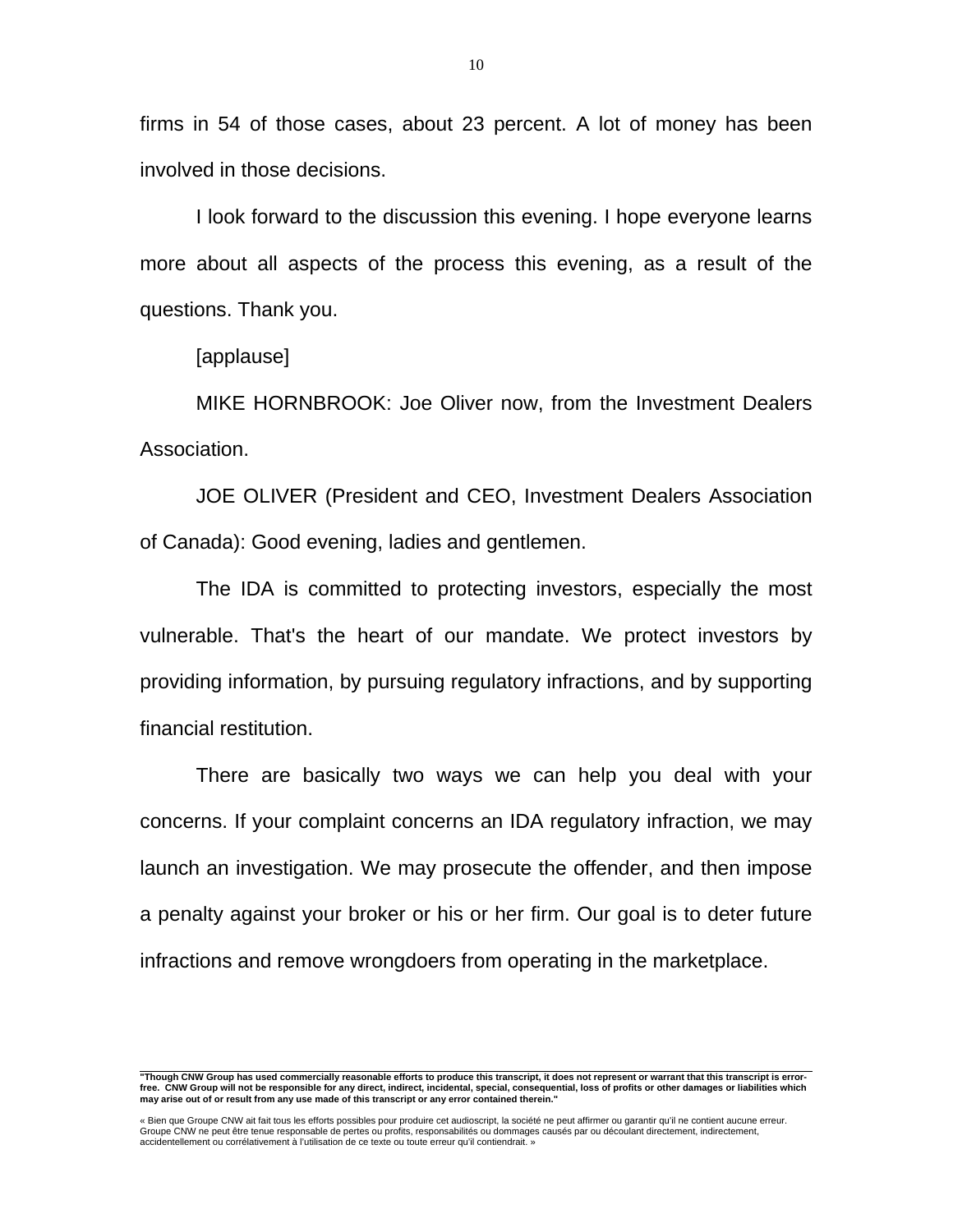firms in 54 of those cases, about 23 percent. A lot of money has been involved in those decisions.

I look forward to the discussion this evening. I hope everyone learns more about all aspects of the process this evening, as a result of the questions. Thank you.

[applause]

MIKE HORNBROOK: Joe Oliver now, from the Investment Dealers Association.

JOE OLIVER (President and CEO, Investment Dealers Association of Canada): Good evening, ladies and gentlemen.

The IDA is committed to protecting investors, especially the most vulnerable. That's the heart of our mandate. We protect investors by providing information, by pursuing regulatory infractions, and by supporting financial restitution.

There are basically two ways we can help you deal with your concerns. If your complaint concerns an IDA regulatory infraction, we may launch an investigation. We may prosecute the offender, and then impose a penalty against your broker or his or her firm. Our goal is to deter future infractions and remove wrongdoers from operating in the marketplace.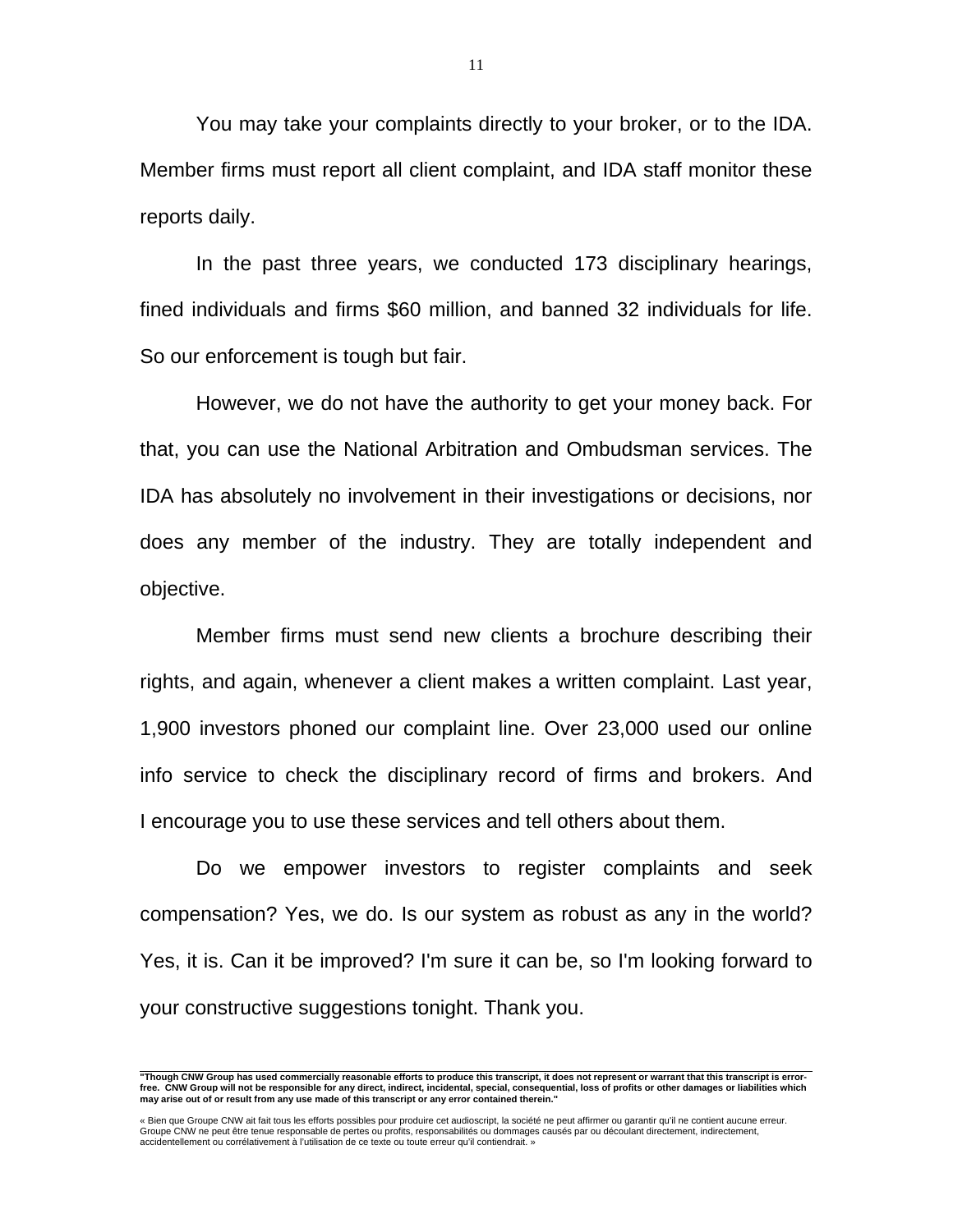You may take your complaints directly to your broker, or to the IDA. Member firms must report all client complaint, and IDA staff monitor these reports daily.

In the past three years, we conducted 173 disciplinary hearings, fined individuals and firms $60 million, and banned 32 individuals for life. So our enforcement is tough but fair.

However, we do not have the authority to get your money back. For that, you can use the National Arbitration and Ombudsman services. The IDA has absolutely no involvement in their investigations or decisions, nor does any member of the industry. They are totally independent and objective.

Member firms must send new clients a brochure describing their rights, and again, whenever a client makes a written complaint. Last year, 1,900 investors phoned our complaint line. Over 23,000 used our online info service to check the disciplinary record of firms and brokers. And I encourage you to use these services and tell others about them.

Do we empower investors to register complaints and seek compensation? Yes, we do. Is our system as robust as any in the world? Yes, it is. Can it be improved? I'm sure it can be, so I'm looking forward to your constructive suggestions tonight. Thank you.

---

**"Though CNW Group has used commercially reasonable efforts to produce this transcript, it does not represent or warrant that this transcript is error-free. CNW Group will not be responsible for any direct, indirect, incidental, special, consequential, loss of profits or other damages or liabilities which may arise out of or result from any use made of this transcript or any error contained therein."**

« Bien que Groupe CNW ait fait tous les efforts possibles pour produire cet audioscript, la société ne peut affirmer ou garantir qu'il ne contient aucune erreur. Groupe CNW ne peut être tenue responsable de pertes ou profits, responsabilités ou dommages causés par ou découlant directement, indirectement, accidentellement ou corrélativement à l'utilisation de ce texte ou toute erreur qu'il contiendrait. »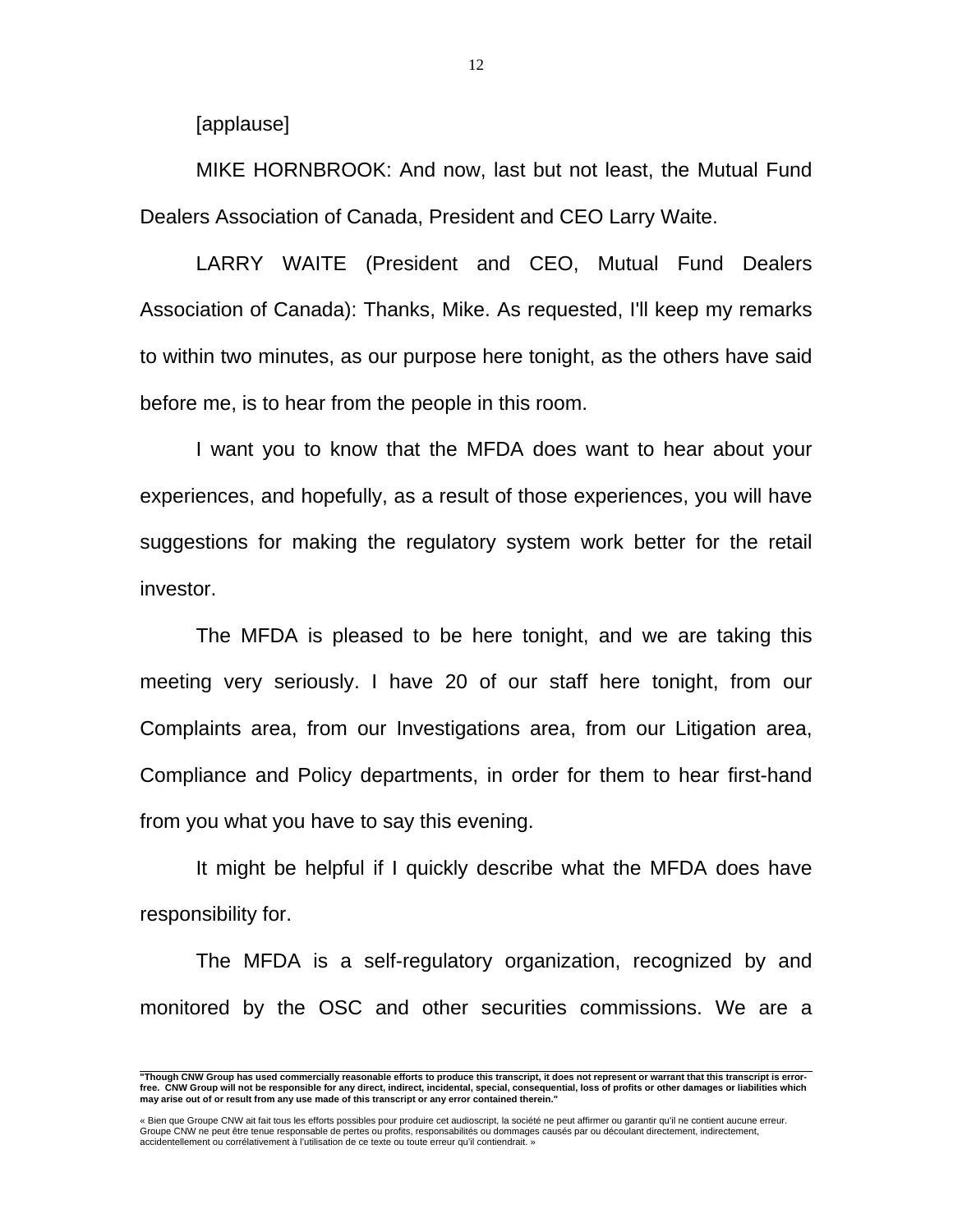[applause]

MIKE HORNBROOK: And now, last but not least, the Mutual Fund Dealers Association of Canada, President and CEO Larry Waite.

LARRY WAITE (President and CEO, Mutual Fund Dealers Association of Canada): Thanks, Mike. As requested, I'll keep my remarks to within two minutes, as our purpose here tonight, as the others have said before me, is to hear from the people in this room.

I want you to know that the MFDA does want to hear about your experiences, and hopefully, as a result of those experiences, you will have suggestions for making the regulatory system work better for the retail investor.

The MFDA is pleased to be here tonight, and we are taking this meeting very seriously. I have 20 of our staff here tonight, from our Complaints area, from our Investigations area, from our Litigation area, Compliance and Policy departments, in order for them to hear first-hand from you what you have to say this evening.

It might be helpful if I quickly describe what the MFDA does have responsibility for.

The MFDA is a self-regulatory organization, recognized by and monitored by the OSC and other securities commissions. We are a

**"Though CNW Group has used commercially reasonable efforts to produce this transcript, it does not represent or warrant that this transcript is error-free. CNW Group will not be responsible for any direct, indirect, incidental, special, consequential, loss of profits or other damages or liabilities which may arise out of or result from any use made of this transcript or any error contained therein."**

« Bien que Groupe CNW ait fait tous les efforts possibles pour produire cet audioscript, la société ne peut affirmer ou garantir qu'il ne contient aucune erreur. Groupe CNW ne peut être tenue responsable de pertes ou profits, responsabilités ou dommages causés par ou découlant directement, indirectement, accidentellement ou corrélativement à l'utilisation de ce texte ou toute erreur qu'il contiendrait. »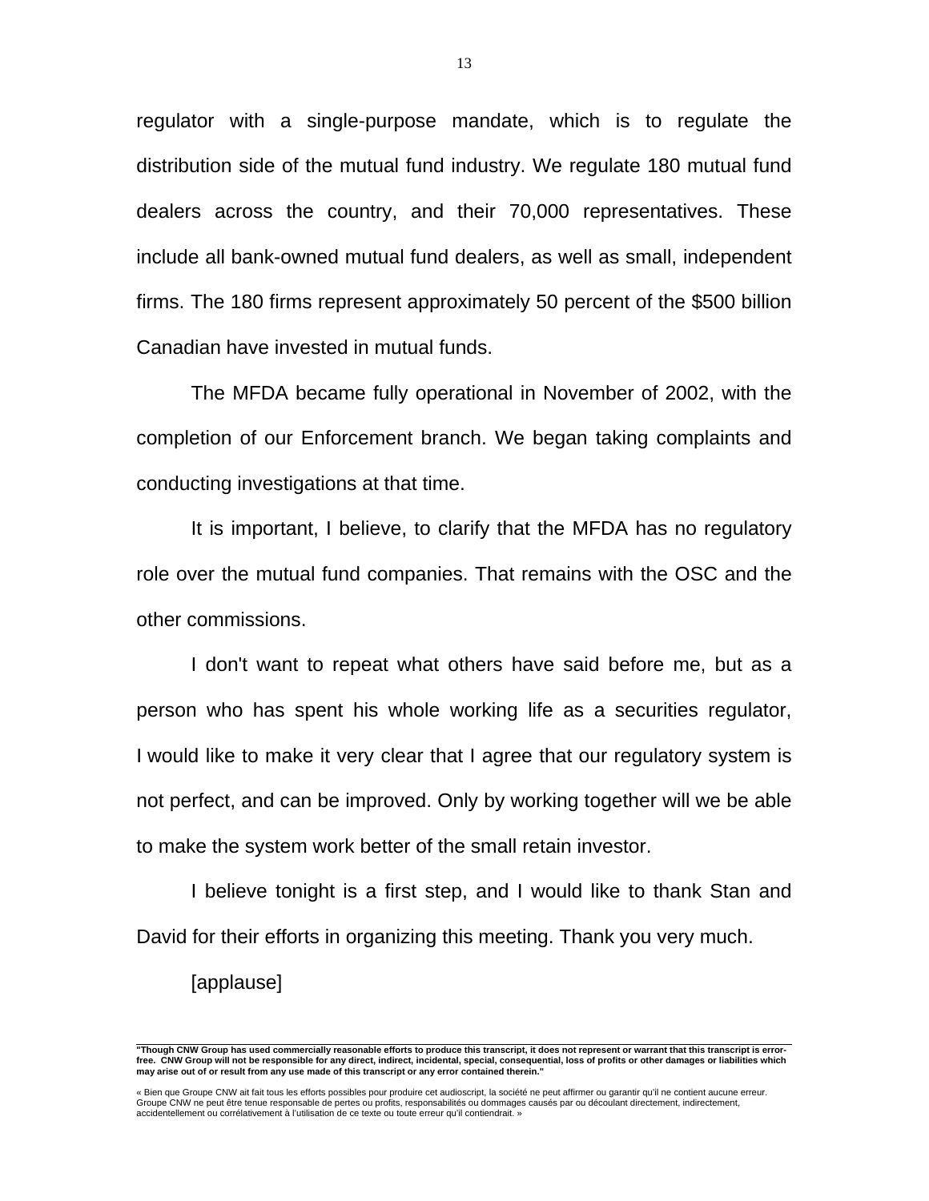regulator with a single-purpose mandate, which is to regulate the distribution side of the mutual fund industry. We regulate 180 mutual fund dealers across the country, and their 70,000 representatives. These include all bank-owned mutual fund dealers, as well as small, independent firms. The 180 firms represent approximately 50 percent of the $500 billion Canadian have invested in mutual funds.

The MFDA became fully operational in November of 2002, with the completion of our Enforcement branch. We began taking complaints and conducting investigations at that time.

It is important, I believe, to clarify that the MFDA has no regulatory role over the mutual fund companies. That remains with the OSC and the other commissions.

I don't want to repeat what others have said before me, but as a person who has spent his whole working life as a securities regulator, I would like to make it very clear that I agree that our regulatory system is not perfect, and can be improved. Only by working together will we be able to make the system work better of the small retain investor.

I believe tonight is a first step, and I would like to thank Stan and David for their efforts in organizing this meeting. Thank you very much.

[applause]

**"Though CNW Group has used commercially reasonable efforts to produce this transcript, it does not represent or warrant that this transcript is error-free. CNW Group will not be responsible for any direct, indirect, incidental, special, consequential, loss of profits or other damages or liabilities which may arise out of or result from any use made of this transcript or any error contained therein."**

« Bien que Groupe CNW ait fait tous les efforts possibles pour produire cet audioscript, la société ne peut affirmer ou garantir qu'il ne contient aucune erreur. Groupe CNW ne peut être tenue responsable de pertes ou profits, responsabilités ou dommages causés par ou découlant directement, indirectement, accidentellement ou corrélativement à l'utilisation de ce texte ou toute erreur qu'il contiendrait. »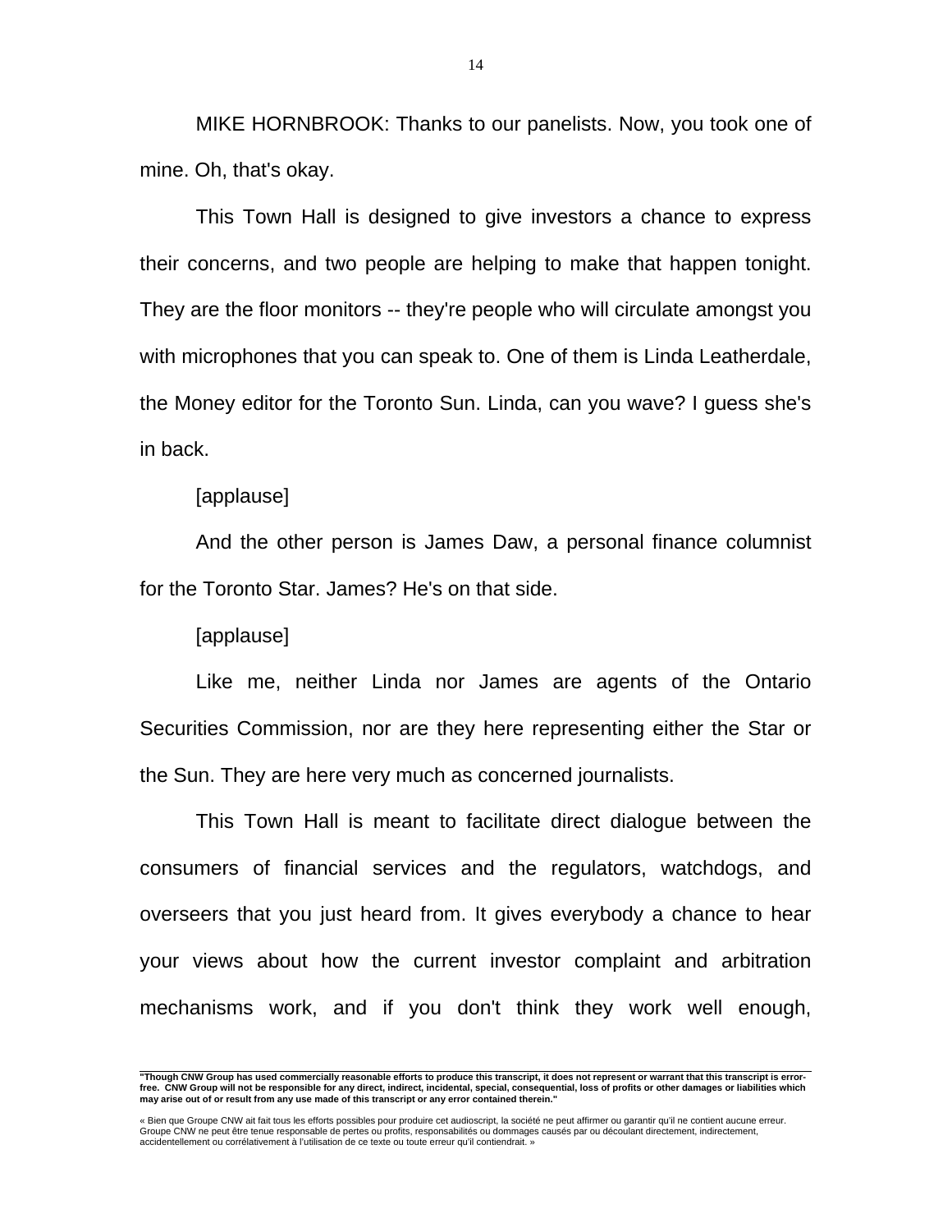MIKE HORNBROOK: Thanks to our panelists. Now, you took one of mine. Oh, that's okay.

This Town Hall is designed to give investors a chance to express their concerns, and two people are helping to make that happen tonight. They are the floor monitors -- they're people who will circulate amongst you with microphones that you can speak to. One of them is Linda Leatherdale, the Money editor for the Toronto Sun. Linda, can you wave? I guess she's in back.

[applause]

And the other person is James Daw, a personal finance columnist for the Toronto Star. James? He's on that side.

[applause]

Like me, neither Linda nor James are agents of the Ontario Securities Commission, nor are they here representing either the Star or the Sun. They are here very much as concerned journalists.

This Town Hall is meant to facilitate direct dialogue between the consumers of financial services and the regulators, watchdogs, and overseers that you just heard from. It gives everybody a chance to hear your views about how the current investor complaint and arbitration mechanisms work, and if you don't think they work well enough,

**"Though CNW Group has used commercially reasonable efforts to produce this transcript, it does not represent or warrant that this transcript is error-free. CNW Group will not be responsible for any direct, indirect, incidental, special, consequential, loss of profits or other damages or liabilities which may arise out of or result from any use made of this transcript or any error contained therein."**

« Bien que Groupe CNW ait fait tous les efforts possibles pour produire cet audioscript, la société ne peut affirmer ou garantir qu'il ne contient aucune erreur. Groupe CNW ne peut être tenue responsable de pertes ou profits, responsabilités ou dommages causés par ou découlant directement, indirectement, accidentellement ou corrélativement à l'utilisation de ce texte ou toute erreur qu'il contiendrait. »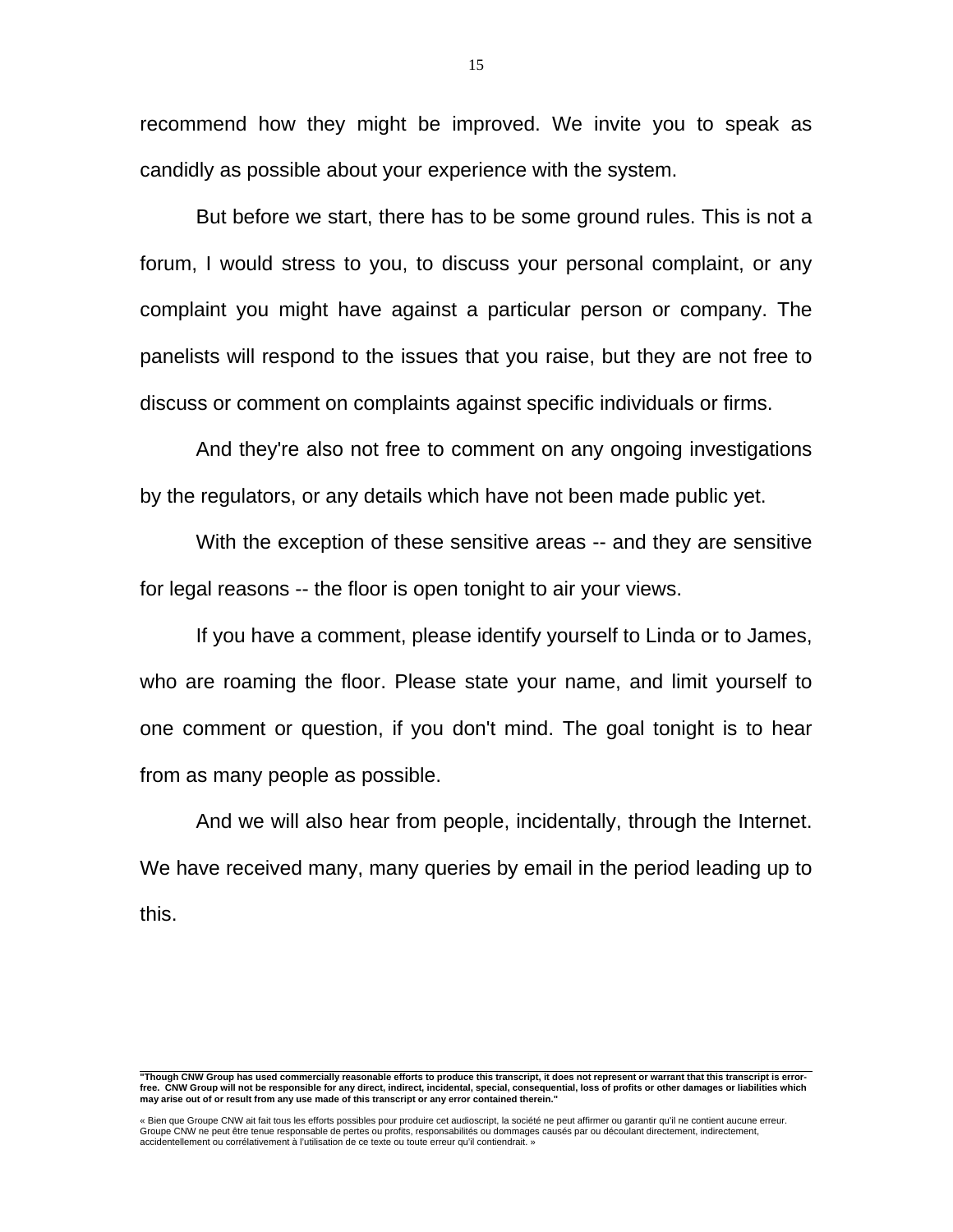recommend how they might be improved. We invite you to speak as candidly as possible about your experience with the system.

But before we start, there has to be some ground rules. This is not a forum, I would stress to you, to discuss your personal complaint, or any complaint you might have against a particular person or company. The panelists will respond to the issues that you raise, but they are not free to discuss or comment on complaints against specific individuals or firms.

And they're also not free to comment on any ongoing investigations by the regulators, or any details which have not been made public yet.

With the exception of these sensitive areas -- and they are sensitive for legal reasons -- the floor is open tonight to air your views.

If you have a comment, please identify yourself to Linda or to James, who are roaming the floor. Please state your name, and limit yourself to one comment or question, if you don't mind. The goal tonight is to hear from as many people as possible.

And we will also hear from people, incidentally, through the Internet. We have received many, many queries by email in the period leading up to this.

**"Though CNW Group has used commercially reasonable efforts to produce this transcript, it does not represent or warrant that this transcript is error-free. CNW Group will not be responsible for any direct, indirect, incidental, special, consequential, loss of profits or other damages or liabilities which may arise out of or result from any use made of this transcript or any error contained therein."**

« Bien que Groupe CNW ait fait tous les efforts possibles pour produire cet audioscript, la société ne peut affirmer ou garantir qu'il ne contient aucune erreur. Groupe CNW ne peut être tenue responsable de pertes ou profits, responsabilités ou dommages causés par ou découlant directement, indirectement, accidentellement ou corrélativement à l'utilisation de ce texte ou toute erreur qu'il contiendrait. »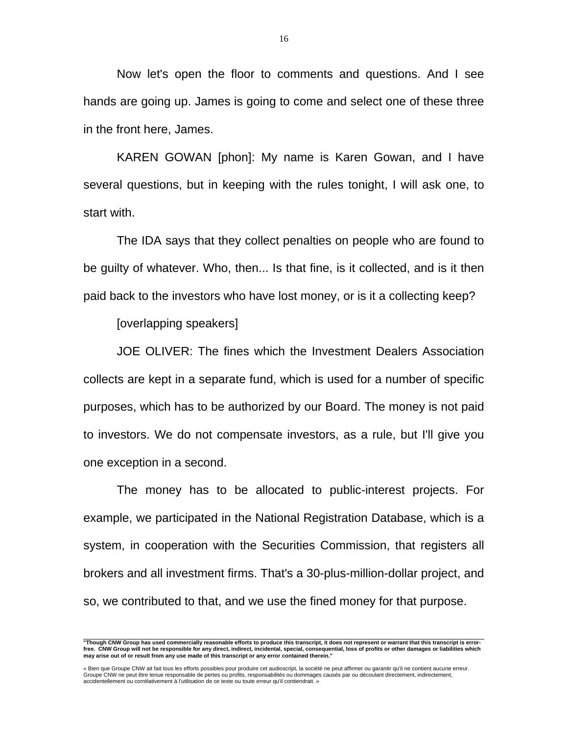Now let's open the floor to comments and questions. And I see hands are going up. James is going to come and select one of these three in the front here, James.

KAREN GOWAN [phon]: My name is Karen Gowan, and I have several questions, but in keeping with the rules tonight, I will ask one, to start with.

The IDA says that they collect penalties on people who are found to be guilty of whatever. Who, then... Is that fine, is it collected, and is it then paid back to the investors who have lost money, or is it a collecting keep?

[overlapping speakers]

JOE OLIVER: The fines which the Investment Dealers Association collects are kept in a separate fund, which is used for a number of specific purposes, which has to be authorized by our Board. The money is not paid to investors. We do not compensate investors, as a rule, but I'll give you one exception in a second.

The money has to be allocated to public-interest projects. For example, we participated in the National Registration Database, which is a system, in cooperation with the Securities Commission, that registers all brokers and all investment firms. That's a 30-plus-million-dollar project, and so, we contributed to that, and we use the fined money for that purpose.

**"Though CNW Group has used commercially reasonable efforts to produce this transcript, it does not represent or warrant that this transcript is error-free. CNW Group will not be responsible for any direct, indirect, incidental, special, consequential, loss of profits or other damages or liabilities which may arise out of or result from any use made of this transcript or any error contained therein."**

« Bien que Groupe CNW ait fait tous les efforts possibles pour produire cet audioscript, la société ne peut affirmer ou garantir qu'il ne contient aucune erreur. Groupe CNW ne peut être tenue responsable de pertes ou profits, responsabilités ou dommages causés par ou découlant directement, indirectement, accidentellement ou corrélativement à l'utilisation de ce texte ou toute erreur qu'il contiendrait. »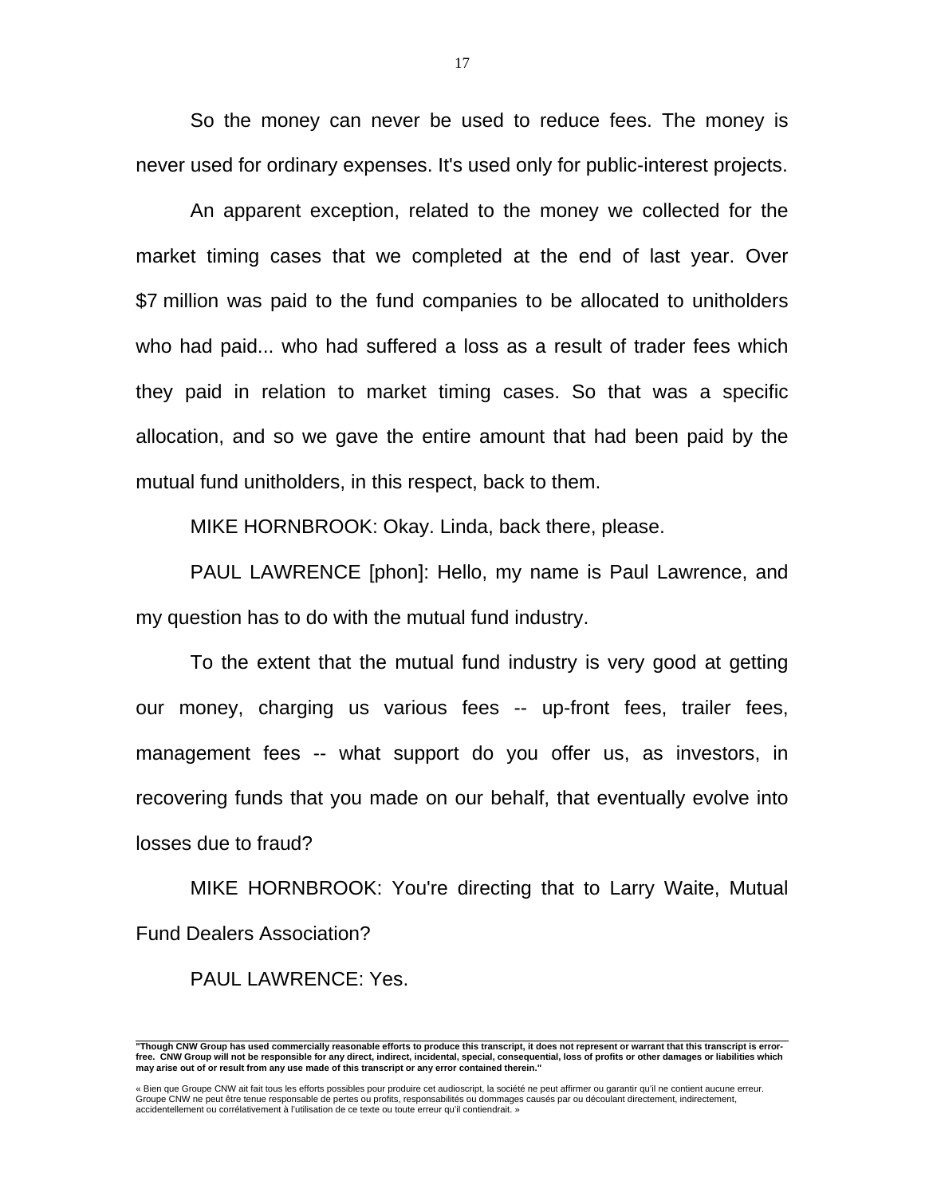So the money can never be used to reduce fees. The money is never used for ordinary expenses. It's used only for public-interest projects.

An apparent exception, related to the money we collected for the market timing cases that we completed at the end of last year. Over $7 million was paid to the fund companies to be allocated to unitholders who had paid... who had suffered a loss as a result of trader fees which they paid in relation to market timing cases. So that was a specific allocation, and so we gave the entire amount that had been paid by the mutual fund unitholders, in this respect, back to them.

MIKE HORNBROOK: Okay. Linda, back there, please.

PAUL LAWRENCE [phon]: Hello, my name is Paul Lawrence, and my question has to do with the mutual fund industry.

To the extent that the mutual fund industry is very good at getting our money, charging us various fees -- up-front fees, trailer fees, management fees -- what support do you offer us, as investors, in recovering funds that you made on our behalf, that eventually evolve into losses due to fraud?

MIKE HORNBROOK: You're directing that to Larry Waite, Mutual Fund Dealers Association?

PAUL LAWRENCE: Yes.

**"Though CNW Group has used commercially reasonable efforts to produce this transcript, it does not represent or warrant that this transcript is error-free. CNW Group will not be responsible for any direct, indirect, incidental, special, consequential, loss of profits or other damages or liabilities which may arise out of or result from any use made of this transcript or any error contained therein."**

« Bien que Groupe CNW ait fait tous les efforts possibles pour produire cet audioscript, la société ne peut affirmer ou garantir qu'il ne contient aucune erreur. Groupe CNW ne peut être tenue responsable de pertes ou profits, responsabilités ou dommages causés par ou découlant directement, indirectement, accidentellement ou corrélativement à l'utilisation de ce texte ou toute erreur qu'il contiendrait. »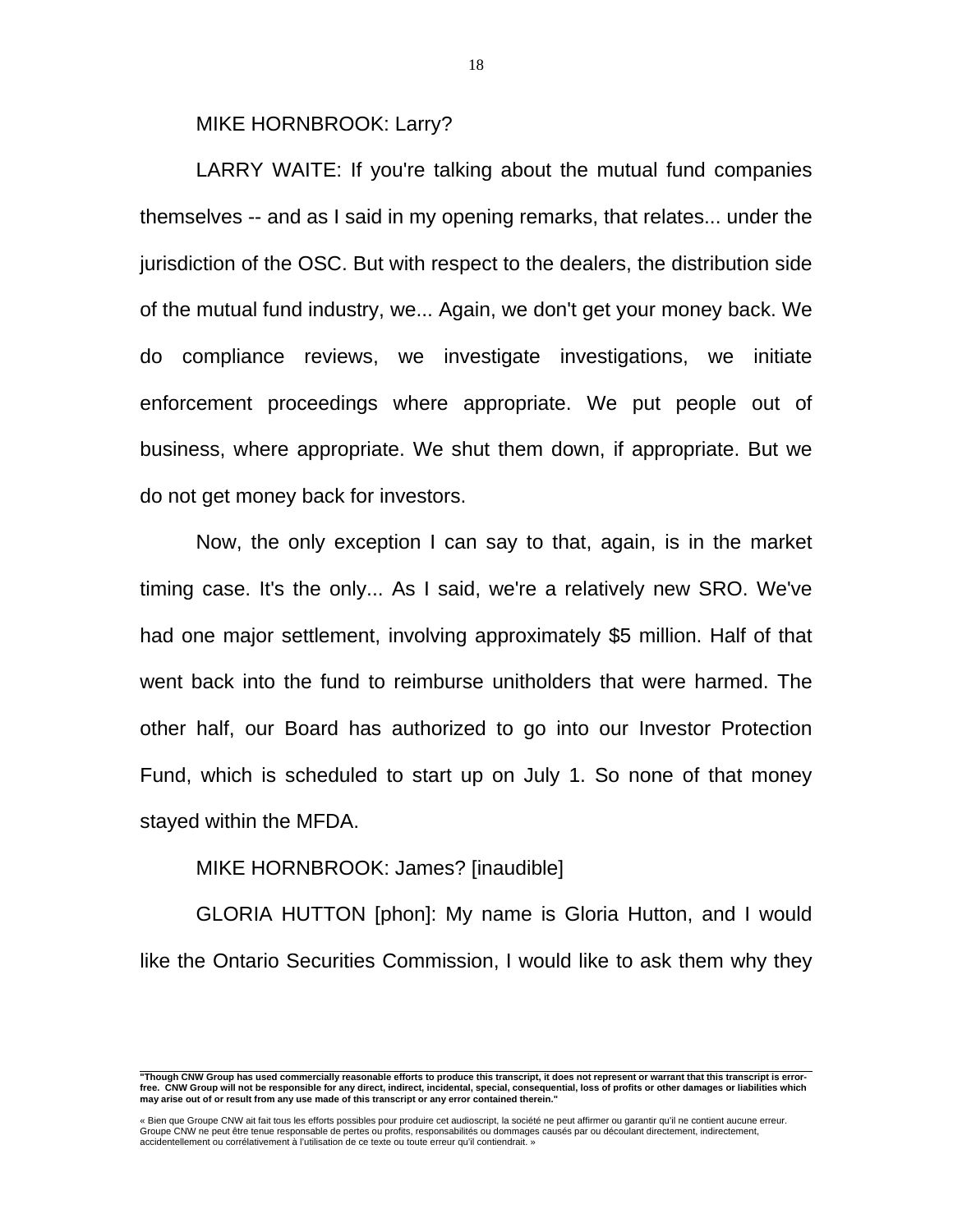MIKE HORNBROOK: Larry?

LARRY WAITE: If you're talking about the mutual fund companies themselves -- and as I said in my opening remarks, that relates... under the jurisdiction of the OSC. But with respect to the dealers, the distribution side of the mutual fund industry, we... Again, we don't get your money back. We do compliance reviews, we investigate investigations, we initiate enforcement proceedings where appropriate. We put people out of business, where appropriate. We shut them down, if appropriate. But we do not get money back for investors.

Now, the only exception I can say to that, again, is in the market timing case. It's the only... As I said, we're a relatively new SRO. We've had one major settlement, involving approximately $5 million. Half of that went back into the fund to reimburse unitholders that were harmed. The other half, our Board has authorized to go into our Investor Protection Fund, which is scheduled to start up on July 1. So none of that money stayed within the MFDA.

MIKE HORNBROOK: James? [inaudible]

GLORIA HUTTON [phon]: My name is Gloria Hutton, and I would like the Ontario Securities Commission, I would like to ask them why they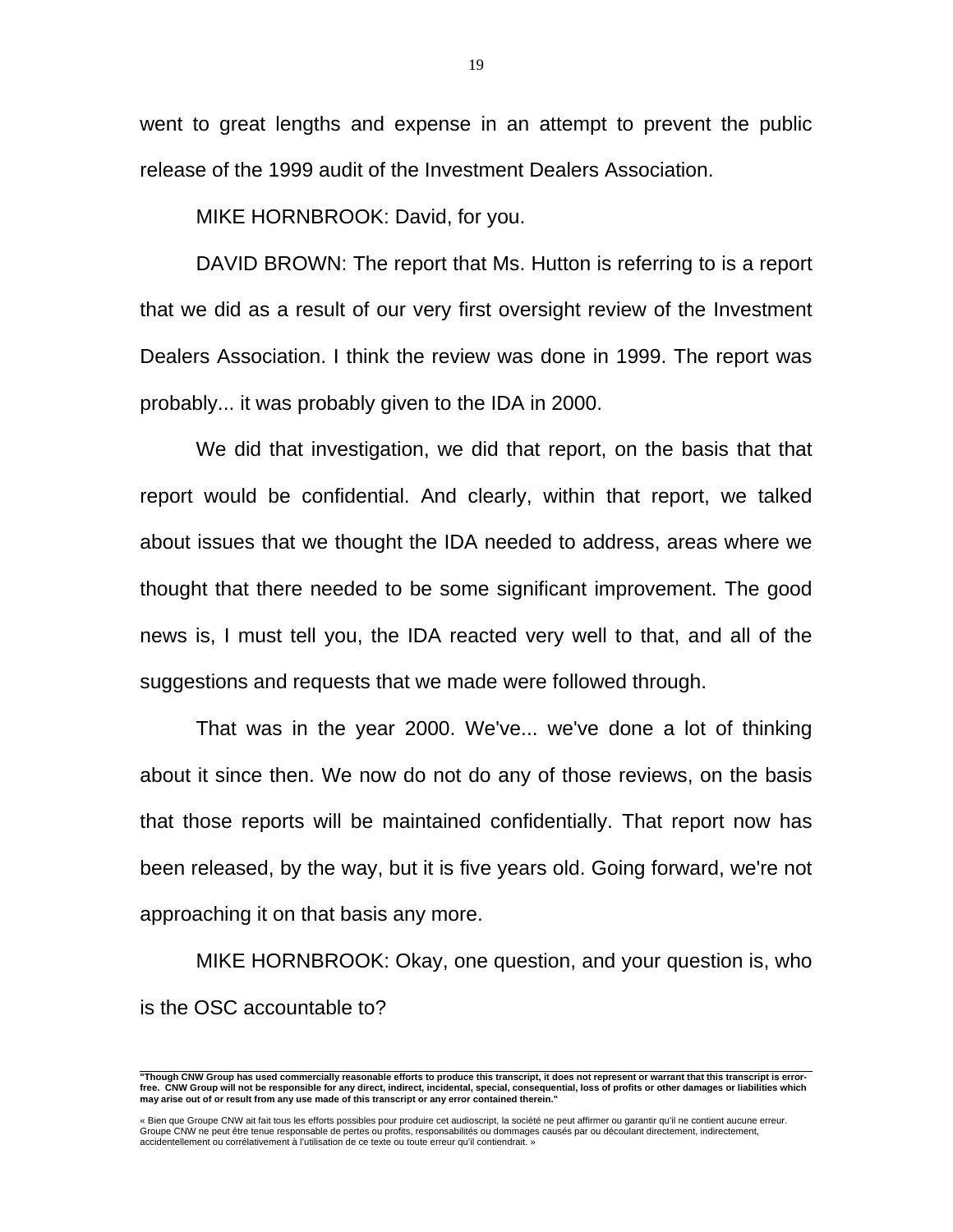went to great lengths and expense in an attempt to prevent the public release of the 1999 audit of the Investment Dealers Association.

MIKE HORNBROOK: David, for you.

DAVID BROWN: The report that Ms. Hutton is referring to is a report that we did as a result of our very first oversight review of the Investment Dealers Association. I think the review was done in 1999. The report was probably... it was probably given to the IDA in 2000.

We did that investigation, we did that report, on the basis that that report would be confidential. And clearly, within that report, we talked about issues that we thought the IDA needed to address, areas where we thought that there needed to be some significant improvement. The good news is, I must tell you, the IDA reacted very well to that, and all of the suggestions and requests that we made were followed through.

That was in the year 2000. We've... we've done a lot of thinking about it since then. We now do not do any of those reviews, on the basis that those reports will be maintained confidentially. That report now has been released, by the way, but it is five years old. Going forward, we're not approaching it on that basis any more.

MIKE HORNBROOK: Okay, one question, and your question is, who is the OSC accountable to?

**"Though CNW Group has used commercially reasonable efforts to produce this transcript, it does not represent or warrant that this transcript is error-free. CNW Group will not be responsible for any direct, indirect, incidental, special, consequential, loss of profits or other damages or liabilities which may arise out of or result from any use made of this transcript or any error contained therein."**

« Bien que Groupe CNW ait fait tous les efforts possibles pour produire cet audioscript, la société ne peut affirmer ou garantir qu'il ne contient aucune erreur. Groupe CNW ne peut être tenue responsable de pertes ou profits, responsabilités ou dommages causés par ou découlant directement, indirectement, accidentellement ou corrélativement à l'utilisation de ce texte ou toute erreur qu'il contiendrait. »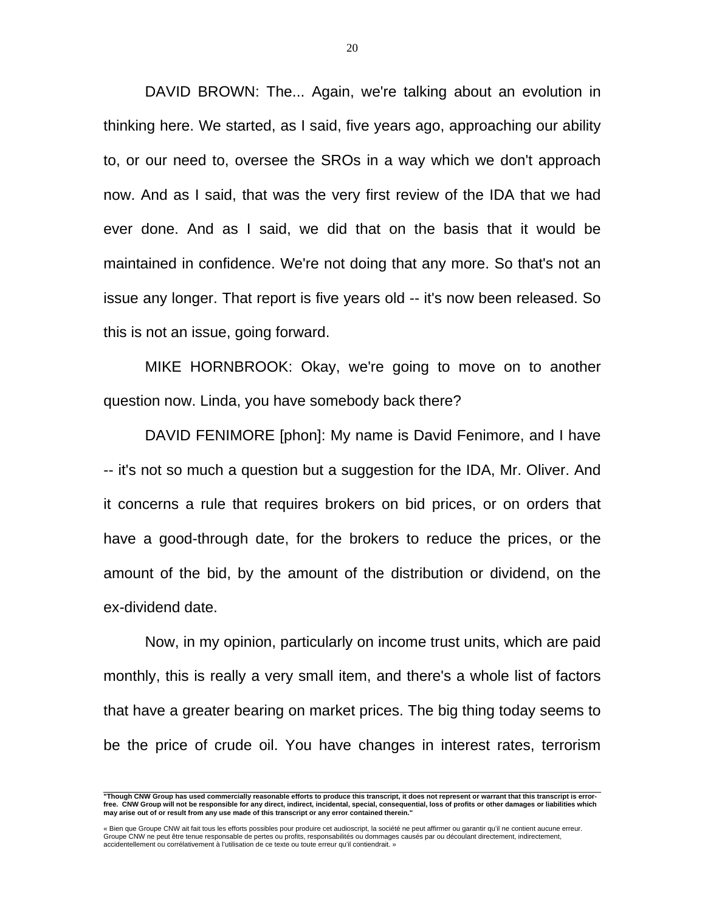DAVID BROWN: The... Again, we're talking about an evolution in thinking here. We started, as I said, five years ago, approaching our ability to, or our need to, oversee the SROs in a way which we don't approach now. And as I said, that was the very first review of the IDA that we had ever done. And as I said, we did that on the basis that it would be maintained in confidence. We're not doing that any more. So that's not an issue any longer. That report is five years old -- it's now been released. So this is not an issue, going forward.

MIKE HORNBROOK: Okay, we're going to move on to another question now. Linda, you have somebody back there?

DAVID FENIMORE [phon]: My name is David Fenimore, and I have -- it's not so much a question but a suggestion for the IDA, Mr. Oliver. And it concerns a rule that requires brokers on bid prices, or on orders that have a good-through date, for the brokers to reduce the prices, or the amount of the bid, by the amount of the distribution or dividend, on the ex-dividend date.

Now, in my opinion, particularly on income trust units, which are paid monthly, this is really a very small item, and there's a whole list of factors that have a greater bearing on market prices. The big thing today seems to be the price of crude oil. You have changes in interest rates, terrorism

**"Though CNW Group has used commercially reasonable efforts to produce this transcript, it does not represent or warrant that this transcript is error-free. CNW Group will not be responsible for any direct, indirect, incidental, special, consequential, loss of profits or other damages or liabilities which may arise out of or result from any use made of this transcript or any error contained therein."**

« Bien que Groupe CNW ait fait tous les efforts possibles pour produire cet audioscript, la société ne peut affirmer ou garantir qu'il ne contient aucune erreur. Groupe CNW ne peut être tenue responsable de pertes ou profits, responsabilités ou dommages causés par ou découlant directement, indirectement, accidentellement ou corrélativement à l'utilisation de ce texte ou toute erreur qu'il contiendrait. »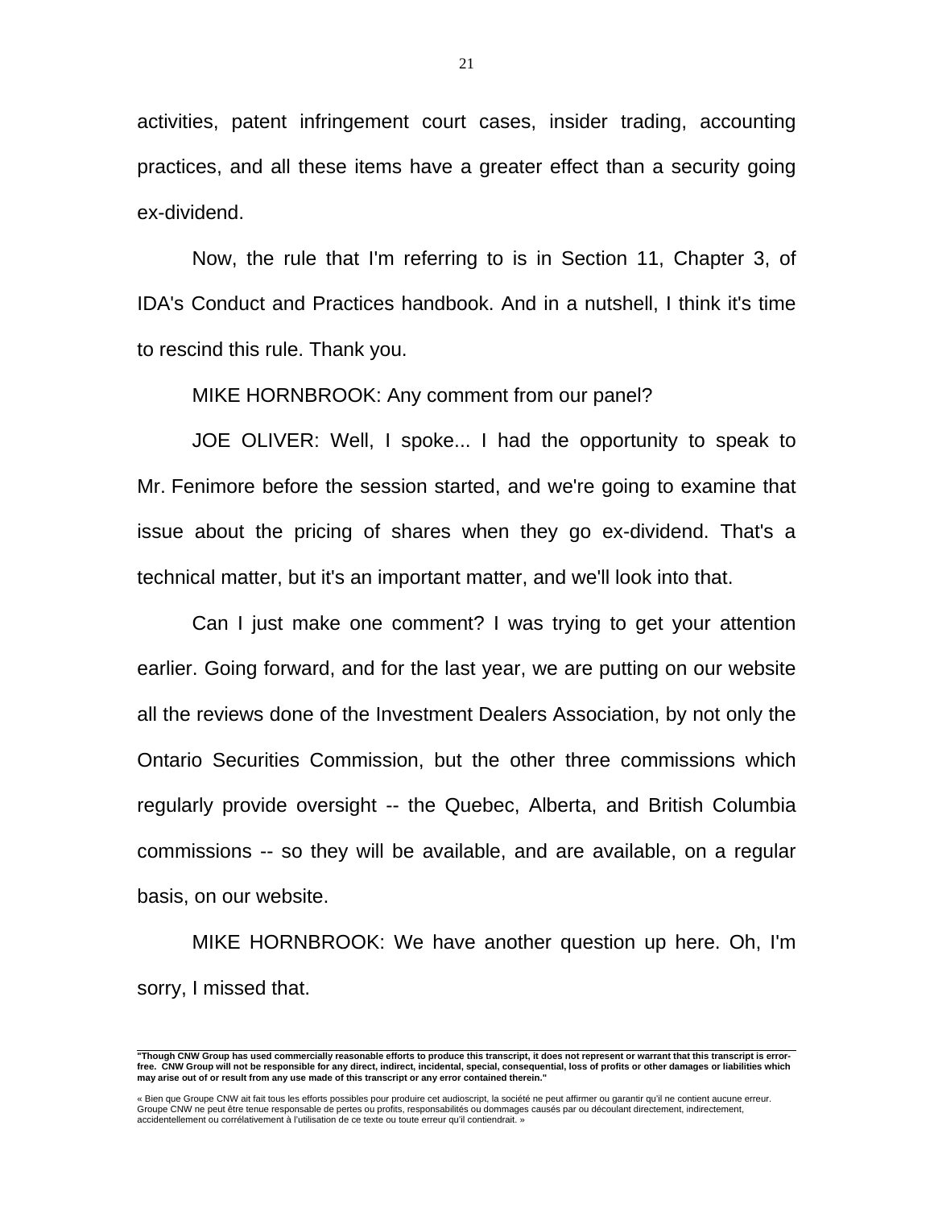activities, patent infringement court cases, insider trading, accounting practices, and all these items have a greater effect than a security going ex-dividend.

Now, the rule that I'm referring to is in Section 11, Chapter 3, of IDA's Conduct and Practices handbook. And in a nutshell, I think it's time to rescind this rule. Thank you.

MIKE HORNBROOK: Any comment from our panel?

JOE OLIVER: Well, I spoke... I had the opportunity to speak to Mr. Fenimore before the session started, and we're going to examine that issue about the pricing of shares when they go ex-dividend. That's a technical matter, but it's an important matter, and we'll look into that.

Can I just make one comment? I was trying to get your attention earlier. Going forward, and for the last year, we are putting on our website all the reviews done of the Investment Dealers Association, by not only the Ontario Securities Commission, but the other three commissions which regularly provide oversight -- the Quebec, Alberta, and British Columbia commissions -- so they will be available, and are available, on a regular basis, on our website.

MIKE HORNBROOK: We have another question up here. Oh, I'm sorry, I missed that.

---

**"Though CNW Group has used commercially reasonable efforts to produce this transcript, it does not represent or warrant that this transcript is error-free. CNW Group will not be responsible for any direct, indirect, incidental, special, consequential, loss of profits or other damages or liabilities which may arise out of or result from any use made of this transcript or any error contained therein."**

« Bien que Groupe CNW ait fait tous les efforts possibles pour produire cet audioscript, la société ne peut affirmer ou garantir qu'il ne contient aucune erreur. Groupe CNW ne peut être tenue responsable de pertes ou profits, responsabilités ou dommages causés par ou découlant directement, indirectement, accidentellement ou corrélativement à l'utilisation de ce texte ou toute erreur qu'il contiendrait. »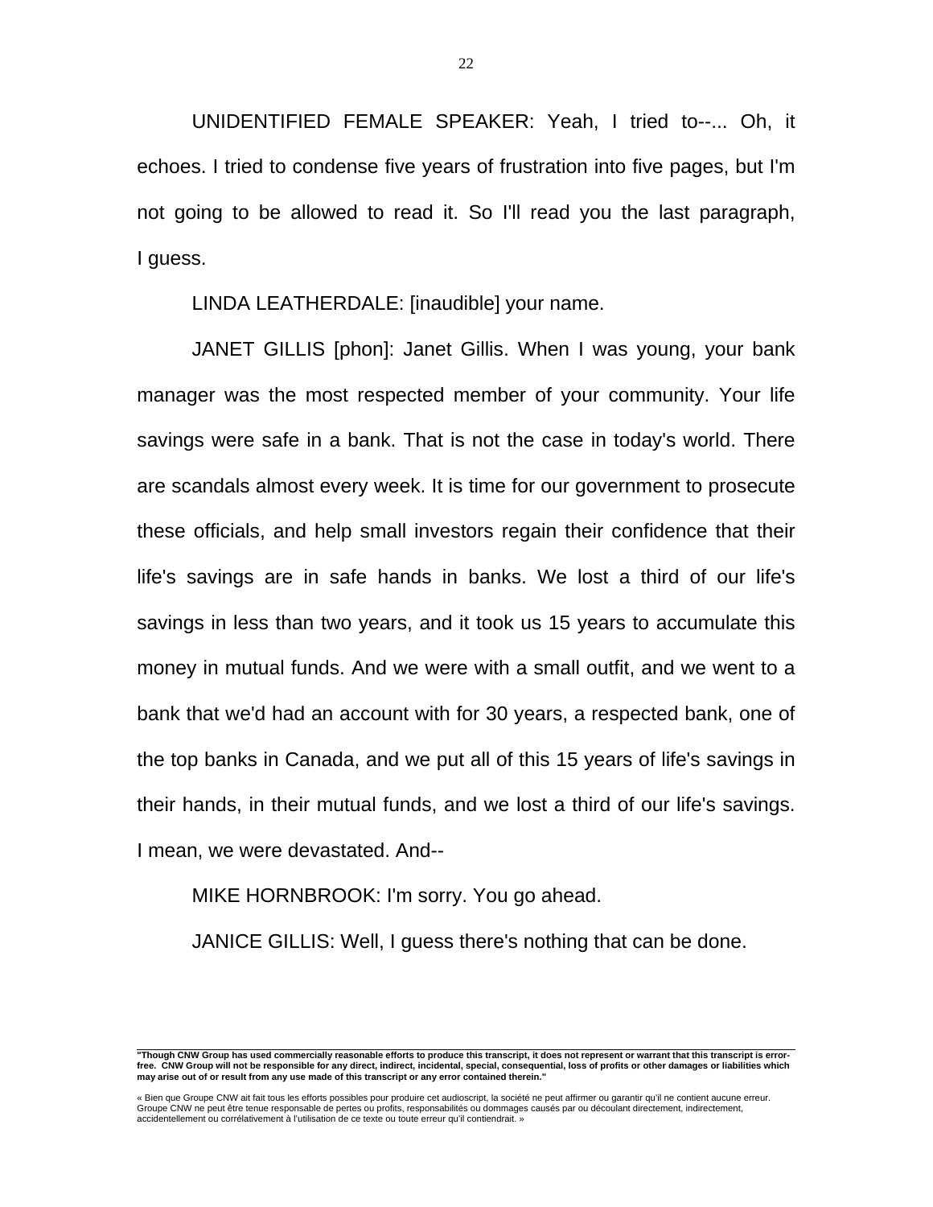UNIDENTIFIED FEMALE SPEAKER: Yeah, I tried to--... Oh, it echoes. I tried to condense five years of frustration into five pages, but I'm not going to be allowed to read it. So I'll read you the last paragraph, I guess.

LINDA LEATHERDALE: [inaudible] your name.

JANET GILLIS [phon]: Janet Gillis. When I was young, your bank manager was the most respected member of your community. Your life savings were safe in a bank. That is not the case in today's world. There are scandals almost every week. It is time for our government to prosecute these officials, and help small investors regain their confidence that their life's savings are in safe hands in banks. We lost a third of our life's savings in less than two years, and it took us 15 years to accumulate this money in mutual funds. And we were with a small outfit, and we went to a bank that we'd had an account with for 30 years, a respected bank, one of the top banks in Canada, and we put all of this 15 years of life's savings in their hands, in their mutual funds, and we lost a third of our life's savings. I mean, we were devastated. And--

MIKE HORNBROOK: I'm sorry. You go ahead.

JANICE GILLIS: Well, I guess there's nothing that can be done.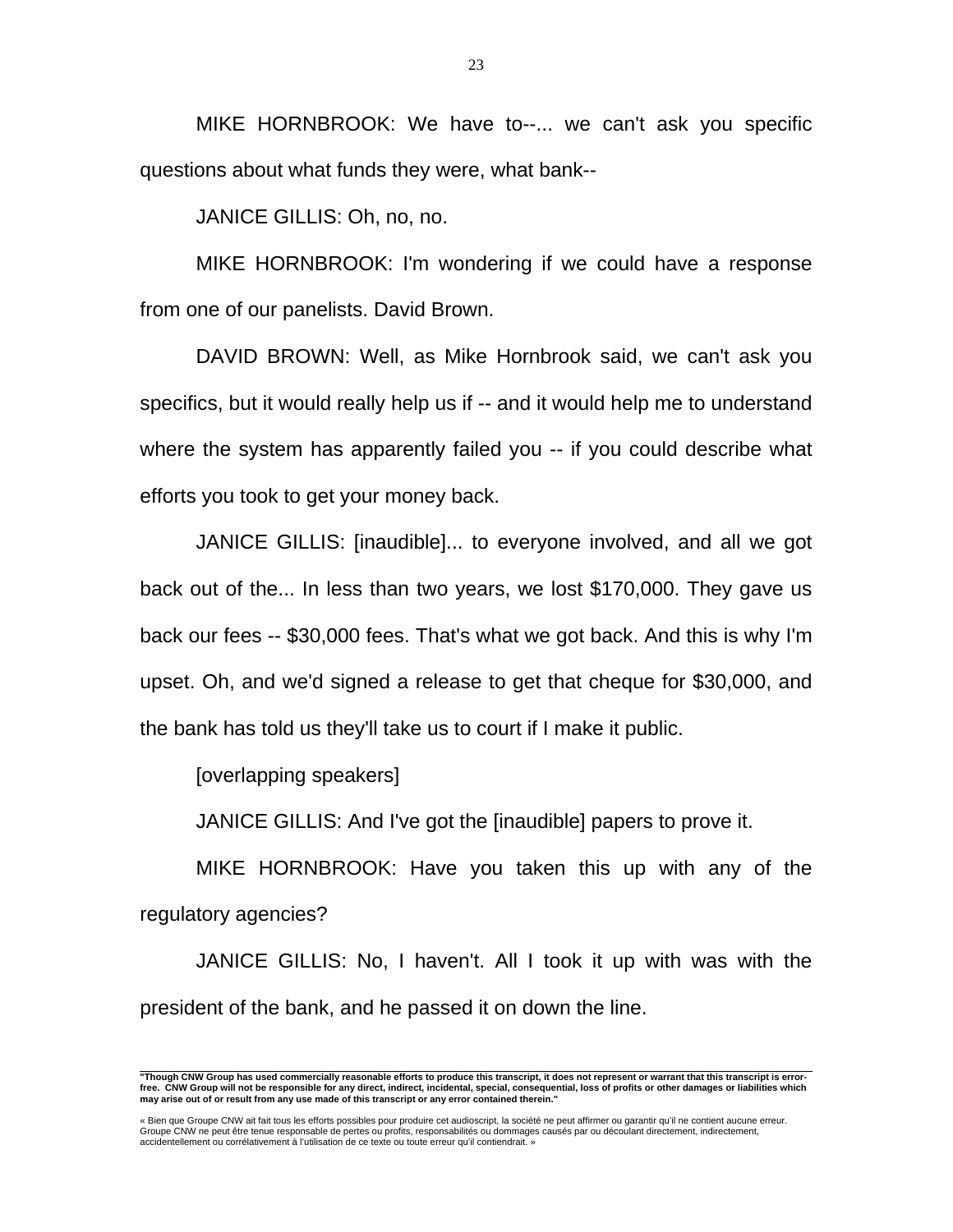MIKE HORNBROOK: We have to--... we can't ask you specific questions about what funds they were, what bank--

JANICE GILLIS: Oh, no, no.

MIKE HORNBROOK: I'm wondering if we could have a response from one of our panelists. David Brown.

DAVID BROWN: Well, as Mike Hornbrook said, we can't ask you specifics, but it would really help us if -- and it would help me to understand where the system has apparently failed you -- if you could describe what efforts you took to get your money back.

JANICE GILLIS: [inaudible]... to everyone involved, and all we got back out of the... In less than two years, we lost $170,000. They gave us back our fees -- $30,000 fees. That's what we got back. And this is why I'm upset. Oh, and we'd signed a release to get that cheque for $30,000, and the bank has told us they'll take us to court if I make it public.

[overlapping speakers]

JANICE GILLIS: And I've got the [inaudible] papers to prove it.

MIKE HORNBROOK: Have you taken this up with any of the regulatory agencies?

JANICE GILLIS: No, I haven't. All I took it up with was with the president of the bank, and he passed it on down the line.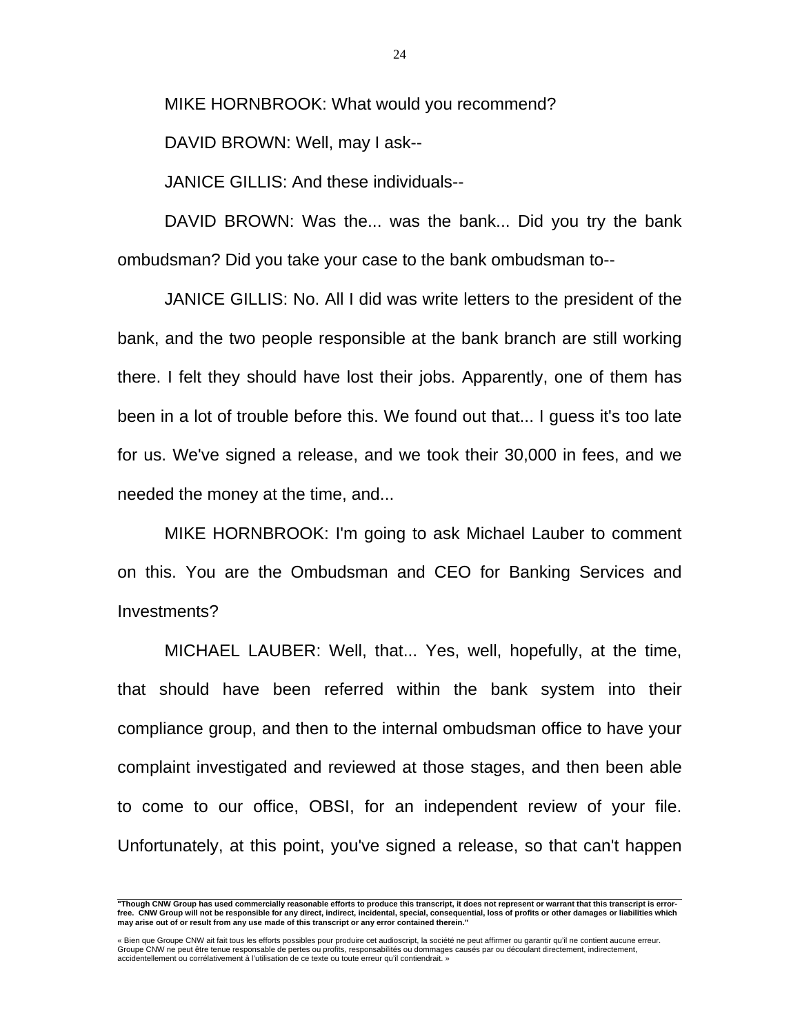MIKE HORNBROOK: What would you recommend?

DAVID BROWN: Well, may I ask--

JANICE GILLIS: And these individuals--

DAVID BROWN: Was the... was the bank... Did you try the bank ombudsman? Did you take your case to the bank ombudsman to--

JANICE GILLIS: No. All I did was write letters to the president of the bank, and the two people responsible at the bank branch are still working there. I felt they should have lost their jobs. Apparently, one of them has been in a lot of trouble before this. We found out that... I guess it's too late for us. We've signed a release, and we took their 30,000 in fees, and we needed the money at the time, and...

MIKE HORNBROOK: I'm going to ask Michael Lauber to comment on this. You are the Ombudsman and CEO for Banking Services and Investments?

MICHAEL LAUBER: Well, that... Yes, well, hopefully, at the time, that should have been referred within the bank system into their compliance group, and then to the internal ombudsman office to have your complaint investigated and reviewed at those stages, and then been able to come to our office, OBSI, for an independent review of your file. Unfortunately, at this point, you've signed a release, so that can't happen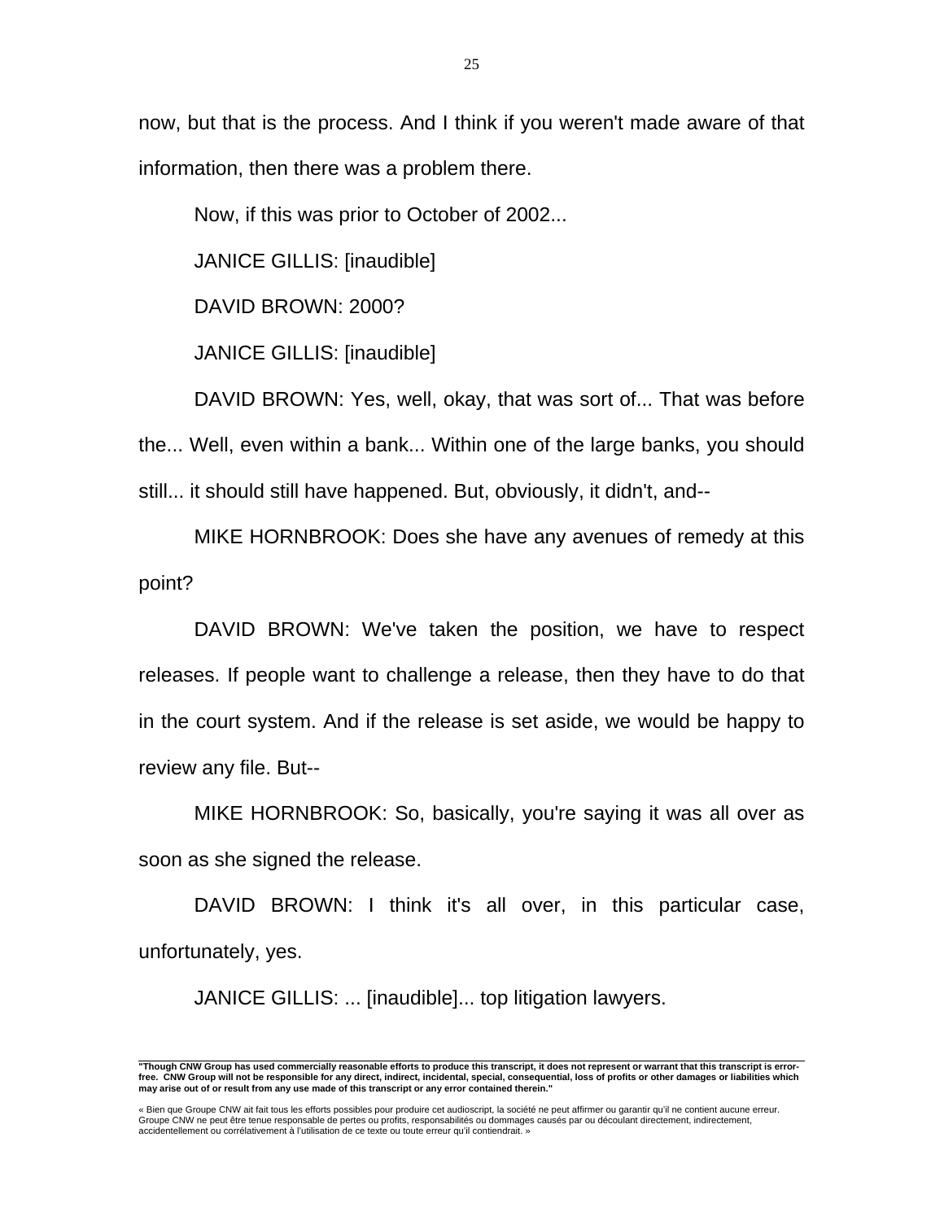now, but that is the process. And I think if you weren't made aware of that information, then there was a problem there.

Now, if this was prior to October of 2002...

JANICE GILLIS: [inaudible]

DAVID BROWN: 2000?

JANICE GILLIS: [inaudible]

DAVID BROWN: Yes, well, okay, that was sort of... That was before the... Well, even within a bank... Within one of the large banks, you should still... it should still have happened. But, obviously, it didn't, and--

MIKE HORNBROOK: Does she have any avenues of remedy at this point?

DAVID BROWN: We've taken the position, we have to respect releases. If people want to challenge a release, then they have to do that in the court system. And if the release is set aside, we would be happy to review any file. But--

MIKE HORNBROOK: So, basically, you're saying it was all over as soon as she signed the release.

DAVID BROWN: I think it's all over, in this particular case, unfortunately, yes.

JANICE GILLIS: ... [inaudible]... top litigation lawyers.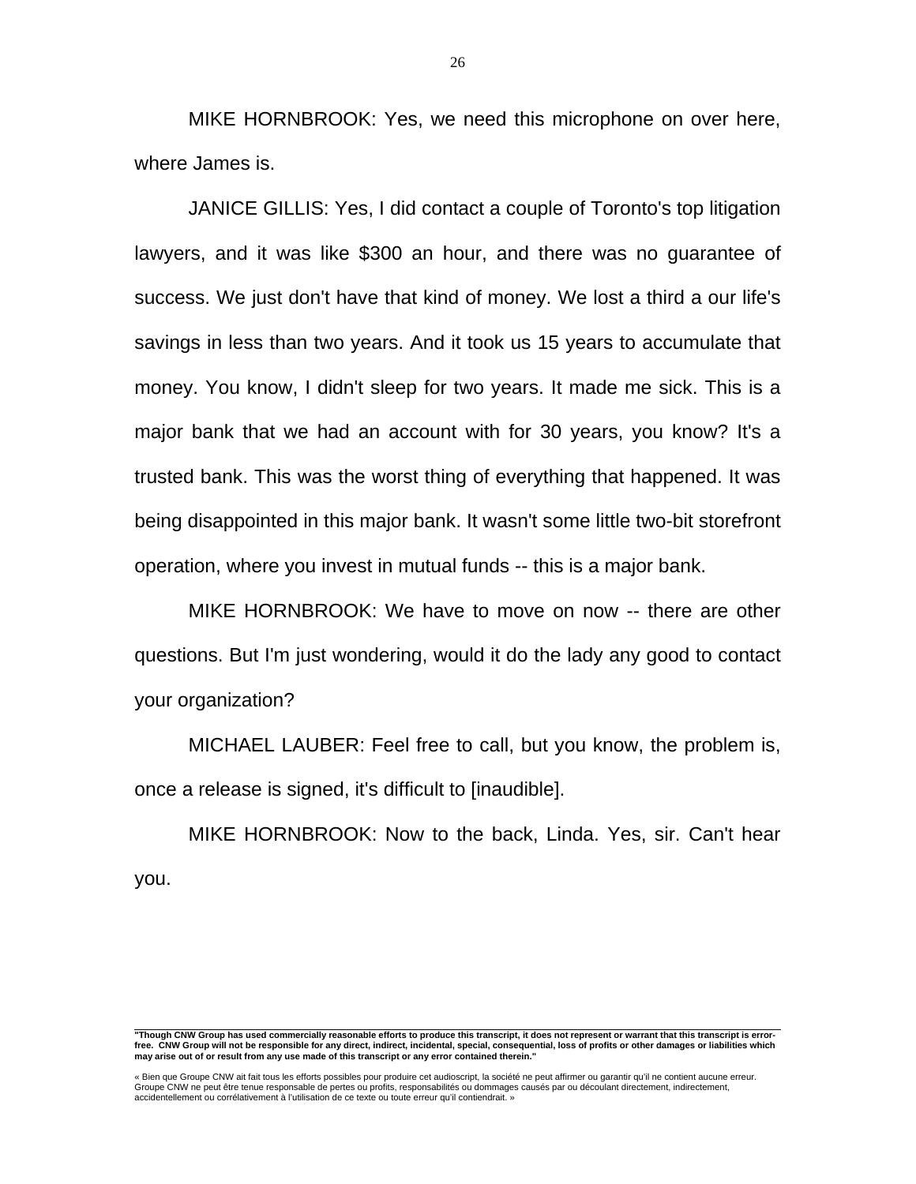MIKE HORNBROOK: Yes, we need this microphone on over here, where James is.

JANICE GILLIS: Yes, I did contact a couple of Toronto's top litigation lawyers, and it was like $300 an hour, and there was no guarantee of success. We just don't have that kind of money. We lost a third a our life's savings in less than two years. And it took us 15 years to accumulate that money. You know, I didn't sleep for two years. It made me sick. This is a major bank that we had an account with for 30 years, you know? It's a trusted bank. This was the worst thing of everything that happened. It was being disappointed in this major bank. It wasn't some little two-bit storefront operation, where you invest in mutual funds -- this is a major bank.

MIKE HORNBROOK: We have to move on now -- there are other questions. But I'm just wondering, would it do the lady any good to contact your organization?

MICHAEL LAUBER: Feel free to call, but you know, the problem is, once a release is signed, it's difficult to [inaudible].

MIKE HORNBROOK: Now to the back, Linda. Yes, sir. Can't hear you.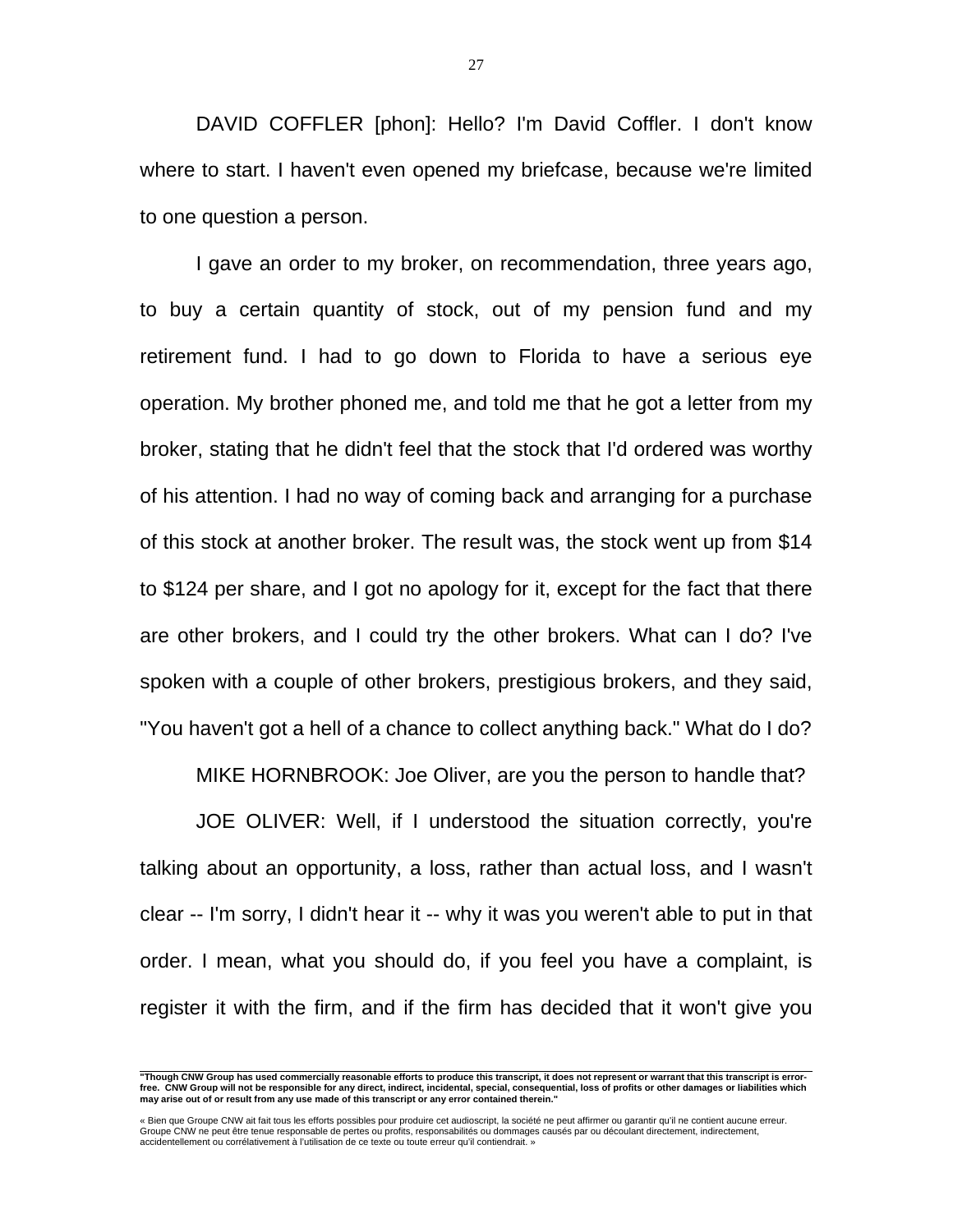DAVID COFFLER [phon]: Hello? I'm David Coffler. I don't know where to start. I haven't even opened my briefcase, because we're limited to one question a person.

I gave an order to my broker, on recommendation, three years ago, to buy a certain quantity of stock, out of my pension fund and my retirement fund. I had to go down to Florida to have a serious eye operation. My brother phoned me, and told me that he got a letter from my broker, stating that he didn't feel that the stock that I'd ordered was worthy of his attention. I had no way of coming back and arranging for a purchase of this stock at another broker. The result was, the stock went up from $14 to $124 per share, and I got no apology for it, except for the fact that there are other brokers, and I could try the other brokers. What can I do? I've spoken with a couple of other brokers, prestigious brokers, and they said, "You haven't got a hell of a chance to collect anything back." What do I do?

MIKE HORNBROOK: Joe Oliver, are you the person to handle that?

JOE OLIVER: Well, if I understood the situation correctly, you're talking about an opportunity, a loss, rather than actual loss, and I wasn't clear -- I'm sorry, I didn't hear it -- why it was you weren't able to put in that order. I mean, what you should do, if you feel you have a complaint, is register it with the firm, and if the firm has decided that it won't give you

**"Though CNW Group has used commercially reasonable efforts to produce this transcript, it does not represent or warrant that this transcript is error-free. CNW Group will not be responsible for any direct, indirect, incidental, special, consequential, loss of profits or other damages or liabilities which may arise out of or result from any use made of this transcript or any error contained therein."**

« Bien que Groupe CNW ait fait tous les efforts possibles pour produire cet audioscript, la société ne peut affirmer ou garantir qu'il ne contient aucune erreur. Groupe CNW ne peut être tenue responsable de pertes ou profits, responsabilités ou dommages causés par ou découlant directement, indirectement, accidentellement ou corrélativement à l'utilisation de ce texte ou toute erreur qu'il contiendrait. »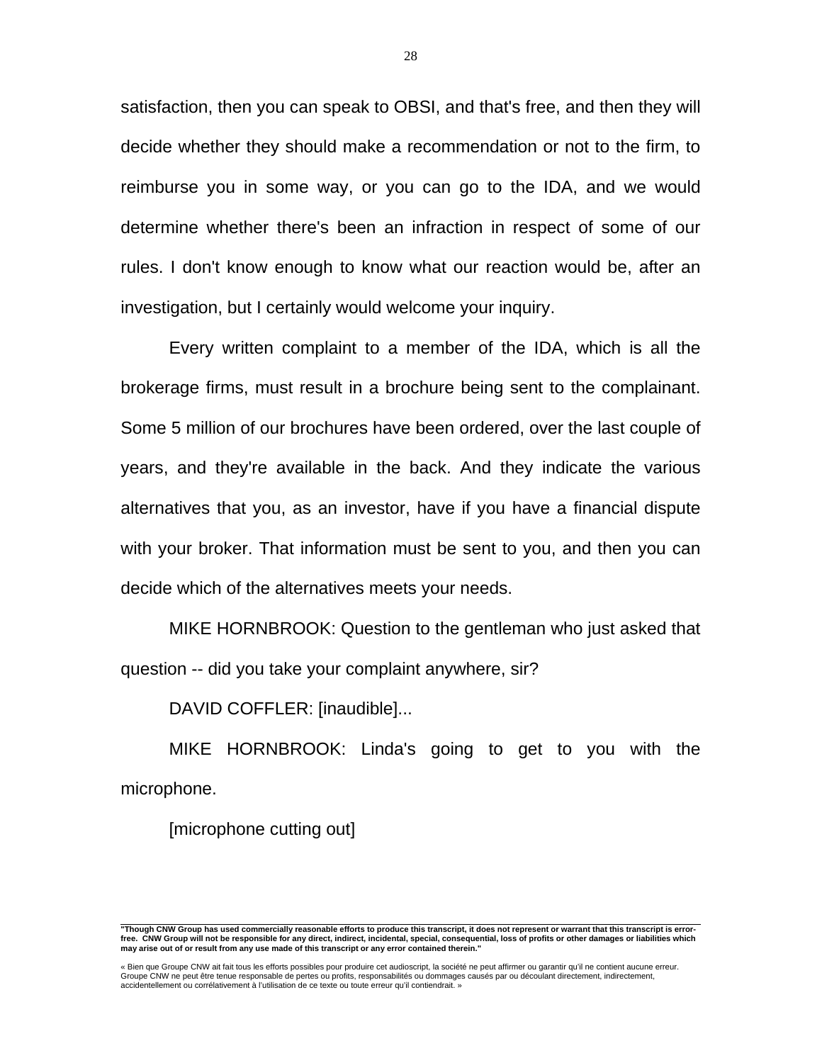satisfaction, then you can speak to OBSI, and that's free, and then they will decide whether they should make a recommendation or not to the firm, to reimburse you in some way, or you can go to the IDA, and we would determine whether there's been an infraction in respect of some of our rules. I don't know enough to know what our reaction would be, after an investigation, but I certainly would welcome your inquiry.

Every written complaint to a member of the IDA, which is all the brokerage firms, must result in a brochure being sent to the complainant. Some 5 million of our brochures have been ordered, over the last couple of years, and they're available in the back. And they indicate the various alternatives that you, as an investor, have if you have a financial dispute with your broker. That information must be sent to you, and then you can decide which of the alternatives meets your needs.

MIKE HORNBROOK: Question to the gentleman who just asked that question -- did you take your complaint anywhere, sir?

DAVID COFFLER: [inaudible]...

MIKE HORNBROOK: Linda's going to get to you with the microphone.

[microphone cutting out]

**"Though CNW Group has used commercially reasonable efforts to produce this transcript, it does not represent or warrant that this transcript is error-free. CNW Group will not be responsible for any direct, indirect, incidental, special, consequential, loss of profits or other damages or liabilities which may arise out of or result from any use made of this transcript or any error contained therein."**

« Bien que Groupe CNW ait fait tous les efforts possibles pour produire cet audioscript, la société ne peut affirmer ou garantir qu'il ne contient aucune erreur. Groupe CNW ne peut être tenue responsable de pertes ou profits, responsabilités ou dommages causés par ou découlant directement, indirectement, accidentellement ou corrélativement à l'utilisation de ce texte ou toute erreur qu'il contiendrait. »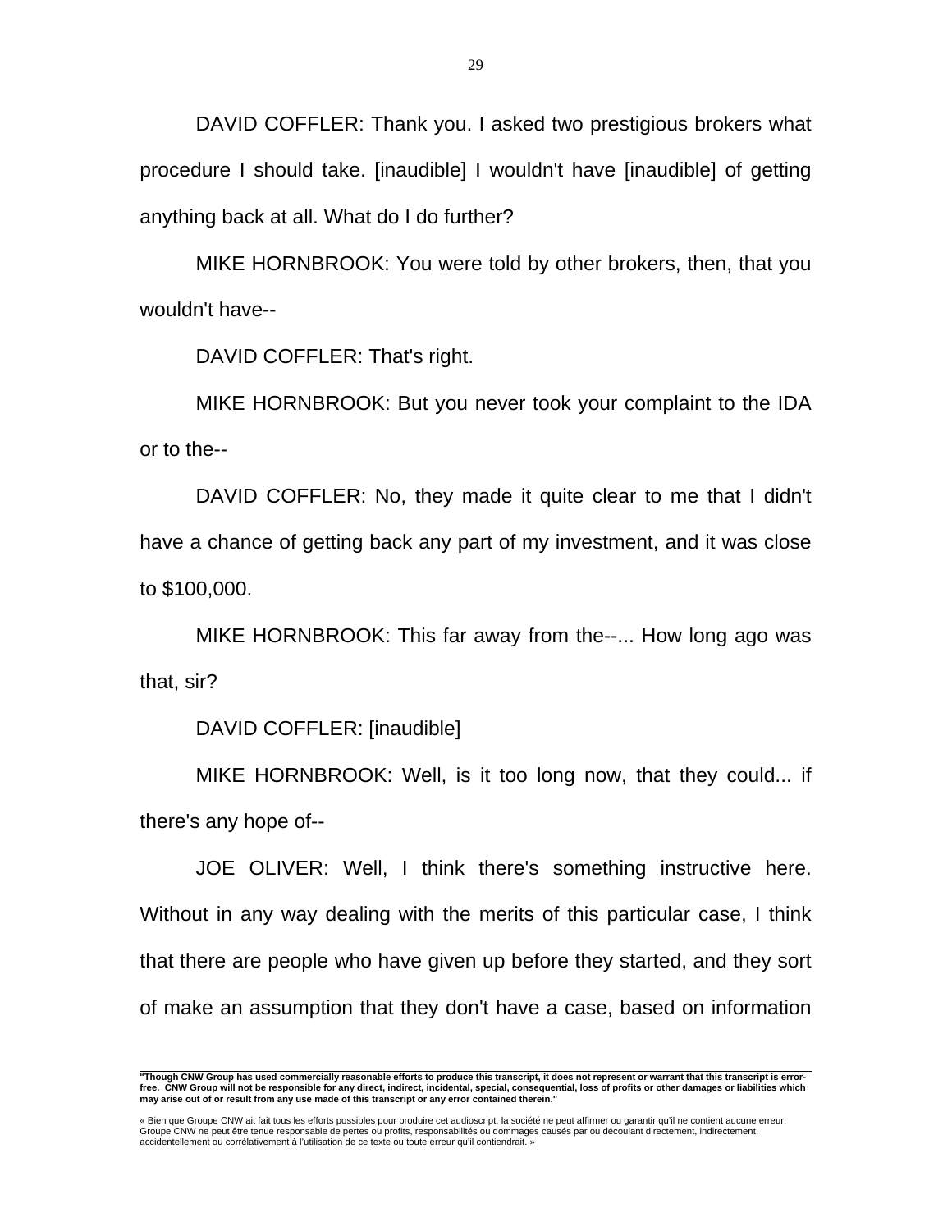DAVID COFFLER: Thank you. I asked two prestigious brokers what procedure I should take. [inaudible] I wouldn't have [inaudible] of getting anything back at all. What do I do further?

MIKE HORNBROOK: You were told by other brokers, then, that you wouldn't have--

DAVID COFFLER: That's right.

MIKE HORNBROOK: But you never took your complaint to the IDA or to the--

DAVID COFFLER: No, they made it quite clear to me that I didn't have a chance of getting back any part of my investment, and it was close to $100,000.

MIKE HORNBROOK: This far away from the--... How long ago was that, sir?

DAVID COFFLER: [inaudible]

MIKE HORNBROOK: Well, is it too long now, that they could... if there's any hope of--

JOE OLIVER: Well, I think there's something instructive here. Without in any way dealing with the merits of this particular case, I think that there are people who have given up before they started, and they sort of make an assumption that they don't have a case, based on information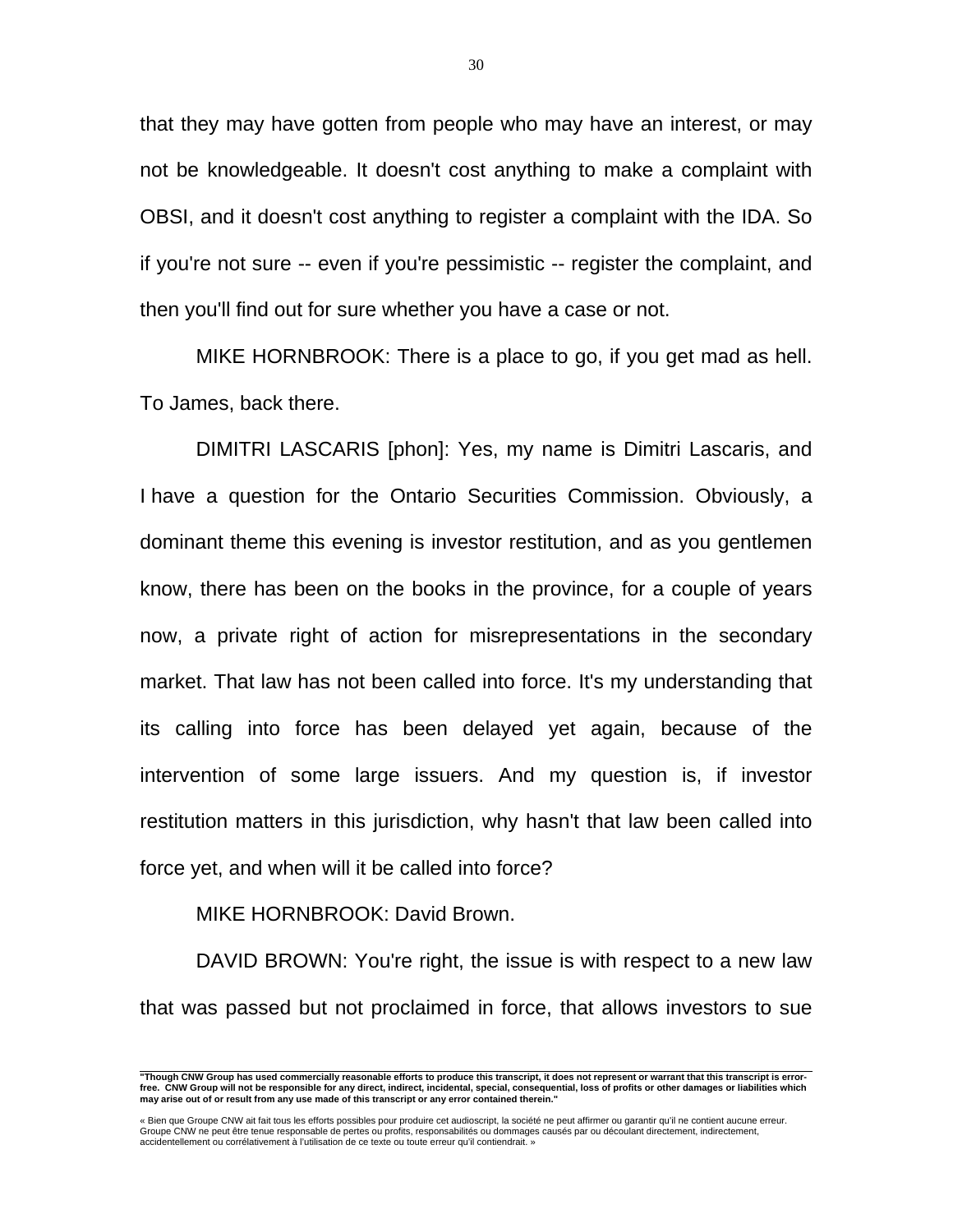that they may have gotten from people who may have an interest, or may not be knowledgeable. It doesn't cost anything to make a complaint with OBSI, and it doesn't cost anything to register a complaint with the IDA. So if you're not sure -- even if you're pessimistic -- register the complaint, and then you'll find out for sure whether you have a case or not.

MIKE HORNBROOK: There is a place to go, if you get mad as hell. To James, back there.

DIMITRI LASCARIS [phon]: Yes, my name is Dimitri Lascaris, and I have a question for the Ontario Securities Commission. Obviously, a dominant theme this evening is investor restitution, and as you gentlemen know, there has been on the books in the province, for a couple of years now, a private right of action for misrepresentations in the secondary market. That law has not been called into force. It's my understanding that its calling into force has been delayed yet again, because of the intervention of some large issuers. And my question is, if investor restitution matters in this jurisdiction, why hasn't that law been called into force yet, and when will it be called into force?

MIKE HORNBROOK: David Brown.

DAVID BROWN: You're right, the issue is with respect to a new law that was passed but not proclaimed in force, that allows investors to sue

**"Though CNW Group has used commercially reasonable efforts to produce this transcript, it does not represent or warrant that this transcript is error-free. CNW Group will not be responsible for any direct, indirect, incidental, special, consequential, loss of profits or other damages or liabilities which may arise out of or result from any use made of this transcript or any error contained therein."**

« Bien que Groupe CNW ait fait tous les efforts possibles pour produire cet audioscript, la société ne peut affirmer ou garantir qu'il ne contient aucune erreur. Groupe CNW ne peut être tenue responsable de pertes ou profits, responsabilités ou dommages causés par ou découlant directement, indirectement, accidentellement ou corrélativement à l'utilisation de ce texte ou toute erreur qu'il contiendrait. »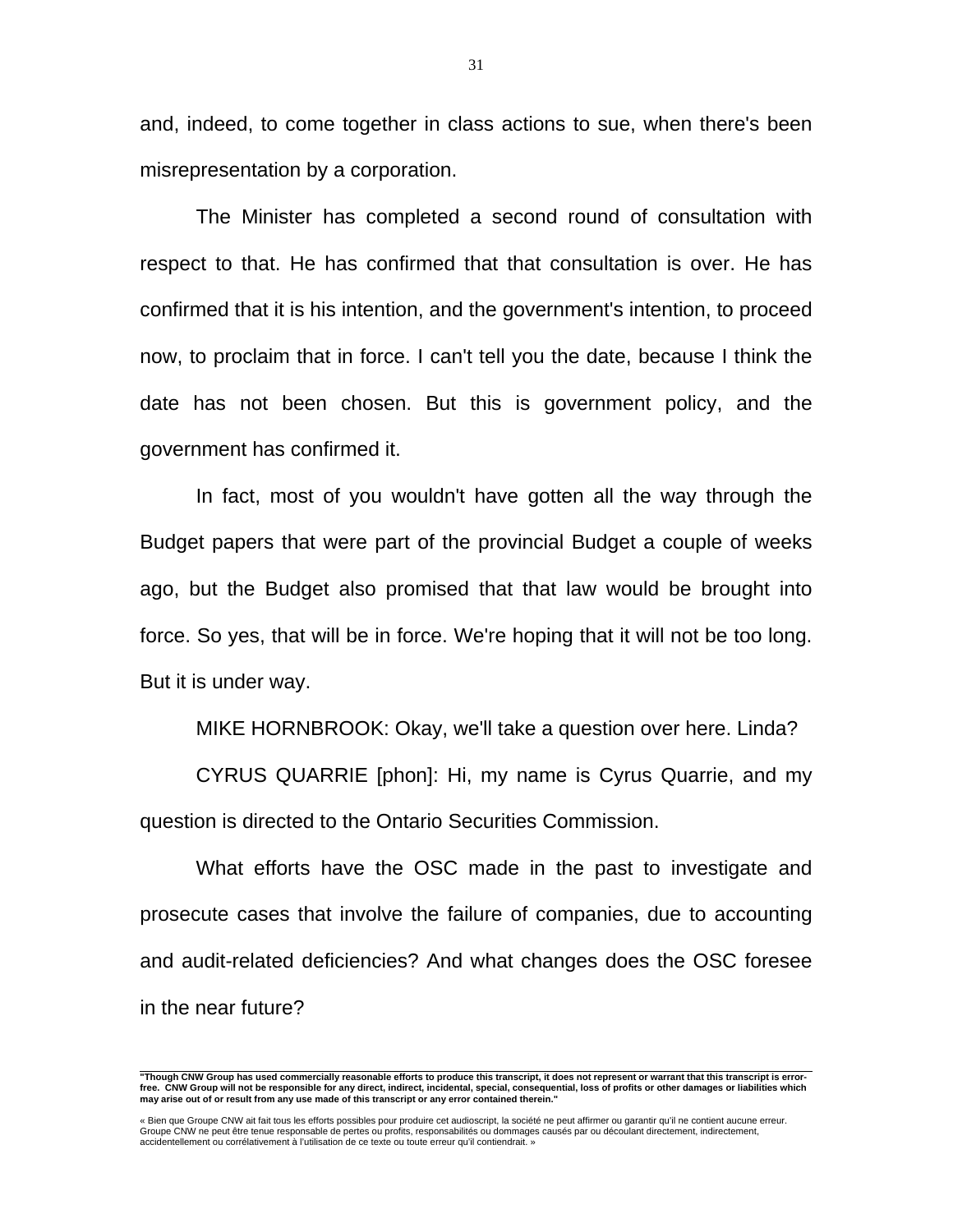and, indeed, to come together in class actions to sue, when there's been misrepresentation by a corporation.

The Minister has completed a second round of consultation with respect to that. He has confirmed that that consultation is over. He has confirmed that it is his intention, and the government's intention, to proceed now, to proclaim that in force. I can't tell you the date, because I think the date has not been chosen. But this is government policy, and the government has confirmed it.

In fact, most of you wouldn't have gotten all the way through the Budget papers that were part of the provincial Budget a couple of weeks ago, but the Budget also promised that that law would be brought into force. So yes, that will be in force. We're hoping that it will not be too long. But it is under way.

MIKE HORNBROOK: Okay, we'll take a question over here. Linda?

CYRUS QUARRIE [phon]: Hi, my name is Cyrus Quarrie, and my question is directed to the Ontario Securities Commission.

What efforts have the OSC made in the past to investigate and prosecute cases that involve the failure of companies, due to accounting and audit-related deficiencies? And what changes does the OSC foresee in the near future?

---

**"Though CNW Group has used commercially reasonable efforts to produce this transcript, it does not represent or warrant that this transcript is error-free. CNW Group will not be responsible for any direct, indirect, incidental, special, consequential, loss of profits or other damages or liabilities which may arise out of or result from any use made of this transcript or any error contained therein."**

« Bien que Groupe CNW ait fait tous les efforts possibles pour produire cet audioscript, la société ne peut affirmer ou garantir qu'il ne contient aucune erreur. Groupe CNW ne peut être tenue responsable de pertes ou profits, responsabilités ou dommages causés par ou découlant directement, indirectement, accidentellement ou corrélativement à l'utilisation de ce texte ou toute erreur qu'il contiendrait. »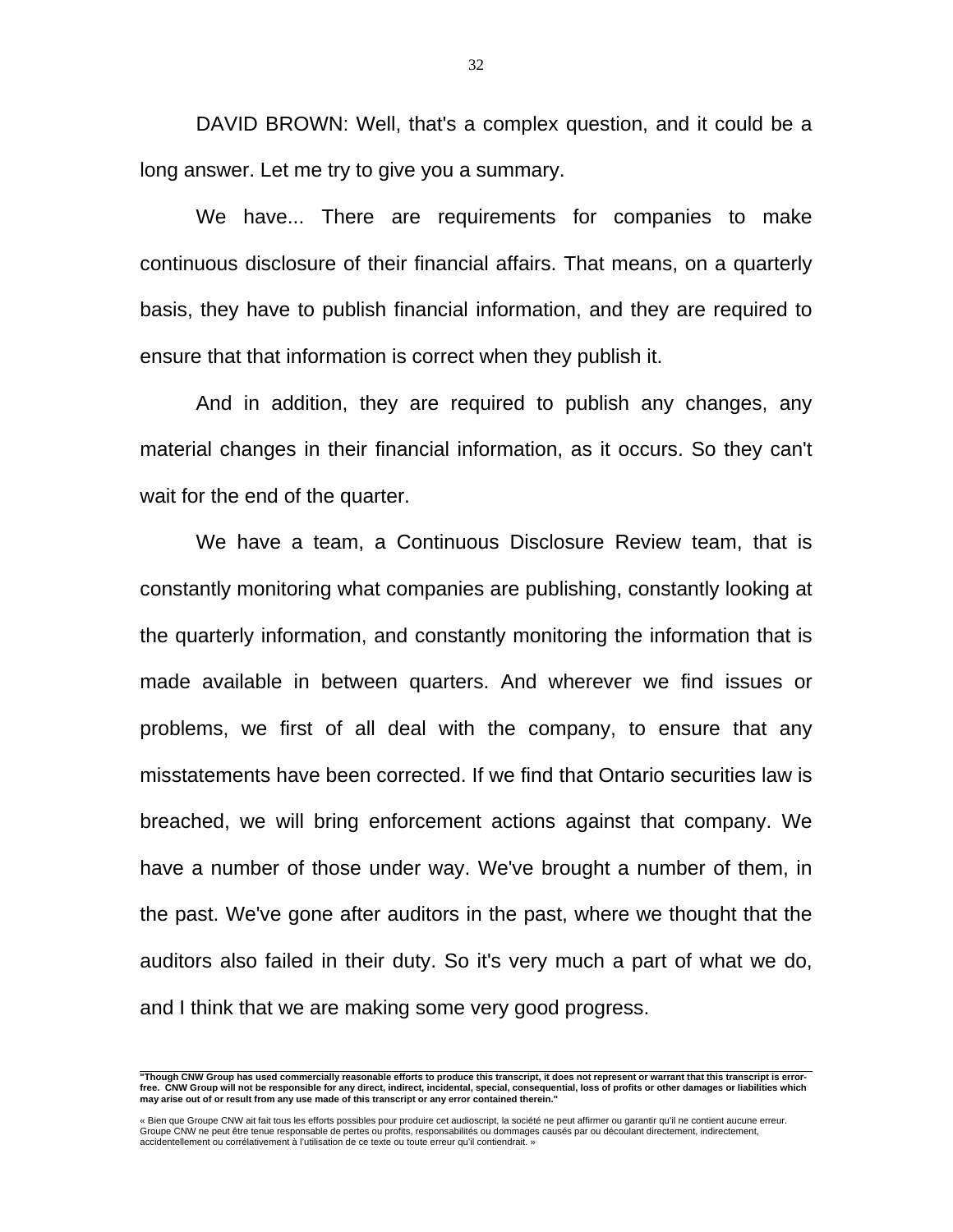DAVID BROWN: Well, that's a complex question, and it could be a long answer. Let me try to give you a summary.

We have... There are requirements for companies to make continuous disclosure of their financial affairs. That means, on a quarterly basis, they have to publish financial information, and they are required to ensure that that information is correct when they publish it.

And in addition, they are required to publish any changes, any material changes in their financial information, as it occurs. So they can't wait for the end of the quarter.

We have a team, a Continuous Disclosure Review team, that is constantly monitoring what companies are publishing, constantly looking at the quarterly information, and constantly monitoring the information that is made available in between quarters. And wherever we find issues or problems, we first of all deal with the company, to ensure that any misstatements have been corrected. If we find that Ontario securities law is breached, we will bring enforcement actions against that company. We have a number of those under way. We've brought a number of them, in the past. We've gone after auditors in the past, where we thought that the auditors also failed in their duty. So it's very much a part of what we do, and I think that we are making some very good progress.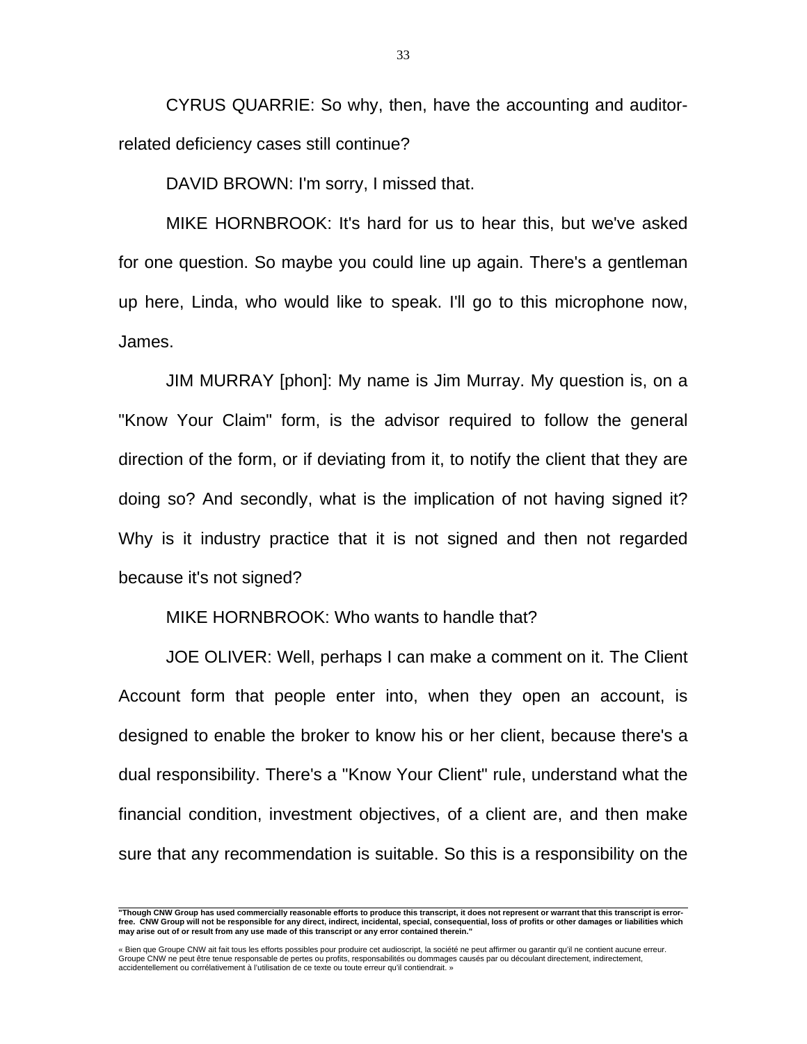CYRUS QUARRIE: So why, then, have the accounting and auditor-related deficiency cases still continue?

DAVID BROWN: I'm sorry, I missed that.

MIKE HORNBROOK: It's hard for us to hear this, but we've asked for one question. So maybe you could line up again. There's a gentleman up here, Linda, who would like to speak. I'll go to this microphone now, James.

JIM MURRAY [phon]: My name is Jim Murray. My question is, on a "Know Your Claim" form, is the advisor required to follow the general direction of the form, or if deviating from it, to notify the client that they are doing so? And secondly, what is the implication of not having signed it? Why is it industry practice that it is not signed and then not regarded because it's not signed?

MIKE HORNBROOK: Who wants to handle that?

JOE OLIVER: Well, perhaps I can make a comment on it. The Client Account form that people enter into, when they open an account, is designed to enable the broker to know his or her client, because there's a dual responsibility. There's a "Know Your Client" rule, understand what the financial condition, investment objectives, of a client are, and then make sure that any recommendation is suitable. So this is a responsibility on the

**"Though CNW Group has used commercially reasonable efforts to produce this transcript, it does not represent or warrant that this transcript is error-free. CNW Group will not be responsible for any direct, indirect, incidental, special, consequential, loss of profits or other damages or liabilities which may arise out of or result from any use made of this transcript or any error contained therein."**

« Bien que Groupe CNW ait fait tous les efforts possibles pour produire cet audioscript, la société ne peut affirmer ou garantir qu'il ne contient aucune erreur. Groupe CNW ne peut être tenue responsable de pertes ou profits, responsabilités ou dommages causés par ou découlant directement, indirectement, accidentellement ou corrélativement à l'utilisation de ce texte ou toute erreur qu'il contiendrait. »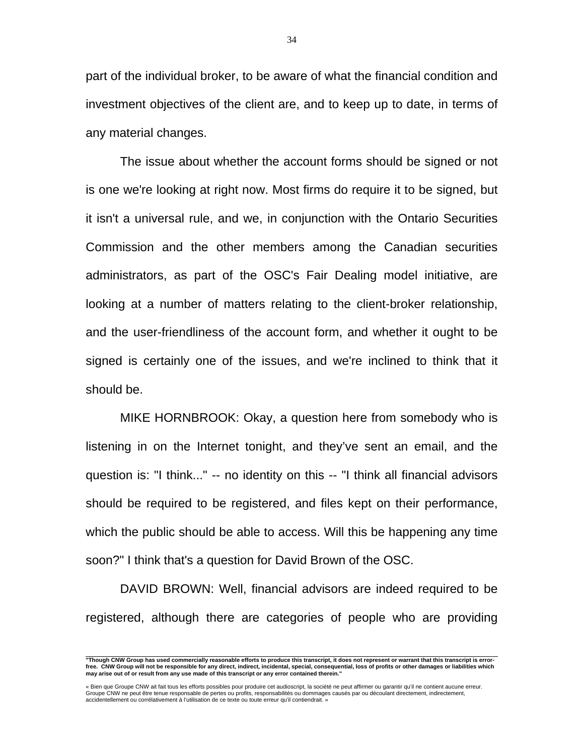part of the individual broker, to be aware of what the financial condition and investment objectives of the client are, and to keep up to date, in terms of any material changes.

The issue about whether the account forms should be signed or not is one we're looking at right now. Most firms do require it to be signed, but it isn't a universal rule, and we, in conjunction with the Ontario Securities Commission and the other members among the Canadian securities administrators, as part of the OSC's Fair Dealing model initiative, are looking at a number of matters relating to the client-broker relationship, and the user-friendliness of the account form, and whether it ought to be signed is certainly one of the issues, and we're inclined to think that it should be.

MIKE HORNBROOK: Okay, a question here from somebody who is listening in on the Internet tonight, and they've sent an email, and the question is: "I think..." -- no identity on this -- "I think all financial advisors should be required to be registered, and files kept on their performance, which the public should be able to access. Will this be happening any time soon?" I think that's a question for David Brown of the OSC.

DAVID BROWN: Well, financial advisors are indeed required to be registered, although there are categories of people who are providing

**"Though CNW Group has used commercially reasonable efforts to produce this transcript, it does not represent or warrant that this transcript is error-free. CNW Group will not be responsible for any direct, indirect, incidental, special, consequential, loss of profits or other damages or liabilities which may arise out of or result from any use made of this transcript or any error contained therein."**

« Bien que Groupe CNW ait fait tous les efforts possibles pour produire cet audioscript, la société ne peut affirmer ou garantir qu'il ne contient aucune erreur. Groupe CNW ne peut être tenue responsable de pertes ou profits, responsabilités ou dommages causés par ou découlant directement, indirectement, accidentellement ou corrélativement à l'utilisation de ce texte ou toute erreur qu'il contiendrait. »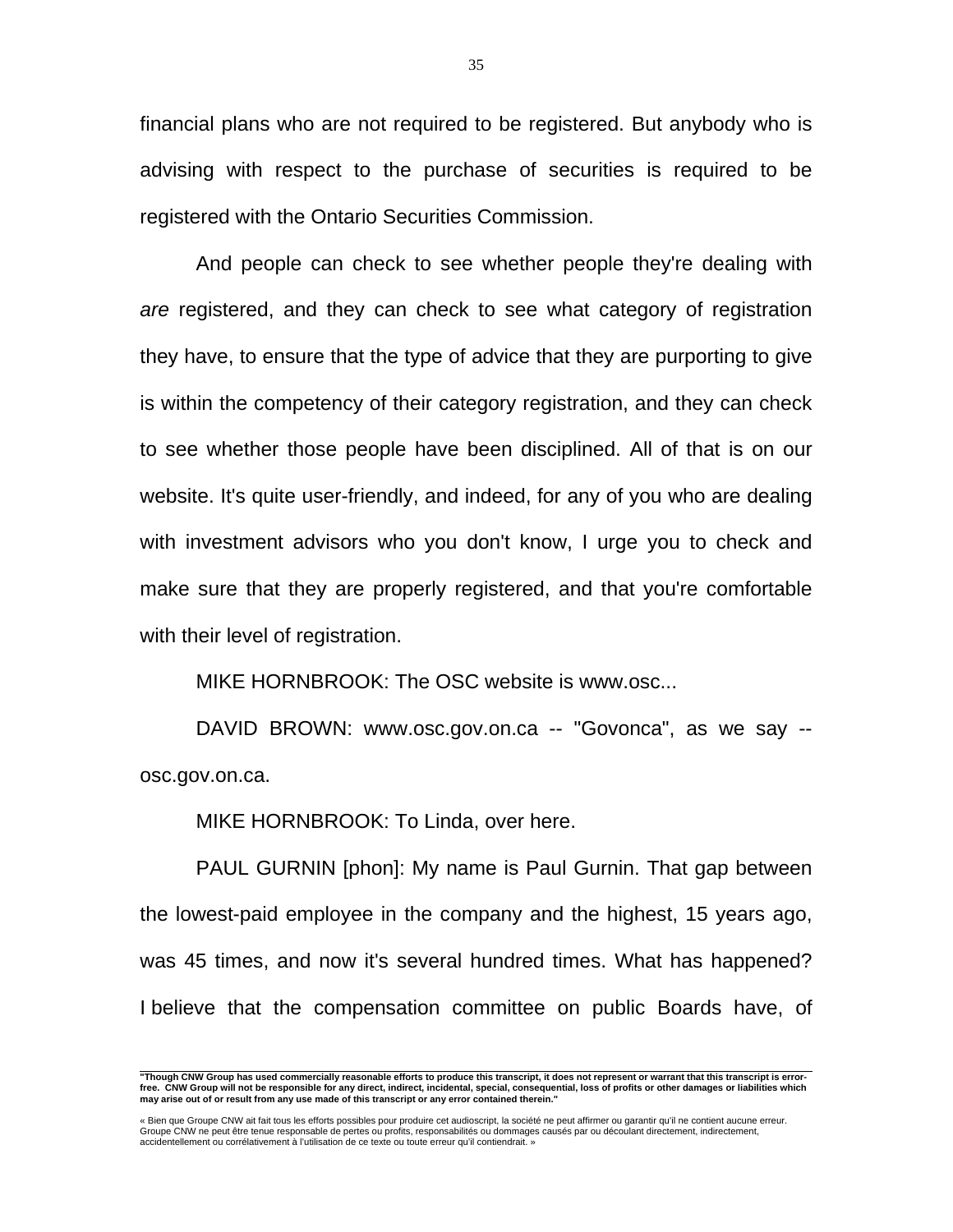financial plans who are not required to be registered. But anybody who is advising with respect to the purchase of securities is required to be registered with the Ontario Securities Commission.

And people can check to see whether people they're dealing with *are* registered, and they can check to see what category of registration they have, to ensure that the type of advice that they are purporting to give is within the competency of their category registration, and they can check to see whether those people have been disciplined. All of that is on our website. It's quite user-friendly, and indeed, for any of you who are dealing with investment advisors who you don't know, I urge you to check and make sure that they are properly registered, and that you're comfortable with their level of registration.

MIKE HORNBROOK: The OSC website is www.osc...

DAVID BROWN: www.osc.gov.on.ca -- "Govonca", as we say -- osc.gov.on.ca.

MIKE HORNBROOK: To Linda, over here.

PAUL GURNIN [phon]: My name is Paul Gurnin. That gap between the lowest-paid employee in the company and the highest, 15 years ago, was 45 times, and now it's several hundred times. What has happened? I believe that the compensation committee on public Boards have, of

**"Though CNW Group has used commercially reasonable efforts to produce this transcript, it does not represent or warrant that this transcript is error-free. CNW Group will not be responsible for any direct, indirect, incidental, special, consequential, loss of profits or other damages or liabilities which may arise out of or result from any use made of this transcript or any error contained therein."**

« Bien que Groupe CNW ait fait tous les efforts possibles pour produire cet audioscript, la société ne peut affirmer ou garantir qu'il ne contient aucune erreur. Groupe CNW ne peut être tenue responsable de pertes ou profits, responsabilités ou dommages causés par ou découlant directement, indirectement, accidentellement ou corrélativement à l'utilisation de ce texte ou toute erreur qu'il contiendrait. »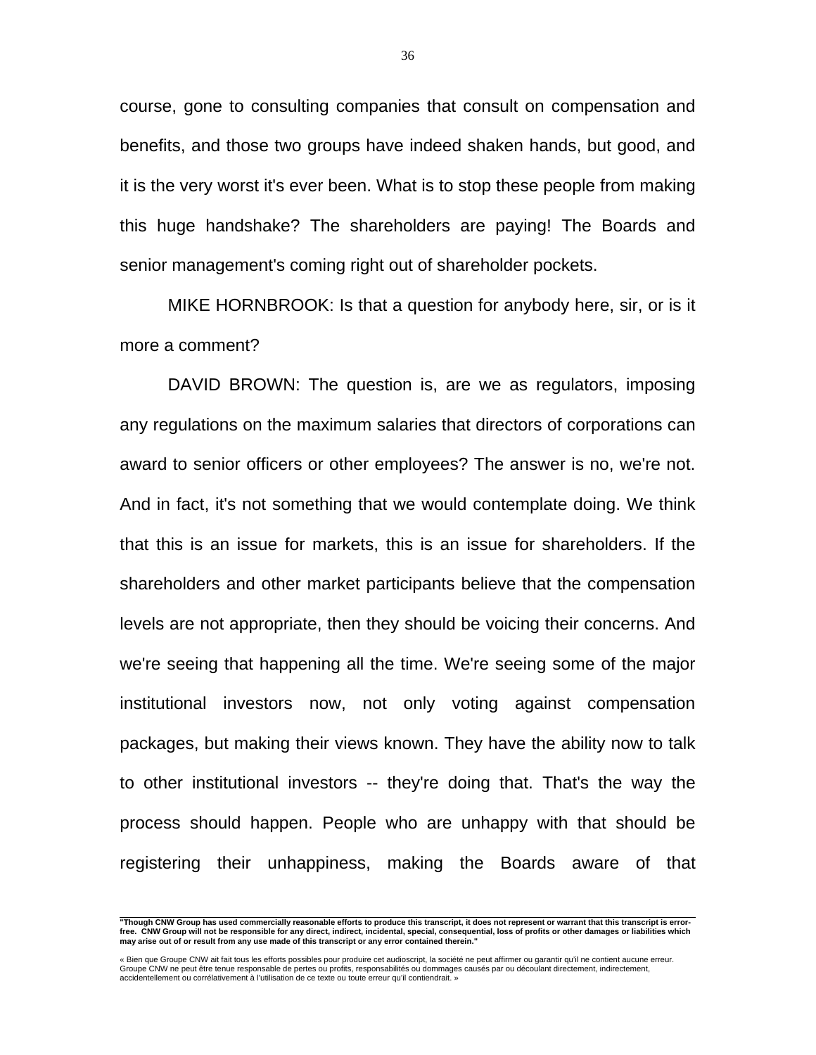course, gone to consulting companies that consult on compensation and benefits, and those two groups have indeed shaken hands, but good, and it is the very worst it's ever been. What is to stop these people from making this huge handshake? The shareholders are paying! The Boards and senior management's coming right out of shareholder pockets.

MIKE HORNBROOK: Is that a question for anybody here, sir, or is it more a comment?

DAVID BROWN: The question is, are we as regulators, imposing any regulations on the maximum salaries that directors of corporations can award to senior officers or other employees? The answer is no, we're not. And in fact, it's not something that we would contemplate doing. We think that this is an issue for markets, this is an issue for shareholders. If the shareholders and other market participants believe that the compensation levels are not appropriate, then they should be voicing their concerns. And we're seeing that happening all the time. We're seeing some of the major institutional investors now, not only voting against compensation packages, but making their views known. They have the ability now to talk to other institutional investors -- they're doing that. That's the way the process should happen. People who are unhappy with that should be registering their unhappiness, making the Boards aware of that

**"Though CNW Group has used commercially reasonable efforts to produce this transcript, it does not represent or warrant that this transcript is error-free. CNW Group will not be responsible for any direct, indirect, incidental, special, consequential, loss of profits or other damages or liabilities which may arise out of or result from any use made of this transcript or any error contained therein."**

« Bien que Groupe CNW ait fait tous les efforts possibles pour produire cet audioscript, la société ne peut affirmer ou garantir qu'il ne contient aucune erreur. Groupe CNW ne peut être tenue responsable de pertes ou profits, responsabilités ou dommages causés par ou découlant directement, indirectement, accidentellement ou corrélativement à l'utilisation de ce texte ou toute erreur qu'il contiendrait. »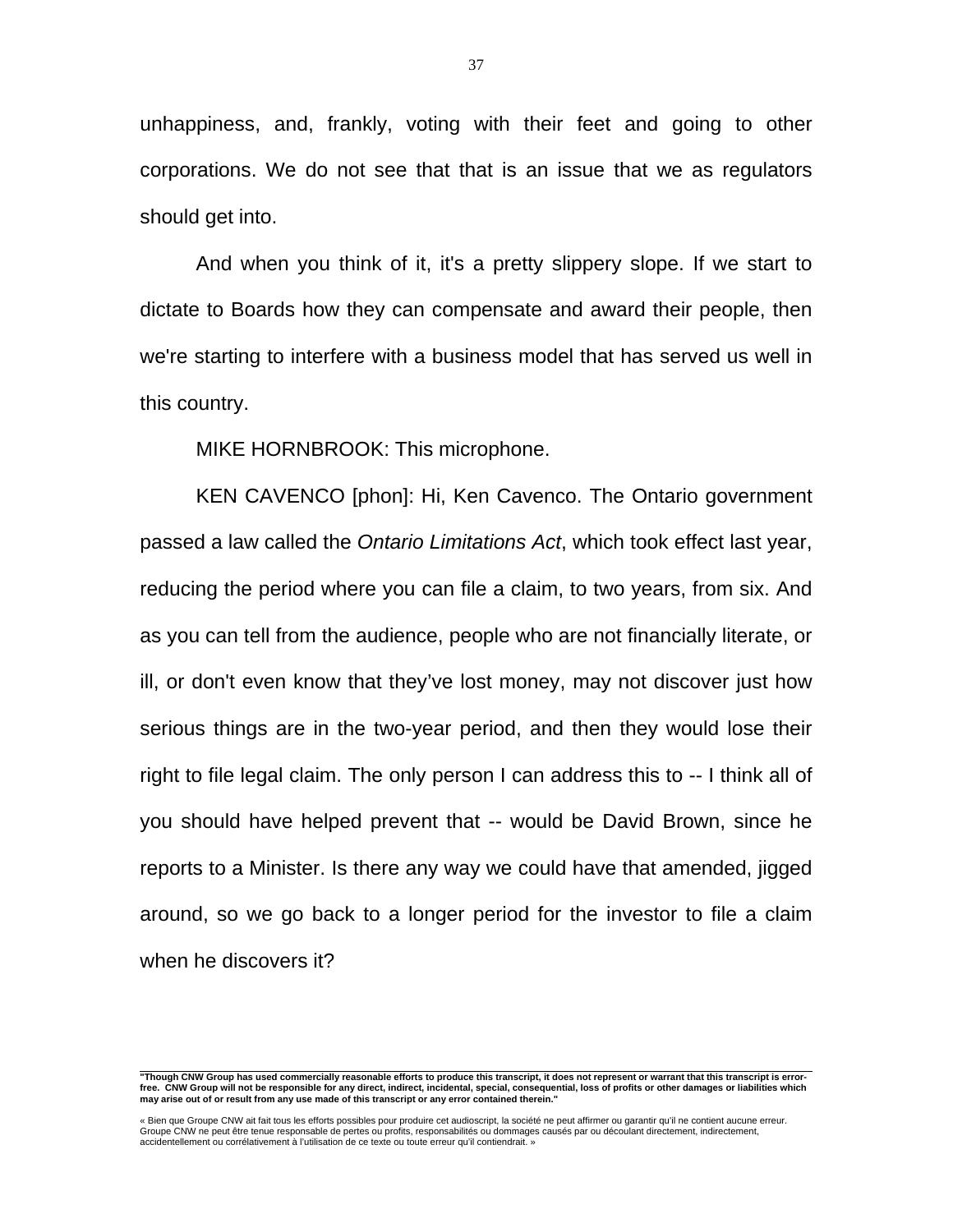unhappiness, and, frankly, voting with their feet and going to other corporations. We do not see that that is an issue that we as regulators should get into.

And when you think of it, it's a pretty slippery slope. If we start to dictate to Boards how they can compensate and award their people, then we're starting to interfere with a business model that has served us well in this country.

MIKE HORNBROOK: This microphone.

KEN CAVENCO [phon]: Hi, Ken Cavenco. The Ontario government passed a law called the *Ontario Limitations Act*, which took effect last year, reducing the period where you can file a claim, to two years, from six. And as you can tell from the audience, people who are not financially literate, or ill, or don't even know that they've lost money, may not discover just how serious things are in the two-year period, and then they would lose their right to file legal claim. The only person I can address this to -- I think all of you should have helped prevent that -- would be David Brown, since he reports to a Minister. Is there any way we could have that amended, jigged around, so we go back to a longer period for the investor to file a claim when he discovers it?

**"Though CNW Group has used commercially reasonable efforts to produce this transcript, it does not represent or warrant that this transcript is error-free. CNW Group will not be responsible for any direct, indirect, incidental, special, consequential, loss of profits or other damages or liabilities which may arise out of or result from any use made of this transcript or any error contained therein."**

« Bien que Groupe CNW ait fait tous les efforts possibles pour produire cet audioscript, la société ne peut affirmer ou garantir qu'il ne contient aucune erreur. Groupe CNW ne peut être tenue responsable de pertes ou profits, responsabilités ou dommages causés par ou découlant directement, indirectement, accidentellement ou corrélativement à l'utilisation de ce texte ou toute erreur qu'il contiendrait. »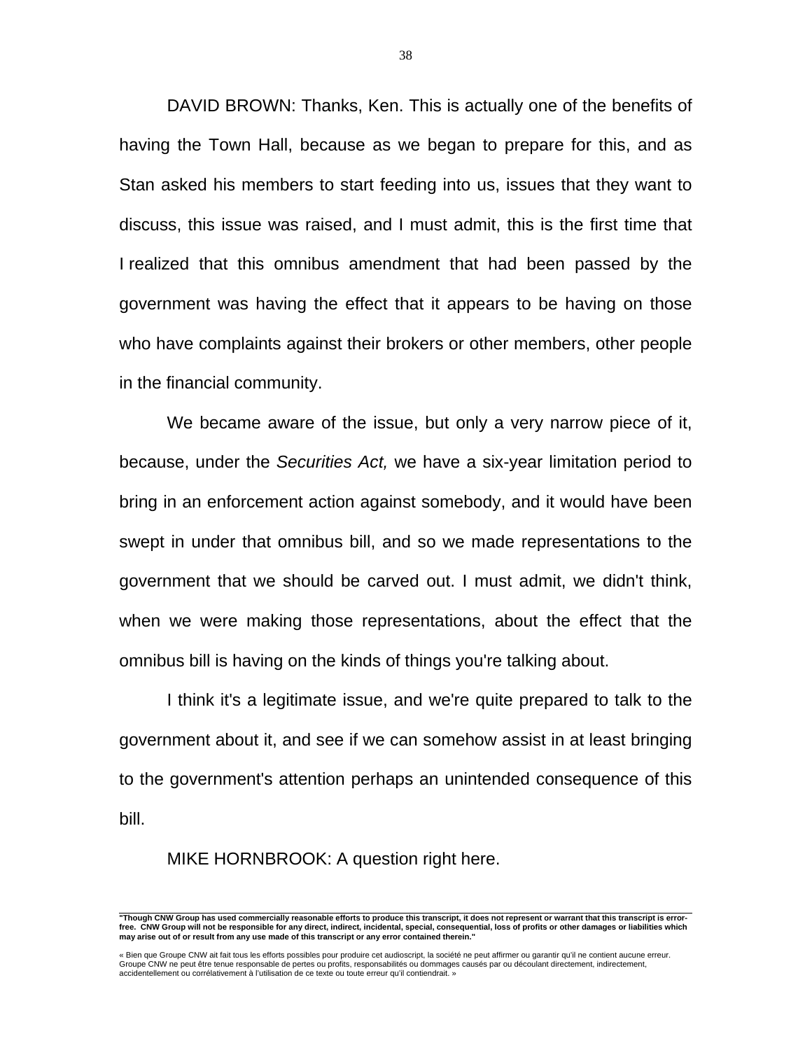DAVID BROWN: Thanks, Ken. This is actually one of the benefits of having the Town Hall, because as we began to prepare for this, and as Stan asked his members to start feeding into us, issues that they want to discuss, this issue was raised, and I must admit, this is the first time that I realized that this omnibus amendment that had been passed by the government was having the effect that it appears to be having on those who have complaints against their brokers or other members, other people in the financial community.

We became aware of the issue, but only a very narrow piece of it, because, under the *Securities Act,* we have a six-year limitation period to bring in an enforcement action against somebody, and it would have been swept in under that omnibus bill, and so we made representations to the government that we should be carved out. I must admit, we didn't think, when we were making those representations, about the effect that the omnibus bill is having on the kinds of things you're talking about.

I think it's a legitimate issue, and we're quite prepared to talk to the government about it, and see if we can somehow assist in at least bringing to the government's attention perhaps an unintended consequence of this bill.

MIKE HORNBROOK: A question right here.

---

**"Though CNW Group has used commercially reasonable efforts to produce this transcript, it does not represent or warrant that this transcript is error-free. CNW Group will not be responsible for any direct, indirect, incidental, special, consequential, loss of profits or other damages or liabilities which may arise out of or result from any use made of this transcript or any error contained therein."**

« Bien que Groupe CNW ait fait tous les efforts possibles pour produire cet audioscript, la société ne peut affirmer ou garantir qu'il ne contient aucune erreur. Groupe CNW ne peut être tenue responsable de pertes ou profits, responsabilités ou dommages causés par ou découlant directement, indirectement, accidentellement ou corrélativement à l'utilisation de ce texte ou toute erreur qu'il contiendrait. »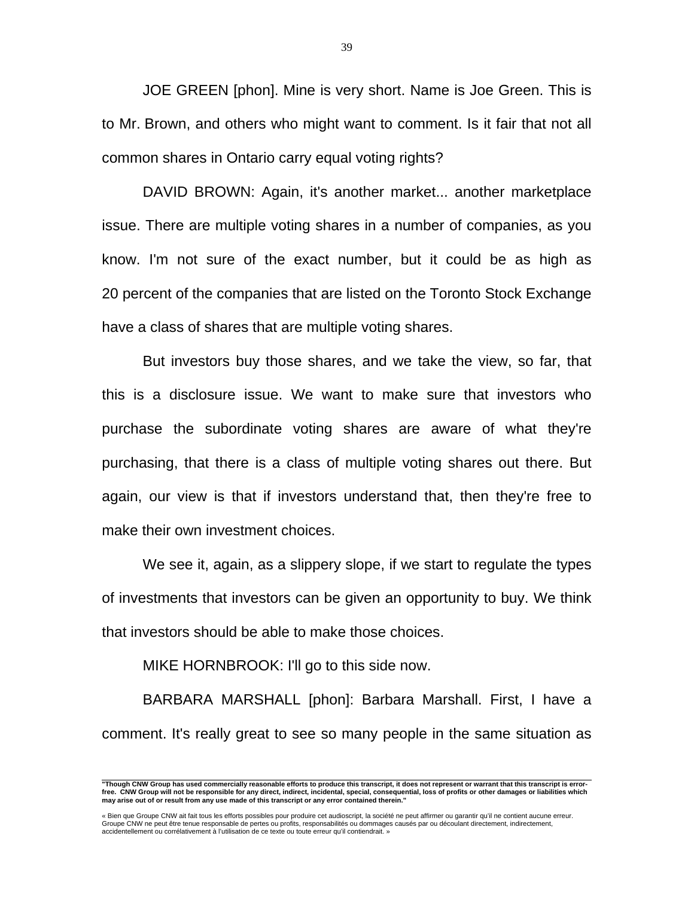JOE GREEN [phon]. Mine is very short. Name is Joe Green. This is to Mr. Brown, and others who might want to comment. Is it fair that not all common shares in Ontario carry equal voting rights?

DAVID BROWN: Again, it's another market... another marketplace issue. There are multiple voting shares in a number of companies, as you know. I'm not sure of the exact number, but it could be as high as 20 percent of the companies that are listed on the Toronto Stock Exchange have a class of shares that are multiple voting shares.

But investors buy those shares, and we take the view, so far, that this is a disclosure issue. We want to make sure that investors who purchase the subordinate voting shares are aware of what they're purchasing, that there is a class of multiple voting shares out there. But again, our view is that if investors understand that, then they're free to make their own investment choices.

We see it, again, as a slippery slope, if we start to regulate the types of investments that investors can be given an opportunity to buy. We think that investors should be able to make those choices.

MIKE HORNBROOK: I'll go to this side now.

BARBARA MARSHALL [phon]: Barbara Marshall. First, I have a comment. It's really great to see so many people in the same situation as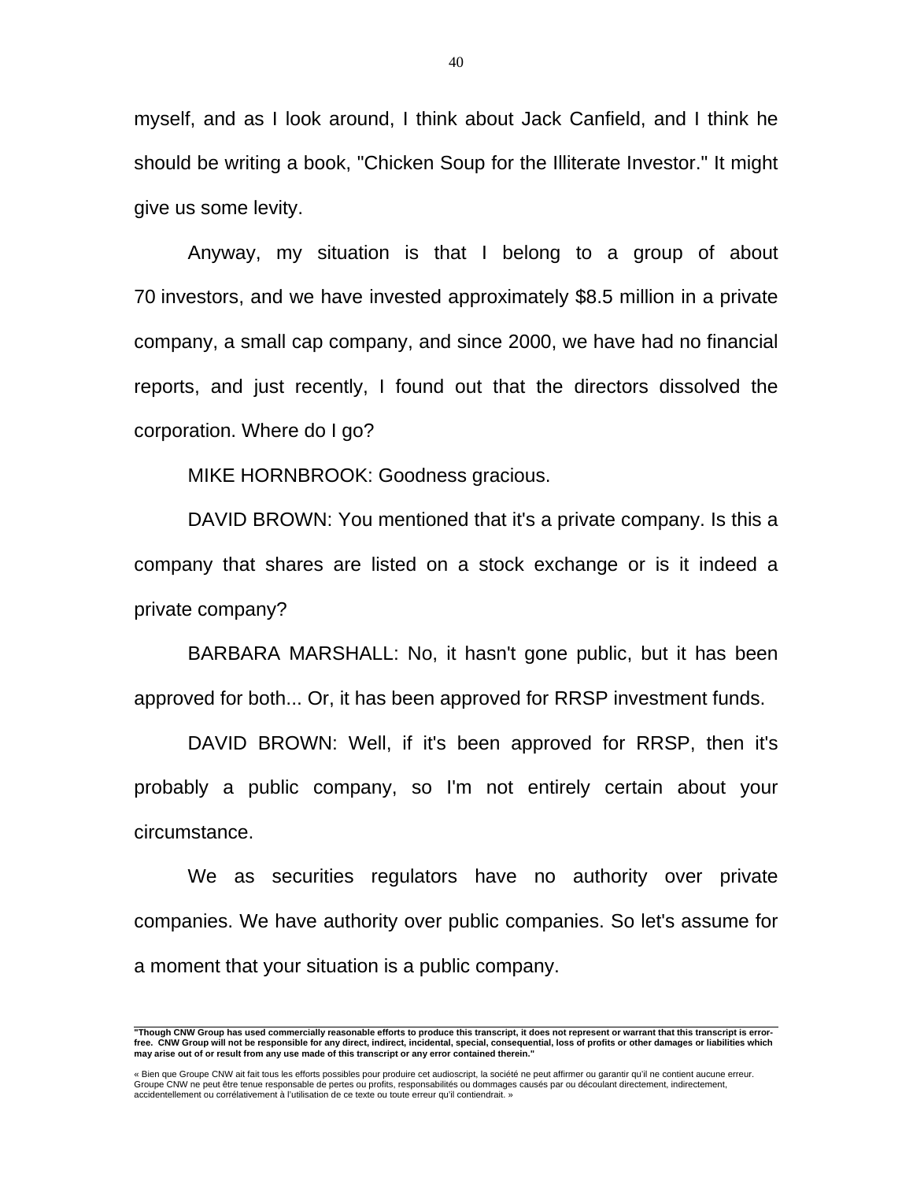myself, and as I look around, I think about Jack Canfield, and I think he should be writing a book, "Chicken Soup for the Illiterate Investor." It might give us some levity.

Anyway, my situation is that I belong to a group of about 70 investors, and we have invested approximately $8.5 million in a private company, a small cap company, and since 2000, we have had no financial reports, and just recently, I found out that the directors dissolved the corporation. Where do I go?

MIKE HORNBROOK: Goodness gracious.

DAVID BROWN: You mentioned that it's a private company. Is this a company that shares are listed on a stock exchange or is it indeed a private company?

BARBARA MARSHALL: No, it hasn't gone public, but it has been approved for both... Or, it has been approved for RRSP investment funds.

DAVID BROWN: Well, if it's been approved for RRSP, then it's probably a public company, so I'm not entirely certain about your circumstance.

We as securities regulators have no authority over private companies. We have authority over public companies. So let's assume for a moment that your situation is a public company.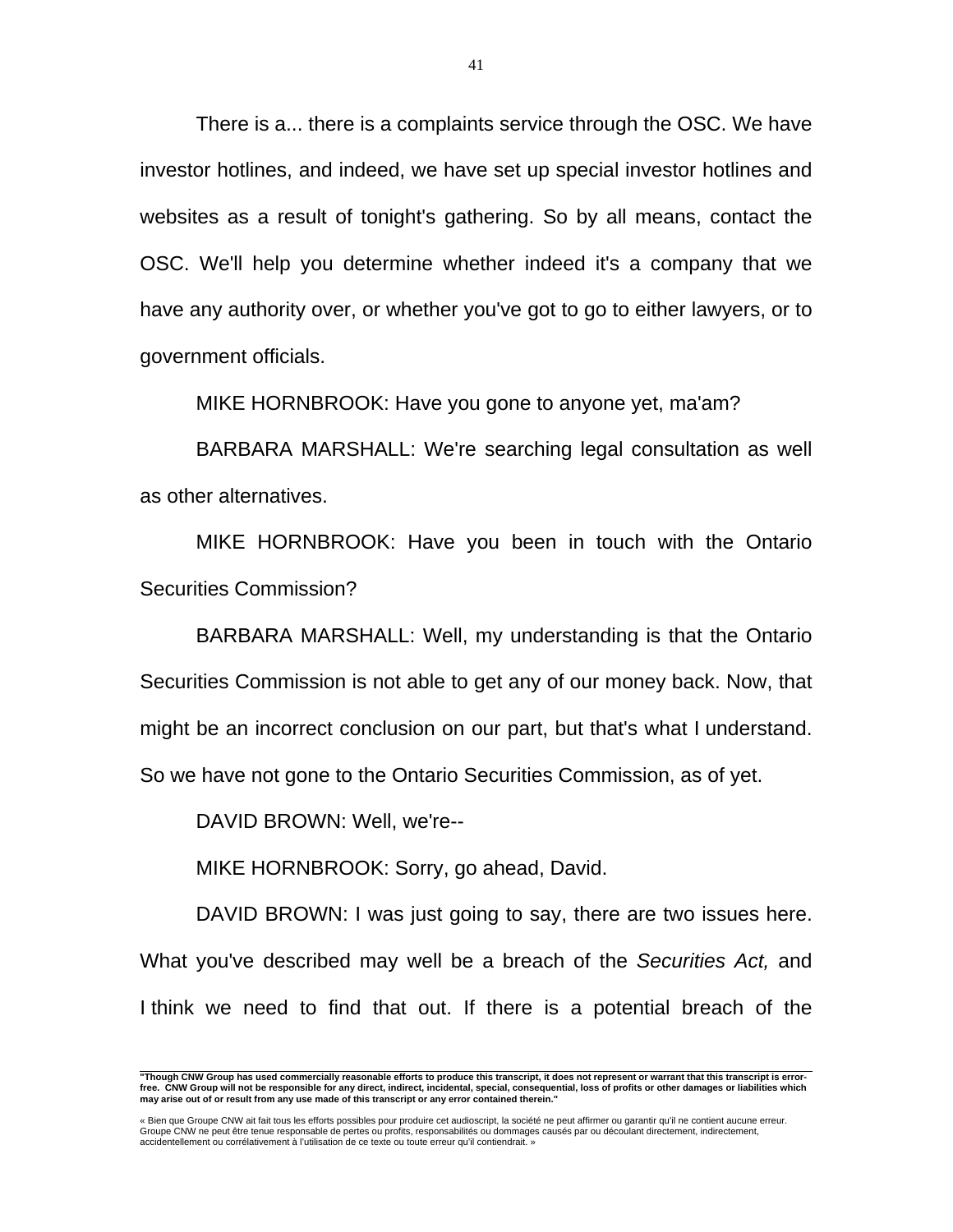There is a... there is a complaints service through the OSC. We have investor hotlines, and indeed, we have set up special investor hotlines and websites as a result of tonight's gathering. So by all means, contact the OSC. We'll help you determine whether indeed it's a company that we have any authority over, or whether you've got to go to either lawyers, or to government officials.

MIKE HORNBROOK: Have you gone to anyone yet, ma'am?

BARBARA MARSHALL: We're searching legal consultation as well as other alternatives.

MIKE HORNBROOK: Have you been in touch with the Ontario Securities Commission?

BARBARA MARSHALL: Well, my understanding is that the Ontario Securities Commission is not able to get any of our money back. Now, that might be an incorrect conclusion on our part, but that's what I understand. So we have not gone to the Ontario Securities Commission, as of yet.

DAVID BROWN: Well, we're--

MIKE HORNBROOK: Sorry, go ahead, David.

DAVID BROWN: I was just going to say, there are two issues here. What you've described may well be a breach of the *Securities Act,* and I think we need to find that out. If there is a potential breach of the

**"Though CNW Group has used commercially reasonable efforts to produce this transcript, it does not represent or warrant that this transcript is error-free. CNW Group will not be responsible for any direct, indirect, incidental, special, consequential, loss of profits or other damages or liabilities which may arise out of or result from any use made of this transcript or any error contained therein."**

« Bien que Groupe CNW ait fait tous les efforts possibles pour produire cet audioscript, la société ne peut affirmer ou garantir qu'il ne contient aucune erreur. Groupe CNW ne peut être tenue responsable de pertes ou profits, responsabilités ou dommages causés par ou découlant directement, indirectement, accidentellement ou corrélativement à l'utilisation de ce texte ou toute erreur qu'il contiendrait. »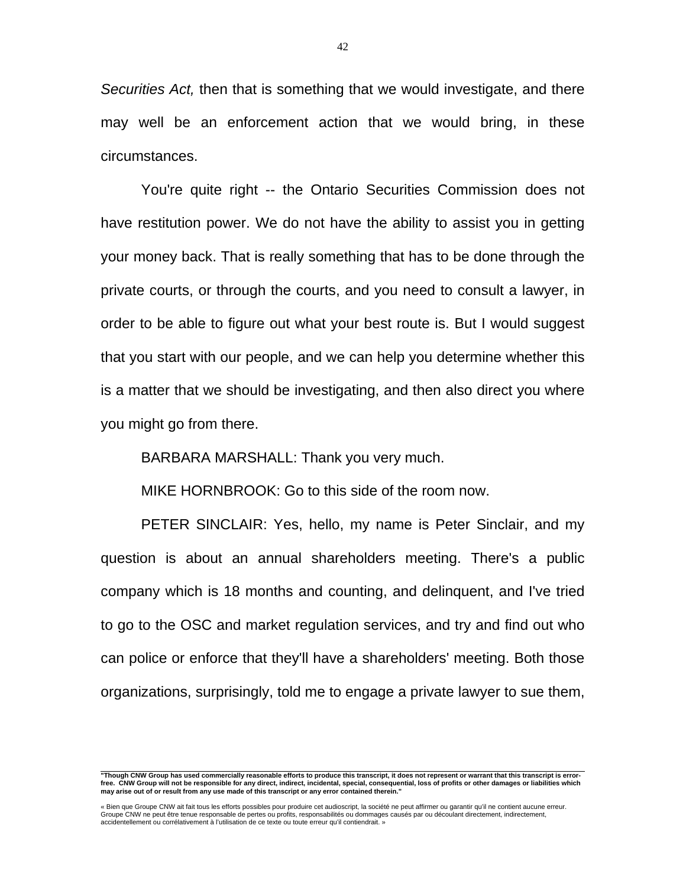*Securities Act,* then that is something that we would investigate, and there may well be an enforcement action that we would bring, in these circumstances.

You're quite right -- the Ontario Securities Commission does not have restitution power. We do not have the ability to assist you in getting your money back. That is really something that has to be done through the private courts, or through the courts, and you need to consult a lawyer, in order to be able to figure out what your best route is. But I would suggest that you start with our people, and we can help you determine whether this is a matter that we should be investigating, and then also direct you where you might go from there.

BARBARA MARSHALL: Thank you very much.

MIKE HORNBROOK: Go to this side of the room now.

PETER SINCLAIR: Yes, hello, my name is Peter Sinclair, and my question is about an annual shareholders meeting. There's a public company which is 18 months and counting, and delinquent, and I've tried to go to the OSC and market regulation services, and try and find out who can police or enforce that they'll have a shareholders' meeting. Both those organizations, surprisingly, told me to engage a private lawyer to sue them,

**"Though CNW Group has used commercially reasonable efforts to produce this transcript, it does not represent or warrant that this transcript is error-free. CNW Group will not be responsible for any direct, indirect, incidental, special, consequential, loss of profits or other damages or liabilities which may arise out of or result from any use made of this transcript or any error contained therein."**

« Bien que Groupe CNW ait fait tous les efforts possibles pour produire cet audioscript, la société ne peut affirmer ou garantir qu'il ne contient aucune erreur. Groupe CNW ne peut être tenue responsable de pertes ou profits, responsabilités ou dommages causés par ou découlant directement, indirectement, accidentellement ou corrélativement à l'utilisation de ce texte ou toute erreur qu'il contiendrait. »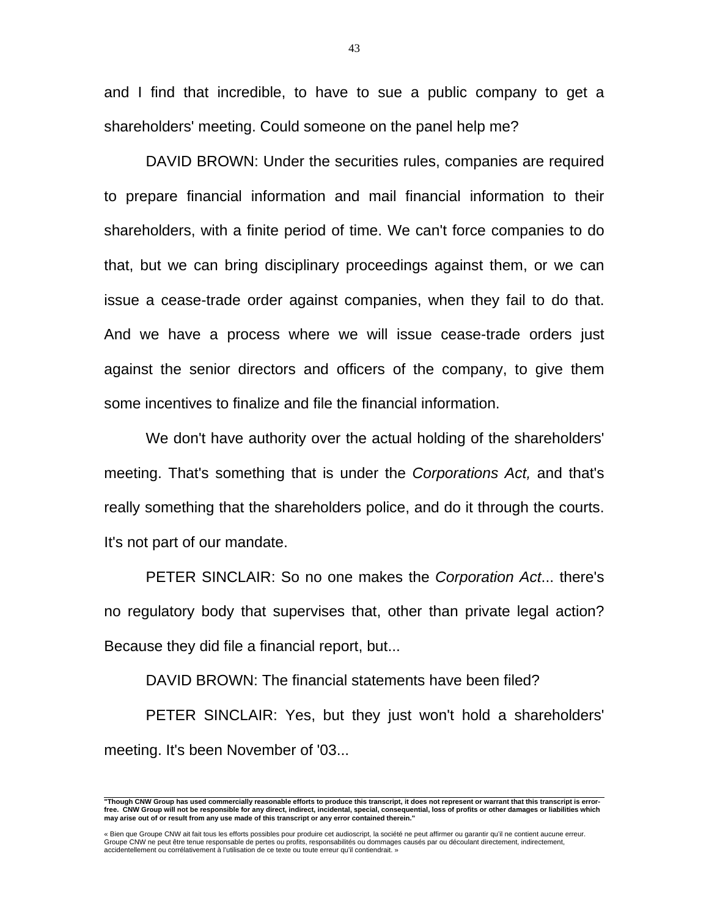and I find that incredible, to have to sue a public company to get a shareholders' meeting. Could someone on the panel help me?

DAVID BROWN: Under the securities rules, companies are required to prepare financial information and mail financial information to their shareholders, with a finite period of time. We can't force companies to do that, but we can bring disciplinary proceedings against them, or we can issue a cease-trade order against companies, when they fail to do that. And we have a process where we will issue cease-trade orders just against the senior directors and officers of the company, to give them some incentives to finalize and file the financial information.

We don't have authority over the actual holding of the shareholders' meeting. That's something that is under the *Corporations Act,* and that's really something that the shareholders police, and do it through the courts. It's not part of our mandate.

PETER SINCLAIR: So no one makes the *Corporation Act*... there's no regulatory body that supervises that, other than private legal action? Because they did file a financial report, but...

DAVID BROWN: The financial statements have been filed?

PETER SINCLAIR: Yes, but they just won't hold a shareholders' meeting. It's been November of '03...

**"Though CNW Group has used commercially reasonable efforts to produce this transcript, it does not represent or warrant that this transcript is error-free. CNW Group will not be responsible for any direct, indirect, incidental, special, consequential, loss of profits or other damages or liabilities which may arise out of or result from any use made of this transcript or any error contained therein."**

« Bien que Groupe CNW ait fait tous les efforts possibles pour produire cet audioscript, la société ne peut affirmer ou garantir qu'il ne contient aucune erreur. Groupe CNW ne peut être tenue responsable de pertes ou profits, responsabilités ou dommages causés par ou découlant directement, indirectement, accidentellement ou corrélativement à l'utilisation de ce texte ou toute erreur qu'il contiendrait. »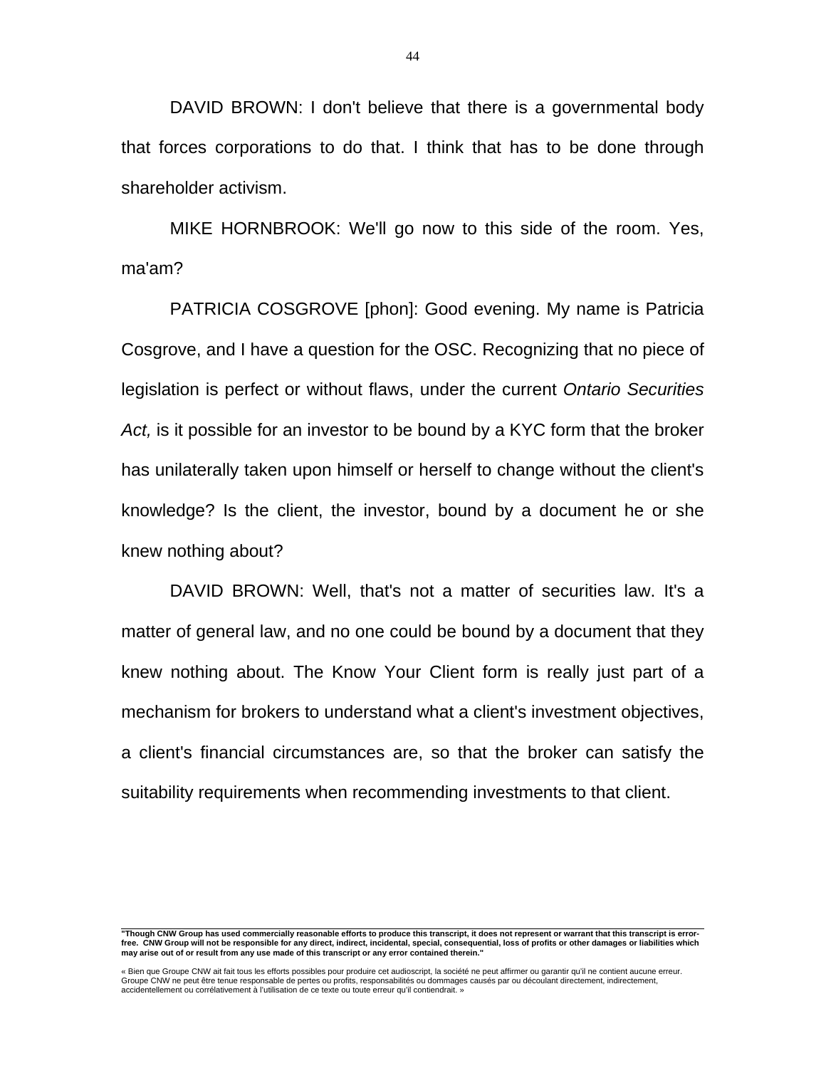DAVID BROWN: I don't believe that there is a governmental body that forces corporations to do that. I think that has to be done through shareholder activism.

MIKE HORNBROOK: We'll go now to this side of the room. Yes, ma'am?

PATRICIA COSGROVE [phon]: Good evening. My name is Patricia Cosgrove, and I have a question for the OSC. Recognizing that no piece of legislation is perfect or without flaws, under the current *Ontario Securities Act,* is it possible for an investor to be bound by a KYC form that the broker has unilaterally taken upon himself or herself to change without the client's knowledge? Is the client, the investor, bound by a document he or she knew nothing about?

DAVID BROWN: Well, that's not a matter of securities law. It's a matter of general law, and no one could be bound by a document that they knew nothing about. The Know Your Client form is really just part of a mechanism for brokers to understand what a client's investment objectives, a client's financial circumstances are, so that the broker can satisfy the suitability requirements when recommending investments to that client.

**"Though CNW Group has used commercially reasonable efforts to produce this transcript, it does not represent or warrant that this transcript is error-free. CNW Group will not be responsible for any direct, indirect, incidental, special, consequential, loss of profits or other damages or liabilities which may arise out of or result from any use made of this transcript or any error contained therein."**

« Bien que Groupe CNW ait fait tous les efforts possibles pour produire cet audioscript, la société ne peut affirmer ou garantir qu'il ne contient aucune erreur. Groupe CNW ne peut être tenue responsable de pertes ou profits, responsabilités ou dommages causés par ou découlant directement, indirectement, accidentellement ou corrélativement à l'utilisation de ce texte ou toute erreur qu'il contiendrait. »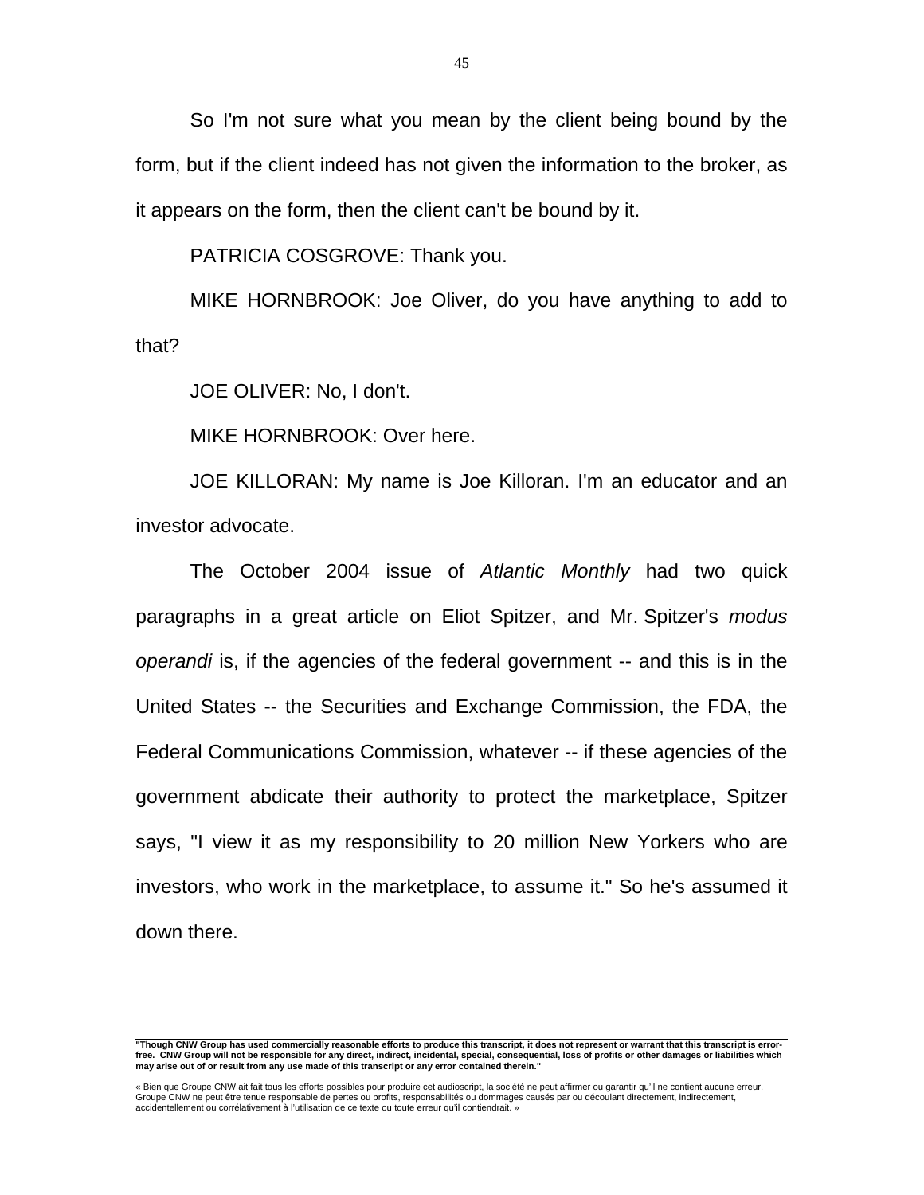So I'm not sure what you mean by the client being bound by the form, but if the client indeed has not given the information to the broker, as it appears on the form, then the client can't be bound by it.

PATRICIA COSGROVE: Thank you.

MIKE HORNBROOK: Joe Oliver, do you have anything to add to that?

JOE OLIVER: No, I don't.

MIKE HORNBROOK: Over here.

JOE KILLORAN: My name is Joe Killoran. I'm an educator and an investor advocate.

The October 2004 issue of *Atlantic Monthly* had two quick paragraphs in a great article on Eliot Spitzer, and Mr. Spitzer's *modus operandi* is, if the agencies of the federal government -- and this is in the United States -- the Securities and Exchange Commission, the FDA, the Federal Communications Commission, whatever -- if these agencies of the government abdicate their authority to protect the marketplace, Spitzer says, "I view it as my responsibility to 20 million New Yorkers who are investors, who work in the marketplace, to assume it." So he's assumed it down there.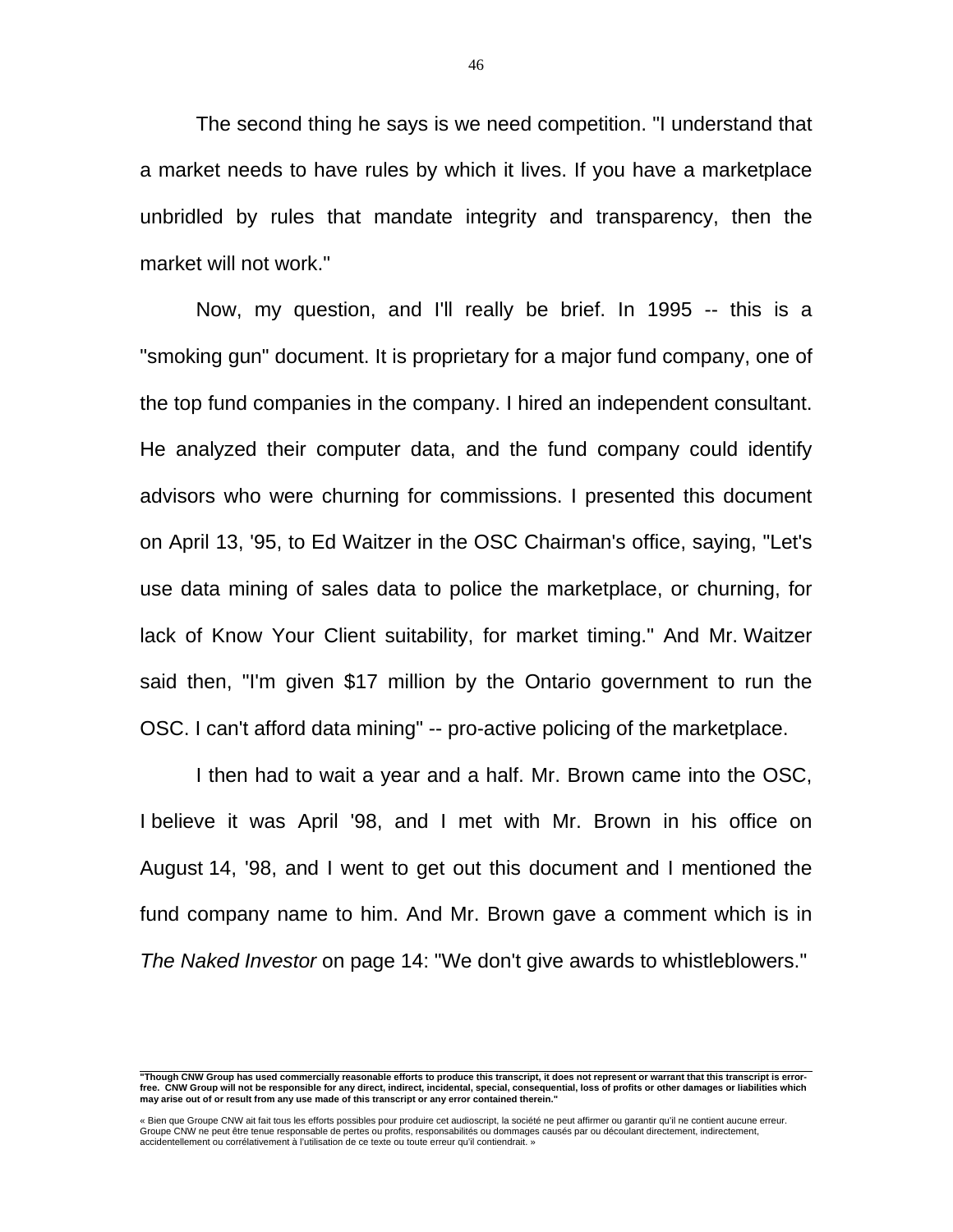The second thing he says is we need competition. "I understand that a market needs to have rules by which it lives. If you have a marketplace unbridled by rules that mandate integrity and transparency, then the market will not work."

Now, my question, and I'll really be brief. In 1995 -- this is a "smoking gun" document. It is proprietary for a major fund company, one of the top fund companies in the company. I hired an independent consultant. He analyzed their computer data, and the fund company could identify advisors who were churning for commissions. I presented this document on April 13, '95, to Ed Waitzer in the OSC Chairman's office, saying, "Let's use data mining of sales data to police the marketplace, or churning, for lack of Know Your Client suitability, for market timing." And Mr. Waitzer said then, "I'm given $17 million by the Ontario government to run the OSC. I can't afford data mining" -- pro-active policing of the marketplace.

I then had to wait a year and a half. Mr. Brown came into the OSC, I believe it was April '98, and I met with Mr. Brown in his office on August 14, '98, and I went to get out this document and I mentioned the fund company name to him. And Mr. Brown gave a comment which is in *The Naked Investor* on page 14: "We don't give awards to whistleblowers."

---

**"Though CNW Group has used commercially reasonable efforts to produce this transcript, it does not represent or warrant that this transcript is error-free. CNW Group will not be responsible for any direct, indirect, incidental, special, consequential, loss of profits or other damages or liabilities which may arise out of or result from any use made of this transcript or any error contained therein."**

« Bien que Groupe CNW ait fait tous les efforts possibles pour produire cet audioscript, la société ne peut affirmer ou garantir qu'il ne contient aucune erreur. Groupe CNW ne peut être tenue responsable de pertes ou profits, responsabilités ou dommages causés par ou découlant directement, indirectement, accidentellement ou corrélativement à l'utilisation de ce texte ou toute erreur qu'il contiendrait. »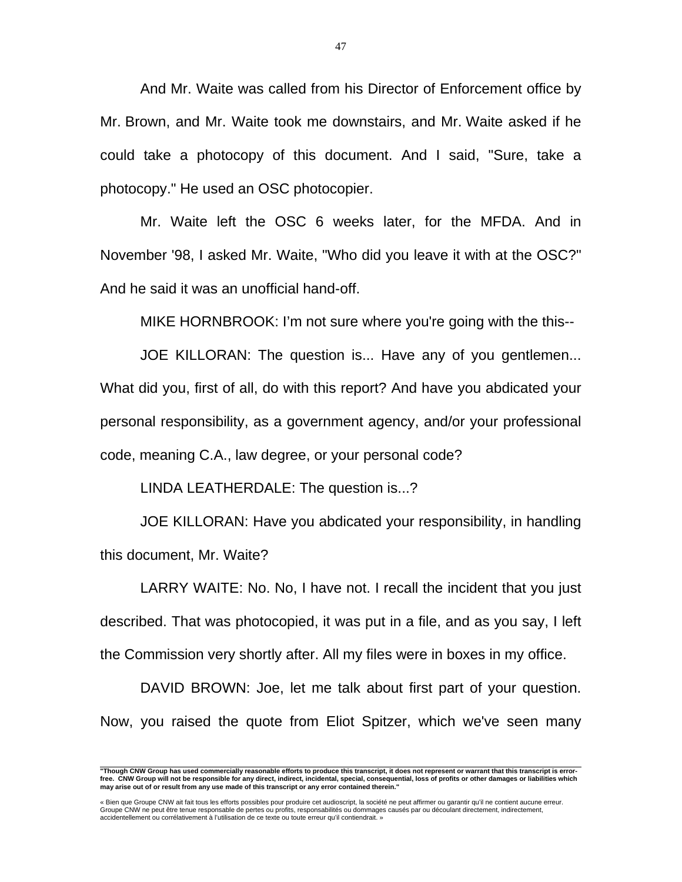And Mr. Waite was called from his Director of Enforcement office by Mr. Brown, and Mr. Waite took me downstairs, and Mr. Waite asked if he could take a photocopy of this document. And I said, "Sure, take a photocopy." He used an OSC photocopier.

Mr. Waite left the OSC 6 weeks later, for the MFDA. And in November '98, I asked Mr. Waite, "Who did you leave it with at the OSC?" And he said it was an unofficial hand-off.

MIKE HORNBROOK: I'm not sure where you're going with the this--

JOE KILLORAN: The question is... Have any of you gentlemen... What did you, first of all, do with this report? And have you abdicated your personal responsibility, as a government agency, and/or your professional code, meaning C.A., law degree, or your personal code?

LINDA LEATHERDALE: The question is...?

JOE KILLORAN: Have you abdicated your responsibility, in handling this document, Mr. Waite?

LARRY WAITE: No. No, I have not. I recall the incident that you just described. That was photocopied, it was put in a file, and as you say, I left the Commission very shortly after. All my files were in boxes in my office.

DAVID BROWN: Joe, let me talk about first part of your question. Now, you raised the quote from Eliot Spitzer, which we've seen many

---

**"Though CNW Group has used commercially reasonable efforts to produce this transcript, it does not represent or warrant that this transcript is error-free. CNW Group will not be responsible for any direct, indirect, incidental, special, consequential, loss of profits or other damages or liabilities which may arise out of or result from any use made of this transcript or any error contained therein."**

« Bien que Groupe CNW ait fait tous les efforts possibles pour produire cet audioscript, la société ne peut affirmer ou garantir qu'il ne contient aucune erreur. Groupe CNW ne peut être tenue responsable de pertes ou profits, responsabilités ou dommages causés par ou découlant directement, indirectement, accidentellement ou corrélativement à l'utilisation de ce texte ou toute erreur qu'il contiendrait. »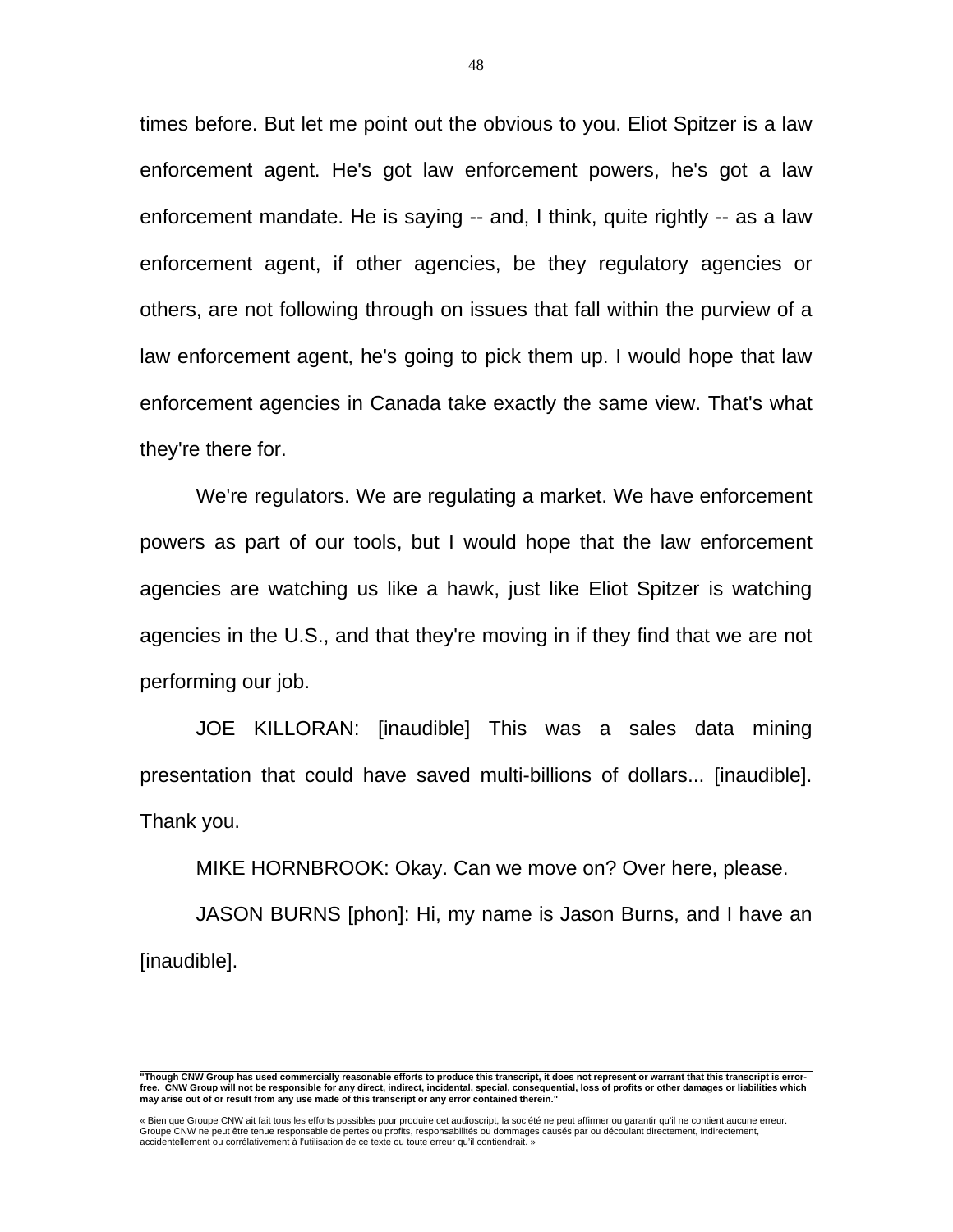times before. But let me point out the obvious to you. Eliot Spitzer is a law enforcement agent. He's got law enforcement powers, he's got a law enforcement mandate. He is saying -- and, I think, quite rightly -- as a law enforcement agent, if other agencies, be they regulatory agencies or others, are not following through on issues that fall within the purview of a law enforcement agent, he's going to pick them up. I would hope that law enforcement agencies in Canada take exactly the same view. That's what they're there for.

We're regulators. We are regulating a market. We have enforcement powers as part of our tools, but I would hope that the law enforcement agencies are watching us like a hawk, just like Eliot Spitzer is watching agencies in the U.S., and that they're moving in if they find that we are not performing our job.

JOE KILLORAN: [inaudible] This was a sales data mining presentation that could have saved multi-billions of dollars... [inaudible]. Thank you.

MIKE HORNBROOK: Okay. Can we move on? Over here, please.

JASON BURNS [phon]: Hi, my name is Jason Burns, and I have an [inaudible].

---

**"Though CNW Group has used commercially reasonable efforts to produce this transcript, it does not represent or warrant that this transcript is error-free. CNW Group will not be responsible for any direct, indirect, incidental, special, consequential, loss of profits or other damages or liabilities which may arise out of or result from any use made of this transcript or any error contained therein."**

« Bien que Groupe CNW ait fait tous les efforts possibles pour produire cet audioscript, la société ne peut affirmer ou garantir qu'il ne contient aucune erreur. Groupe CNW ne peut être tenue responsable de pertes ou profits, responsabilités ou dommages causés par ou découlant directement, indirectement, accidentellement ou corrélativement à l'utilisation de ce texte ou toute erreur qu'il contiendrait. »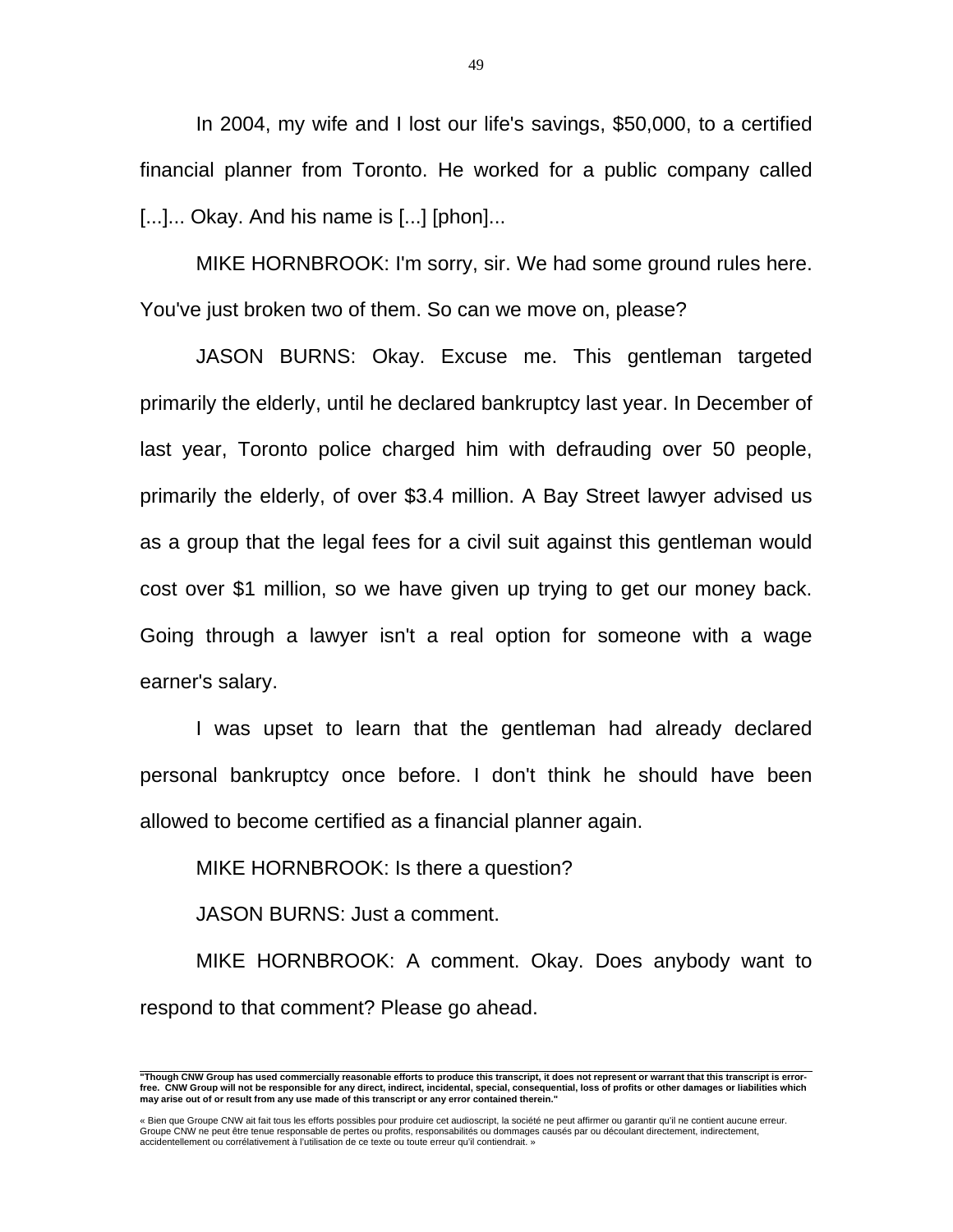In 2004, my wife and I lost our life's savings, $50,000, to a certified financial planner from Toronto. He worked for a public company called [...]... Okay. And his name is [...] [phon]...

MIKE HORNBROOK: I'm sorry, sir. We had some ground rules here. You've just broken two of them. So can we move on, please?

JASON BURNS: Okay. Excuse me. This gentleman targeted primarily the elderly, until he declared bankruptcy last year. In December of last year, Toronto police charged him with defrauding over 50 people, primarily the elderly, of over $3.4 million. A Bay Street lawyer advised us as a group that the legal fees for a civil suit against this gentleman would cost over $1 million, so we have given up trying to get our money back. Going through a lawyer isn't a real option for someone with a wage earner's salary.

I was upset to learn that the gentleman had already declared personal bankruptcy once before. I don't think he should have been allowed to become certified as a financial planner again.

MIKE HORNBROOK: Is there a question?

JASON BURNS: Just a comment.

MIKE HORNBROOK: A comment. Okay. Does anybody want to respond to that comment? Please go ahead.

**"Though CNW Group has used commercially reasonable efforts to produce this transcript, it does not represent or warrant that this transcript is error-free. CNW Group will not be responsible for any direct, indirect, incidental, special, consequential, loss of profits or other damages or liabilities which may arise out of or result from any use made of this transcript or any error contained therein."**

« Bien que Groupe CNW ait fait tous les efforts possibles pour produire cet audioscript, la société ne peut affirmer ou garantir qu'il ne contient aucune erreur. Groupe CNW ne peut être tenue responsable de pertes ou profits, responsabilités ou dommages causés par ou découlant directement, indirectement, accidentellement ou corrélativement à l'utilisation de ce texte ou toute erreur qu'il contiendrait. »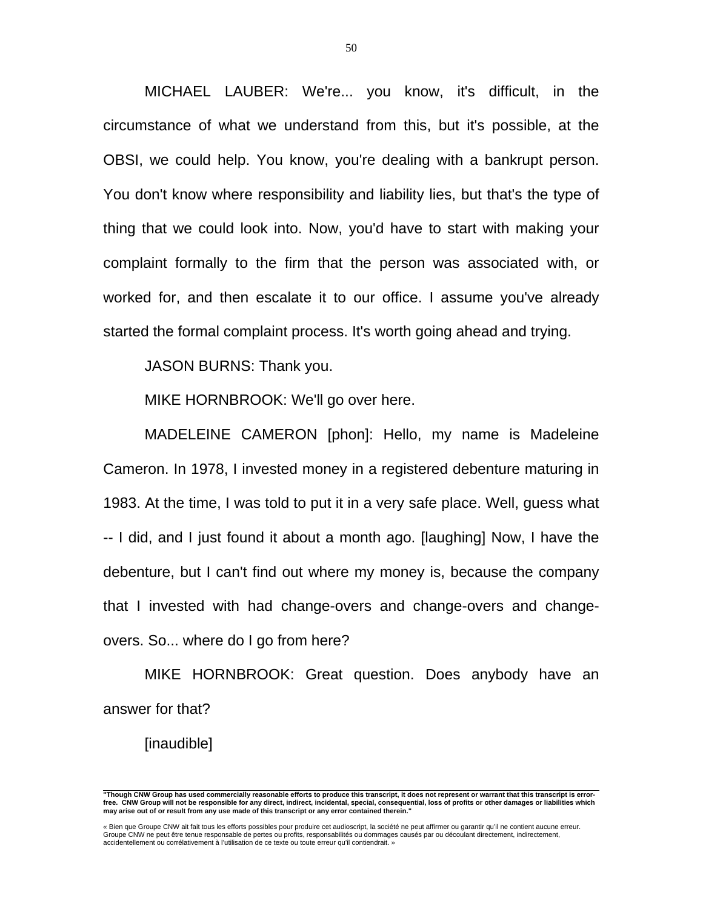MICHAEL LAUBER: We're... you know, it's difficult, in the circumstance of what we understand from this, but it's possible, at the OBSI, we could help. You know, you're dealing with a bankrupt person. You don't know where responsibility and liability lies, but that's the type of thing that we could look into. Now, you'd have to start with making your complaint formally to the firm that the person was associated with, or worked for, and then escalate it to our office. I assume you've already started the formal complaint process. It's worth going ahead and trying.

JASON BURNS: Thank you.

MIKE HORNBROOK: We'll go over here.

MADELEINE CAMERON [phon]: Hello, my name is Madeleine Cameron. In 1978, I invested money in a registered debenture maturing in 1983. At the time, I was told to put it in a very safe place. Well, guess what -- I did, and I just found it about a month ago. [laughing] Now, I have the debenture, but I can't find out where my money is, because the company that I invested with had change-overs and change-overs and change-overs. So... where do I go from here?

MIKE HORNBROOK: Great question. Does anybody have an answer for that?

[inaudible]

---

**"Though CNW Group has used commercially reasonable efforts to produce this transcript, it does not represent or warrant that this transcript is error-free. CNW Group will not be responsible for any direct, indirect, incidental, special, consequential, loss of profits or other damages or liabilities which may arise out of or result from any use made of this transcript or any error contained therein."**

« Bien que Groupe CNW ait fait tous les efforts possibles pour produire cet audioscript, la société ne peut affirmer ou garantir qu'il ne contient aucune erreur. Groupe CNW ne peut être tenue responsable de pertes ou profits, responsabilités ou dommages causés par ou découlant directement, indirectement, accidentellement ou corrélativement à l'utilisation de ce texte ou toute erreur qu'il contiendrait. »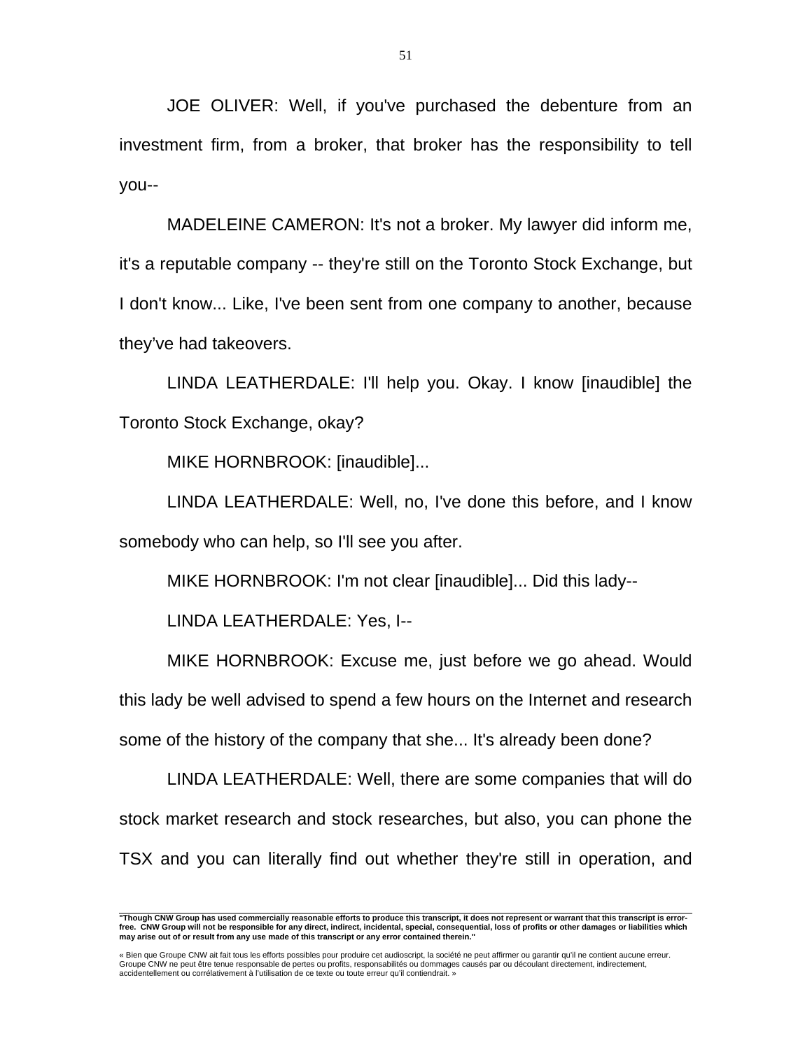JOE OLIVER: Well, if you've purchased the debenture from an investment firm, from a broker, that broker has the responsibility to tell you--

MADELEINE CAMERON: It's not a broker. My lawyer did inform me, it's a reputable company -- they're still on the Toronto Stock Exchange, but I don't know... Like, I've been sent from one company to another, because they've had takeovers.

LINDA LEATHERDALE: I'll help you. Okay. I know [inaudible] the Toronto Stock Exchange, okay?

MIKE HORNBROOK: [inaudible]...

LINDA LEATHERDALE: Well, no, I've done this before, and I know somebody who can help, so I'll see you after.

MIKE HORNBROOK: I'm not clear [inaudible]... Did this lady--

LINDA LEATHERDALE: Yes, I--

MIKE HORNBROOK: Excuse me, just before we go ahead. Would this lady be well advised to spend a few hours on the Internet and research some of the history of the company that she... It's already been done?

LINDA LEATHERDALE: Well, there are some companies that will do stock market research and stock researches, but also, you can phone the TSX and you can literally find out whether they're still in operation, and

---

**"Though CNW Group has used commercially reasonable efforts to produce this transcript, it does not represent or warrant that this transcript is error-free. CNW Group will not be responsible for any direct, indirect, incidental, special, consequential, loss of profits or other damages or liabilities which may arise out of or result from any use made of this transcript or any error contained therein."**

« Bien que Groupe CNW ait fait tous les efforts possibles pour produire cet audioscript, la société ne peut affirmer ou garantir qu'il ne contient aucune erreur. Groupe CNW ne peut être tenue responsable de pertes ou profits, responsabilités ou dommages causés par ou découlant directement, indirectement, accidentellement ou corrélativement à l'utilisation de ce texte ou toute erreur qu'il contiendrait. »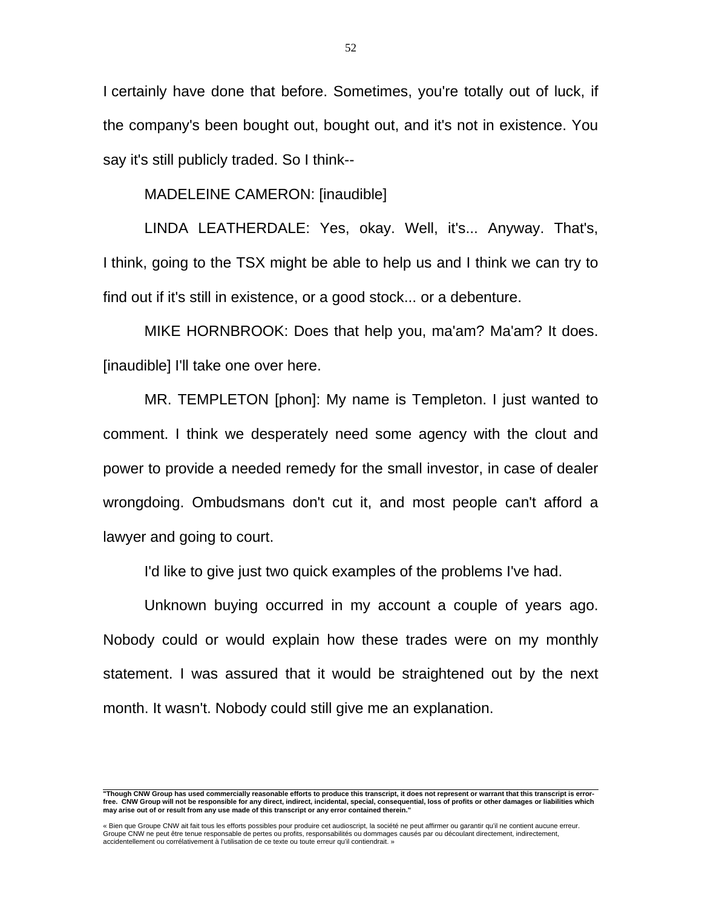I certainly have done that before. Sometimes, you're totally out of luck, if the company's been bought out, bought out, and it's not in existence. You say it's still publicly traded. So I think--

MADELEINE CAMERON: [inaudible]

LINDA LEATHERDALE: Yes, okay. Well, it's... Anyway. That's, I think, going to the TSX might be able to help us and I think we can try to find out if it's still in existence, or a good stock... or a debenture.

MIKE HORNBROOK: Does that help you, ma'am? Ma'am? It does. [inaudible] I'll take one over here.

MR. TEMPLETON [phon]: My name is Templeton. I just wanted to comment. I think we desperately need some agency with the clout and power to provide a needed remedy for the small investor, in case of dealer wrongdoing. Ombudsmans don't cut it, and most people can't afford a lawyer and going to court.

I'd like to give just two quick examples of the problems I've had.

Unknown buying occurred in my account a couple of years ago. Nobody could or would explain how these trades were on my monthly statement. I was assured that it would be straightened out by the next month. It wasn't. Nobody could still give me an explanation.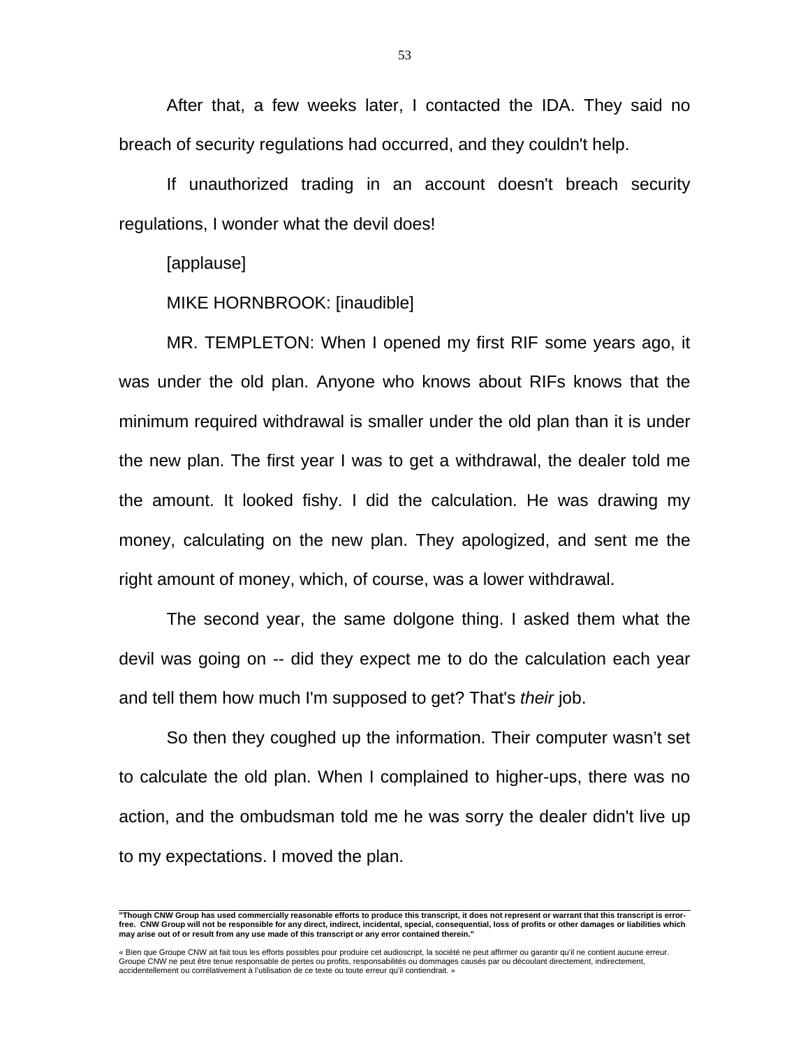After that, a few weeks later, I contacted the IDA. They said no breach of security regulations had occurred, and they couldn't help.

If unauthorized trading in an account doesn't breach security regulations, I wonder what the devil does!

[applause]

MIKE HORNBROOK: [inaudible]

MR. TEMPLETON: When I opened my first RIF some years ago, it was under the old plan. Anyone who knows about RIFs knows that the minimum required withdrawal is smaller under the old plan than it is under the new plan. The first year I was to get a withdrawal, the dealer told me the amount. It looked fishy. I did the calculation. He was drawing my money, calculating on the new plan. They apologized, and sent me the right amount of money, which, of course, was a lower withdrawal.

The second year, the same dolgone thing. I asked them what the devil was going on -- did they expect me to do the calculation each year and tell them how much I'm supposed to get? That's *their* job.

So then they coughed up the information. Their computer wasn't set to calculate the old plan. When I complained to higher-ups, there was no action, and the ombudsman told me he was sorry the dealer didn't live up to my expectations. I moved the plan.

---

**"Though CNW Group has used commercially reasonable efforts to produce this transcript, it does not represent or warrant that this transcript is error-free. CNW Group will not be responsible for any direct, indirect, incidental, special, consequential, loss of profits or other damages or liabilities which may arise out of or result from any use made of this transcript or any error contained therein."**

« Bien que Groupe CNW ait fait tous les efforts possibles pour produire cet audioscript, la société ne peut affirmer ou garantir qu'il ne contient aucune erreur. Groupe CNW ne peut être tenue responsable de pertes ou profits, responsabilités ou dommages causés par ou découlant directement, indirectement, accidentellement ou corrélativement à l'utilisation de ce texte ou toute erreur qu'il contiendrait. »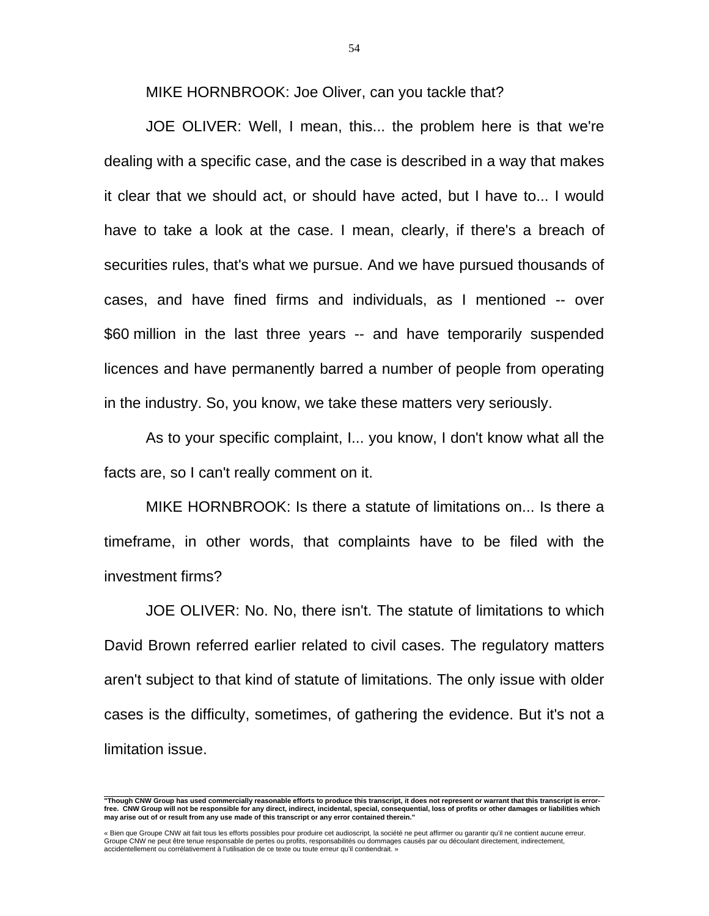MIKE HORNBROOK: Joe Oliver, can you tackle that?

JOE OLIVER: Well, I mean, this... the problem here is that we're dealing with a specific case, and the case is described in a way that makes it clear that we should act, or should have acted, but I have to... I would have to take a look at the case. I mean, clearly, if there's a breach of securities rules, that's what we pursue. And we have pursued thousands of cases, and have fined firms and individuals, as I mentioned -- over $60 million in the last three years -- and have temporarily suspended licences and have permanently barred a number of people from operating in the industry. So, you know, we take these matters very seriously.

As to your specific complaint, I... you know, I don't know what all the facts are, so I can't really comment on it.

MIKE HORNBROOK: Is there a statute of limitations on... Is there a timeframe, in other words, that complaints have to be filed with the investment firms?

JOE OLIVER: No. No, there isn't. The statute of limitations to which David Brown referred earlier related to civil cases. The regulatory matters aren't subject to that kind of statute of limitations. The only issue with older cases is the difficulty, sometimes, of gathering the evidence. But it's not a limitation issue.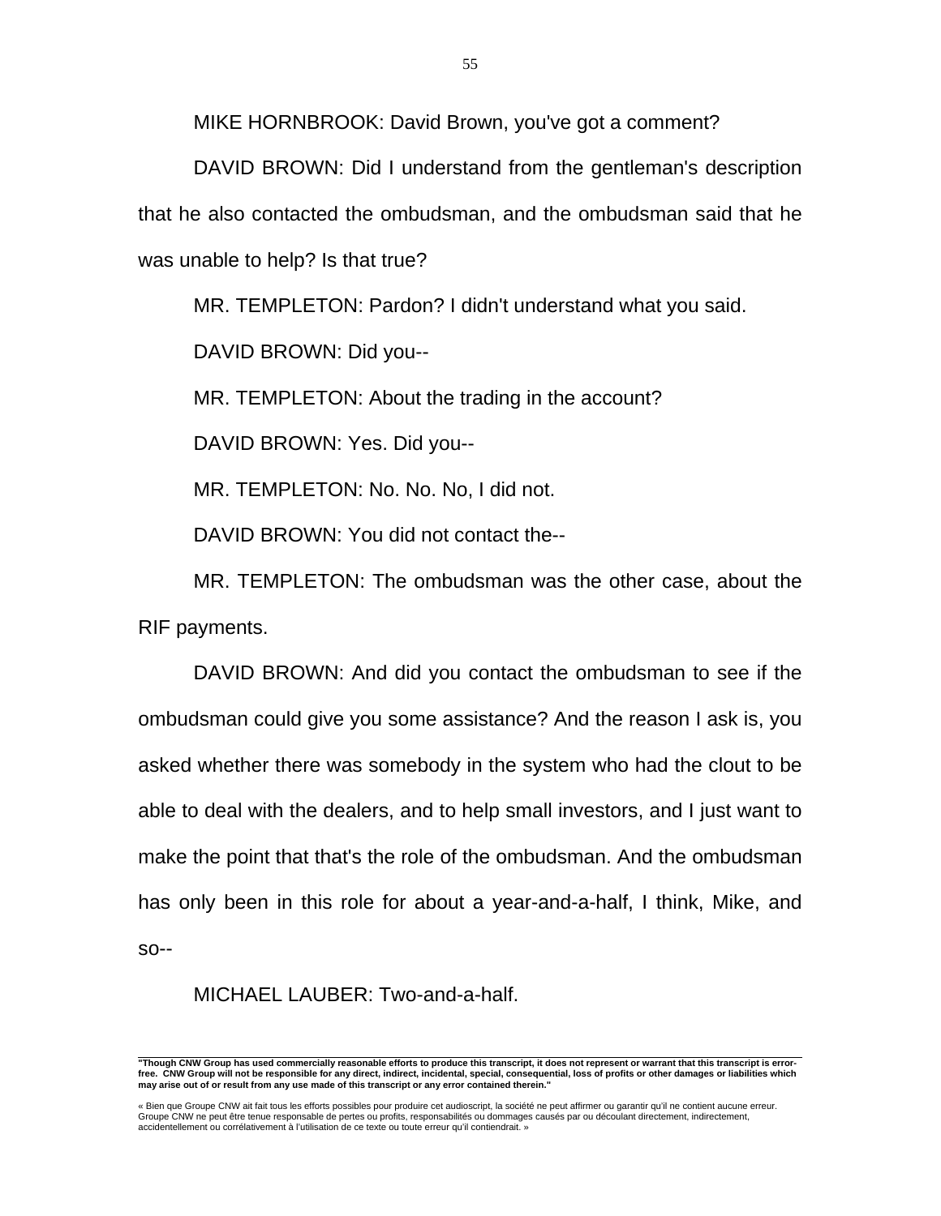MIKE HORNBROOK: David Brown, you've got a comment?

DAVID BROWN: Did I understand from the gentleman's description that he also contacted the ombudsman, and the ombudsman said that he was unable to help? Is that true?

MR. TEMPLETON: Pardon? I didn't understand what you said.

DAVID BROWN: Did you--

MR. TEMPLETON: About the trading in the account?

DAVID BROWN: Yes. Did you--

MR. TEMPLETON: No. No. No, I did not.

DAVID BROWN: You did not contact the--

MR. TEMPLETON: The ombudsman was the other case, about the RIF payments.

DAVID BROWN: And did you contact the ombudsman to see if the ombudsman could give you some assistance? And the reason I ask is, you asked whether there was somebody in the system who had the clout to be able to deal with the dealers, and to help small investors, and I just want to make the point that that's the role of the ombudsman. And the ombudsman has only been in this role for about a year-and-a-half, I think, Mike, and so--

MICHAEL LAUBER: Two-and-a-half.

**"Though CNW Group has used commercially reasonable efforts to produce this transcript, it does not represent or warrant that this transcript is error-free. CNW Group will not be responsible for any direct, indirect, incidental, special, consequential, loss of profits or other damages or liabilities which may arise out of or result from any use made of this transcript or any error contained therein."**

« Bien que Groupe CNW ait fait tous les efforts possibles pour produire cet audioscript, la société ne peut affirmer ou garantir qu'il ne contient aucune erreur. Groupe CNW ne peut être tenue responsable de pertes ou profits, responsabilités ou dommages causés par ou découlant directement, indirectement, accidentellement ou corrélativement à l'utilisation de ce texte ou toute erreur qu'il contiendrait. »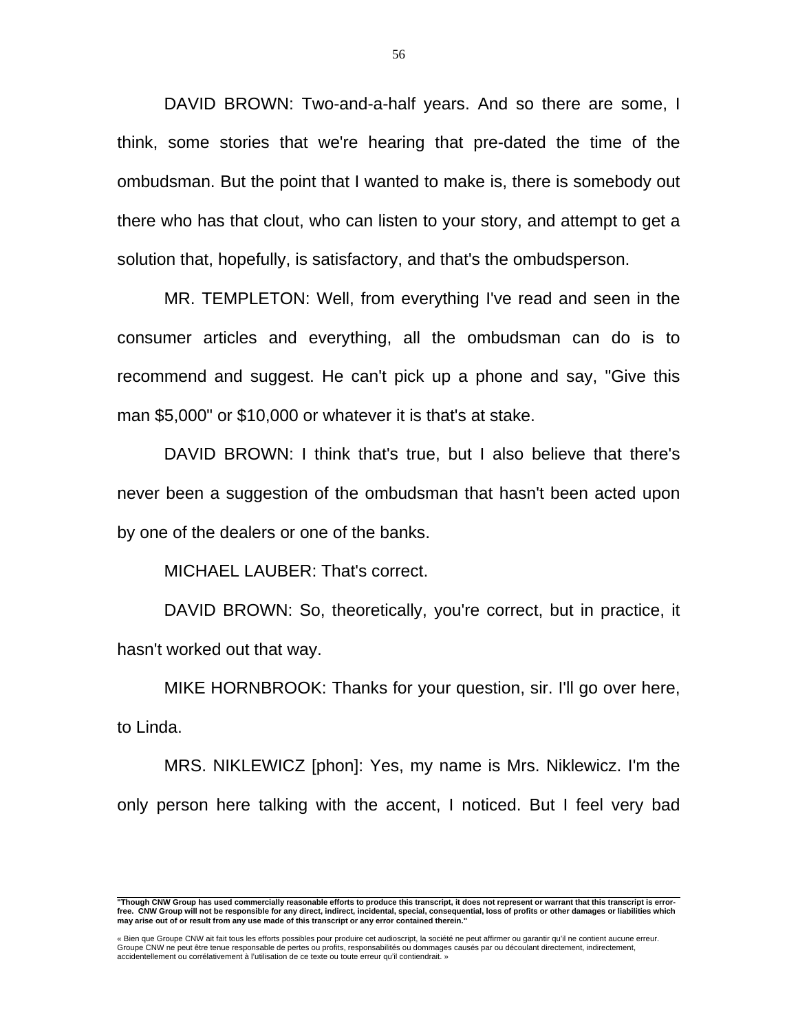DAVID BROWN: Two-and-a-half years. And so there are some, I think, some stories that we're hearing that pre-dated the time of the ombudsman. But the point that I wanted to make is, there is somebody out there who has that clout, who can listen to your story, and attempt to get a solution that, hopefully, is satisfactory, and that's the ombudsperson.

MR. TEMPLETON: Well, from everything I've read and seen in the consumer articles and everything, all the ombudsman can do is to recommend and suggest. He can't pick up a phone and say, "Give this man $5,000" or $10,000 or whatever it is that's at stake.

DAVID BROWN: I think that's true, but I also believe that there's never been a suggestion of the ombudsman that hasn't been acted upon by one of the dealers or one of the banks.

MICHAEL LAUBER: That's correct.

DAVID BROWN: So, theoretically, you're correct, but in practice, it hasn't worked out that way.

MIKE HORNBROOK: Thanks for your question, sir. I'll go over here, to Linda.

MRS. NIKLEWICZ [phon]: Yes, my name is Mrs. Niklewicz. I'm the only person here talking with the accent, I noticed. But I feel very bad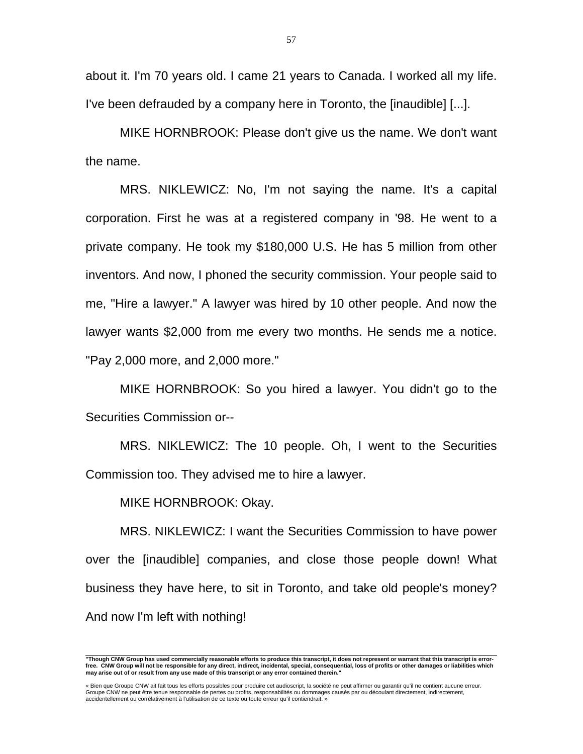about it. I'm 70 years old. I came 21 years to Canada. I worked all my life. I've been defrauded by a company here in Toronto, the [inaudible] [...].

MIKE HORNBROOK: Please don't give us the name. We don't want the name.

MRS. NIKLEWICZ: No, I'm not saying the name. It's a capital corporation. First he was at a registered company in '98. He went to a private company. He took my $180,000 U.S. He has 5 million from other inventors. And now, I phoned the security commission. Your people said to me, "Hire a lawyer." A lawyer was hired by 10 other people. And now the lawyer wants $2,000 from me every two months. He sends me a notice. "Pay 2,000 more, and 2,000 more."

MIKE HORNBROOK: So you hired a lawyer. You didn't go to the Securities Commission or--

MRS. NIKLEWICZ: The 10 people. Oh, I went to the Securities Commission too. They advised me to hire a lawyer.

MIKE HORNBROOK: Okay.

MRS. NIKLEWICZ: I want the Securities Commission to have power over the [inaudible] companies, and close those people down! What business they have here, to sit in Toronto, and take old people's money? And now I'm left with nothing!

**"Though CNW Group has used commercially reasonable efforts to produce this transcript, it does not represent or warrant that this transcript is error-free. CNW Group will not be responsible for any direct, indirect, incidental, special, consequential, loss of profits or other damages or liabilities which may arise out of or result from any use made of this transcript or any error contained therein."**

« Bien que Groupe CNW ait fait tous les efforts possibles pour produire cet audioscript, la société ne peut affirmer ou garantir qu'il ne contient aucune erreur. Groupe CNW ne peut être tenue responsable de pertes ou profits, responsabilités ou dommages causés par ou découlant directement, indirectement, accidentellement ou corrélativement à l'utilisation de ce texte ou toute erreur qu'il contiendrait. »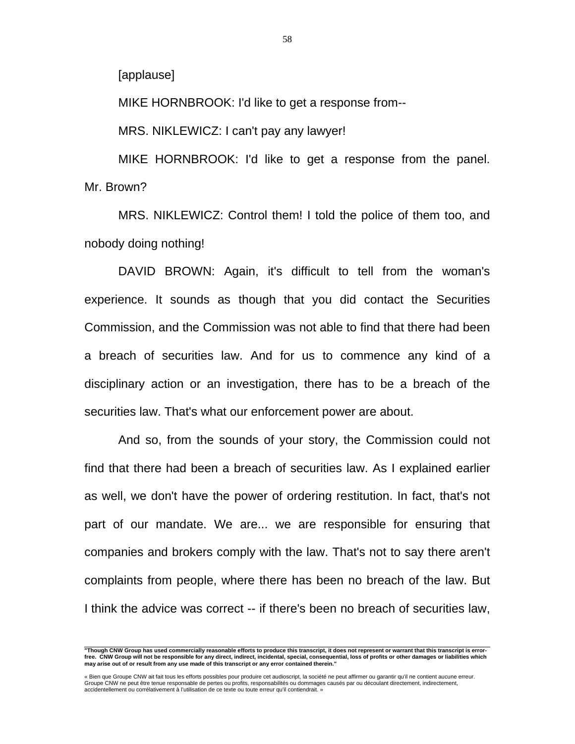[applause]

MIKE HORNBROOK: I'd like to get a response from--

MRS. NIKLEWICZ: I can't pay any lawyer!

MIKE HORNBROOK: I'd like to get a response from the panel. Mr. Brown?

MRS. NIKLEWICZ: Control them! I told the police of them too, and nobody doing nothing!

DAVID BROWN: Again, it's difficult to tell from the woman's experience. It sounds as though that you did contact the Securities Commission, and the Commission was not able to find that there had been a breach of securities law. And for us to commence any kind of a disciplinary action or an investigation, there has to be a breach of the securities law. That's what our enforcement power are about.

And so, from the sounds of your story, the Commission could not find that there had been a breach of securities law. As I explained earlier as well, we don't have the power of ordering restitution. In fact, that's not part of our mandate. We are... we are responsible for ensuring that companies and brokers comply with the law. That's not to say there aren't complaints from people, where there has been no breach of the law. But I think the advice was correct -- if there's been no breach of securities law,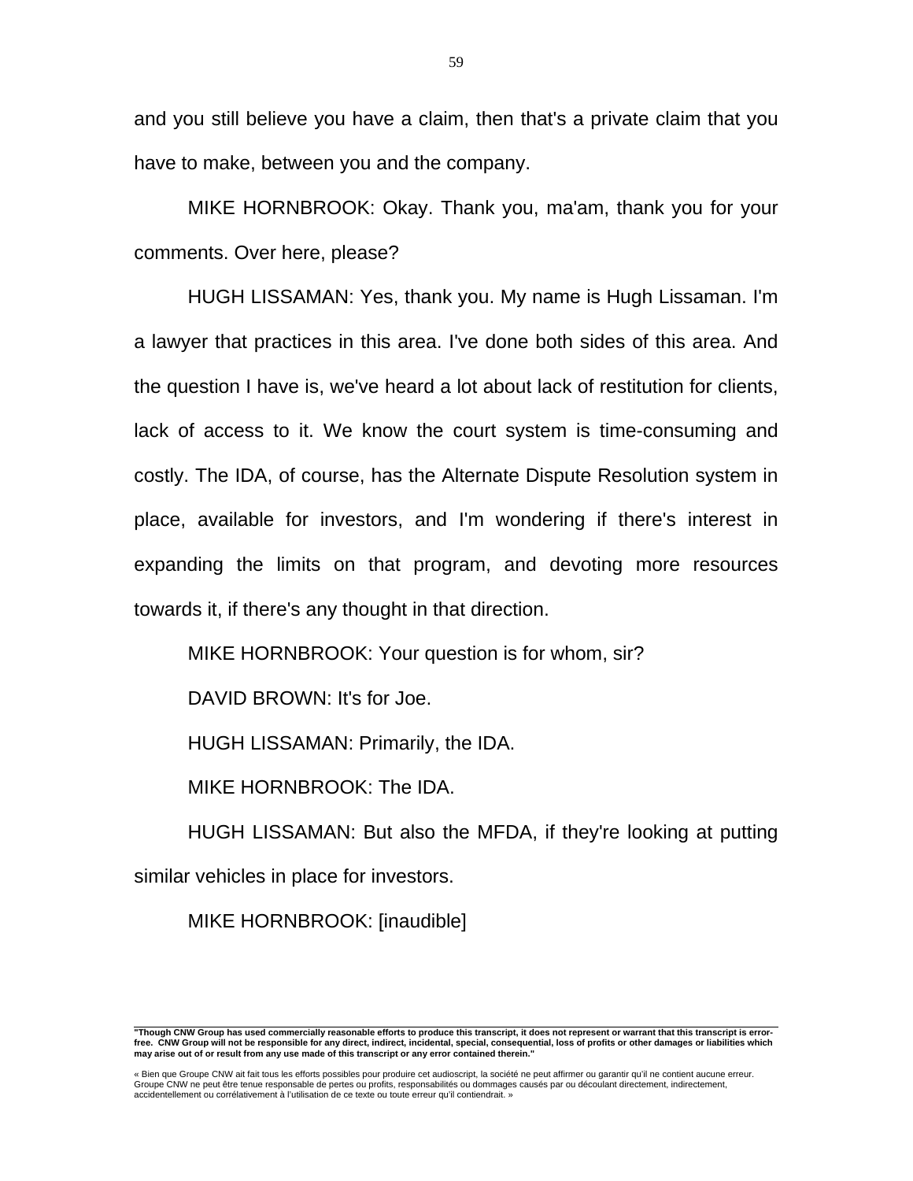and you still believe you have a claim, then that's a private claim that you have to make, between you and the company.

MIKE HORNBROOK: Okay. Thank you, ma'am, thank you for your comments. Over here, please?

HUGH LISSAMAN: Yes, thank you. My name is Hugh Lissaman. I'm a lawyer that practices in this area. I've done both sides of this area. And the question I have is, we've heard a lot about lack of restitution for clients, lack of access to it. We know the court system is time-consuming and costly. The IDA, of course, has the Alternate Dispute Resolution system in place, available for investors, and I'm wondering if there's interest in expanding the limits on that program, and devoting more resources towards it, if there's any thought in that direction.

MIKE HORNBROOK: Your question is for whom, sir?

DAVID BROWN: It's for Joe.

HUGH LISSAMAN: Primarily, the IDA.

MIKE HORNBROOK: The IDA.

HUGH LISSAMAN: But also the MFDA, if they're looking at putting similar vehicles in place for investors.

MIKE HORNBROOK: [inaudible]

---

**"Though CNW Group has used commercially reasonable efforts to produce this transcript, it does not represent or warrant that this transcript is error-free. CNW Group will not be responsible for any direct, indirect, incidental, special, consequential, loss of profits or other damages or liabilities which may arise out of or result from any use made of this transcript or any error contained therein."**

« Bien que Groupe CNW ait fait tous les efforts possibles pour produire cet audioscript, la société ne peut affirmer ou garantir qu'il ne contient aucune erreur. Groupe CNW ne peut être tenue responsable de pertes ou profits, responsabilités ou dommages causés par ou découlant directement, indirectement, accidentellement ou corrélativement à l'utilisation de ce texte ou toute erreur qu'il contiendrait. »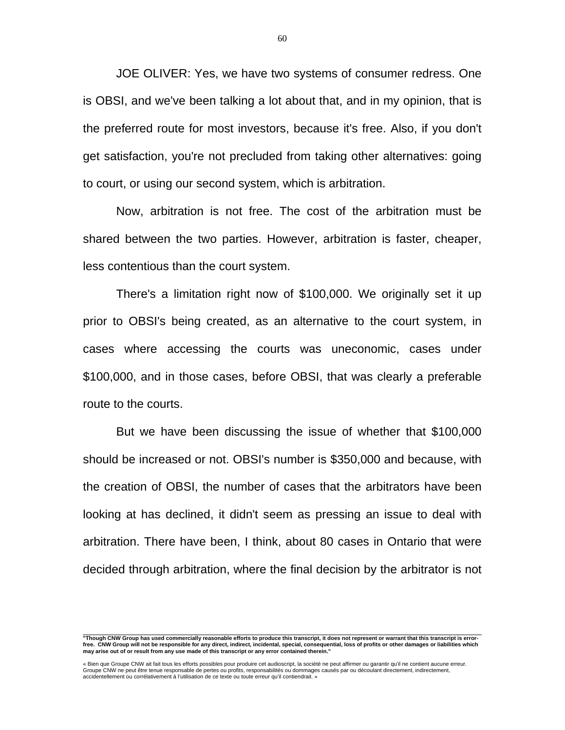JOE OLIVER: Yes, we have two systems of consumer redress. One is OBSI, and we've been talking a lot about that, and in my opinion, that is the preferred route for most investors, because it's free. Also, if you don't get satisfaction, you're not precluded from taking other alternatives: going to court, or using our second system, which is arbitration.

Now, arbitration is not free. The cost of the arbitration must be shared between the two parties. However, arbitration is faster, cheaper, less contentious than the court system.

There's a limitation right now of $100,000. We originally set it up prior to OBSI's being created, as an alternative to the court system, in cases where accessing the courts was uneconomic, cases under $100,000, and in those cases, before OBSI, that was clearly a preferable route to the courts.

But we have been discussing the issue of whether that $100,000 should be increased or not. OBSI's number is $350,000 and because, with the creation of OBSI, the number of cases that the arbitrators have been looking at has declined, it didn't seem as pressing an issue to deal with arbitration. There have been, I think, about 80 cases in Ontario that were decided through arbitration, where the final decision by the arbitrator is not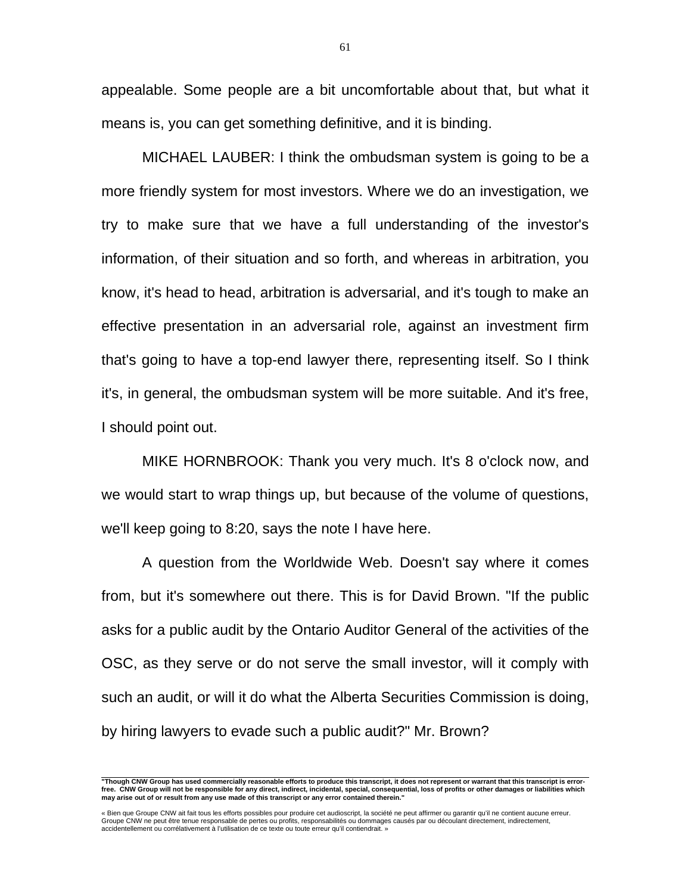appealable. Some people are a bit uncomfortable about that, but what it means is, you can get something definitive, and it is binding.

MICHAEL LAUBER: I think the ombudsman system is going to be a more friendly system for most investors. Where we do an investigation, we try to make sure that we have a full understanding of the investor's information, of their situation and so forth, and whereas in arbitration, you know, it's head to head, arbitration is adversarial, and it's tough to make an effective presentation in an adversarial role, against an investment firm that's going to have a top-end lawyer there, representing itself. So I think it's, in general, the ombudsman system will be more suitable. And it's free, I should point out.

MIKE HORNBROOK: Thank you very much. It's 8 o'clock now, and we would start to wrap things up, but because of the volume of questions, we'll keep going to 8:20, says the note I have here.

A question from the Worldwide Web. Doesn't say where it comes from, but it's somewhere out there. This is for David Brown. "If the public asks for a public audit by the Ontario Auditor General of the activities of the OSC, as they serve or do not serve the small investor, will it comply with such an audit, or will it do what the Alberta Securities Commission is doing, by hiring lawyers to evade such a public audit?" Mr. Brown?

**"Though CNW Group has used commercially reasonable efforts to produce this transcript, it does not represent or warrant that this transcript is error-free. CNW Group will not be responsible for any direct, indirect, incidental, special, consequential, loss of profits or other damages or liabilities which may arise out of or result from any use made of this transcript or any error contained therein."**

« Bien que Groupe CNW ait fait tous les efforts possibles pour produire cet audioscript, la société ne peut affirmer ou garantir qu'il ne contient aucune erreur. Groupe CNW ne peut être tenue responsable de pertes ou profits, responsabilités ou dommages causés par ou découlant directement, indirectement, accidentellement ou corrélativement à l'utilisation de ce texte ou toute erreur qu'il contiendrait. »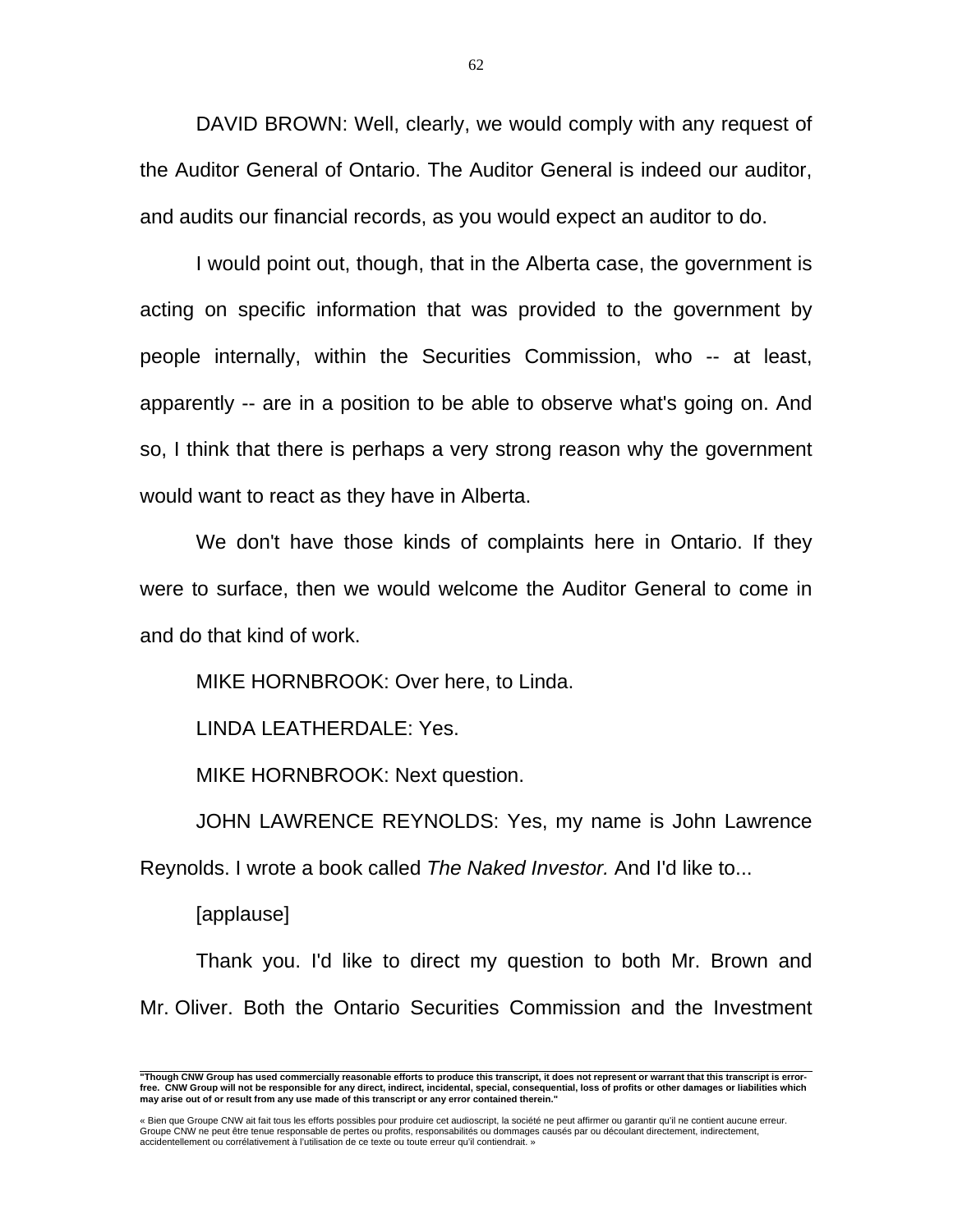DAVID BROWN: Well, clearly, we would comply with any request of the Auditor General of Ontario. The Auditor General is indeed our auditor, and audits our financial records, as you would expect an auditor to do.

I would point out, though, that in the Alberta case, the government is acting on specific information that was provided to the government by people internally, within the Securities Commission, who -- at least, apparently -- are in a position to be able to observe what's going on. And so, I think that there is perhaps a very strong reason why the government would want to react as they have in Alberta.

We don't have those kinds of complaints here in Ontario. If they were to surface, then we would welcome the Auditor General to come in and do that kind of work.

MIKE HORNBROOK: Over here, to Linda.

LINDA LEATHERDALE: Yes.

MIKE HORNBROOK: Next question.

JOHN LAWRENCE REYNOLDS: Yes, my name is John Lawrence Reynolds. I wrote a book called *The Naked Investor.* And I'd like to...

[applause]

Thank you. I'd like to direct my question to both Mr. Brown and Mr. Oliver. Both the Ontario Securities Commission and the Investment

---

**"Though CNW Group has used commercially reasonable efforts to produce this transcript, it does not represent or warrant that this transcript is error-free. CNW Group will not be responsible for any direct, indirect, incidental, special, consequential, loss of profits or other damages or liabilities which may arise out of or result from any use made of this transcript or any error contained therein."**

« Bien que Groupe CNW ait fait tous les efforts possibles pour produire cet audioscript, la société ne peut affirmer ou garantir qu'il ne contient aucune erreur. Groupe CNW ne peut être tenue responsable de pertes ou profits, responsabilités ou dommages causés par ou découlant directement, indirectement, accidentellement ou corrélativement à l'utilisation de ce texte ou toute erreur qu'il contiendrait. »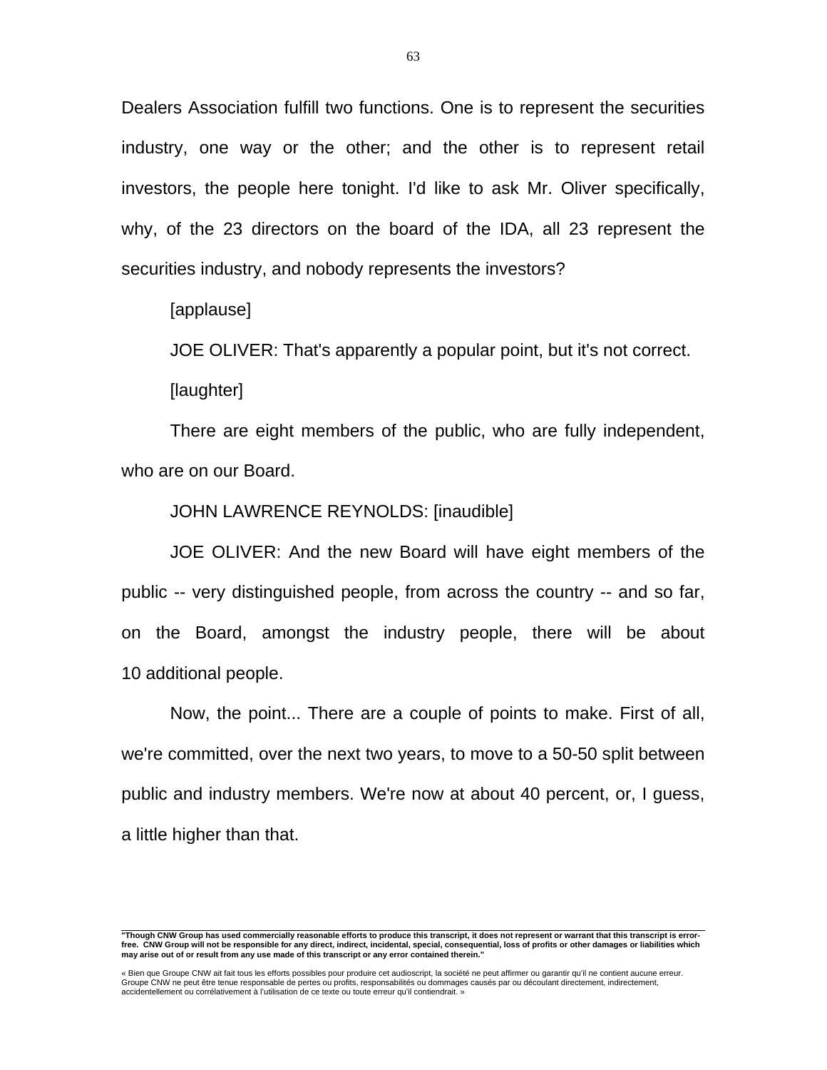Dealers Association fulfill two functions. One is to represent the securities industry, one way or the other; and the other is to represent retail investors, the people here tonight. I'd like to ask Mr. Oliver specifically, why, of the 23 directors on the board of the IDA, all 23 represent the securities industry, and nobody represents the investors?

[applause]

JOE OLIVER: That's apparently a popular point, but it's not correct.

[laughter]

There are eight members of the public, who are fully independent, who are on our Board.

JOHN LAWRENCE REYNOLDS: [inaudible]

JOE OLIVER: And the new Board will have eight members of the public -- very distinguished people, from across the country -- and so far, on the Board, amongst the industry people, there will be about 10 additional people.

Now, the point... There are a couple of points to make. First of all, we're committed, over the next two years, to move to a 50-50 split between public and industry members. We're now at about 40 percent, or, I guess, a little higher than that.

**"Though CNW Group has used commercially reasonable efforts to produce this transcript, it does not represent or warrant that this transcript is error-free. CNW Group will not be responsible for any direct, indirect, incidental, special, consequential, loss of profits or other damages or liabilities which may arise out of or result from any use made of this transcript or any error contained therein."**

« Bien que Groupe CNW ait fait tous les efforts possibles pour produire cet audioscript, la société ne peut affirmer ou garantir qu'il ne contient aucune erreur. Groupe CNW ne peut être tenue responsable de pertes ou profits, responsabilités ou dommages causés par ou découlant directement, indirectement, accidentellement ou corrélativement à l'utilisation de ce texte ou toute erreur qu'il contiendrait. »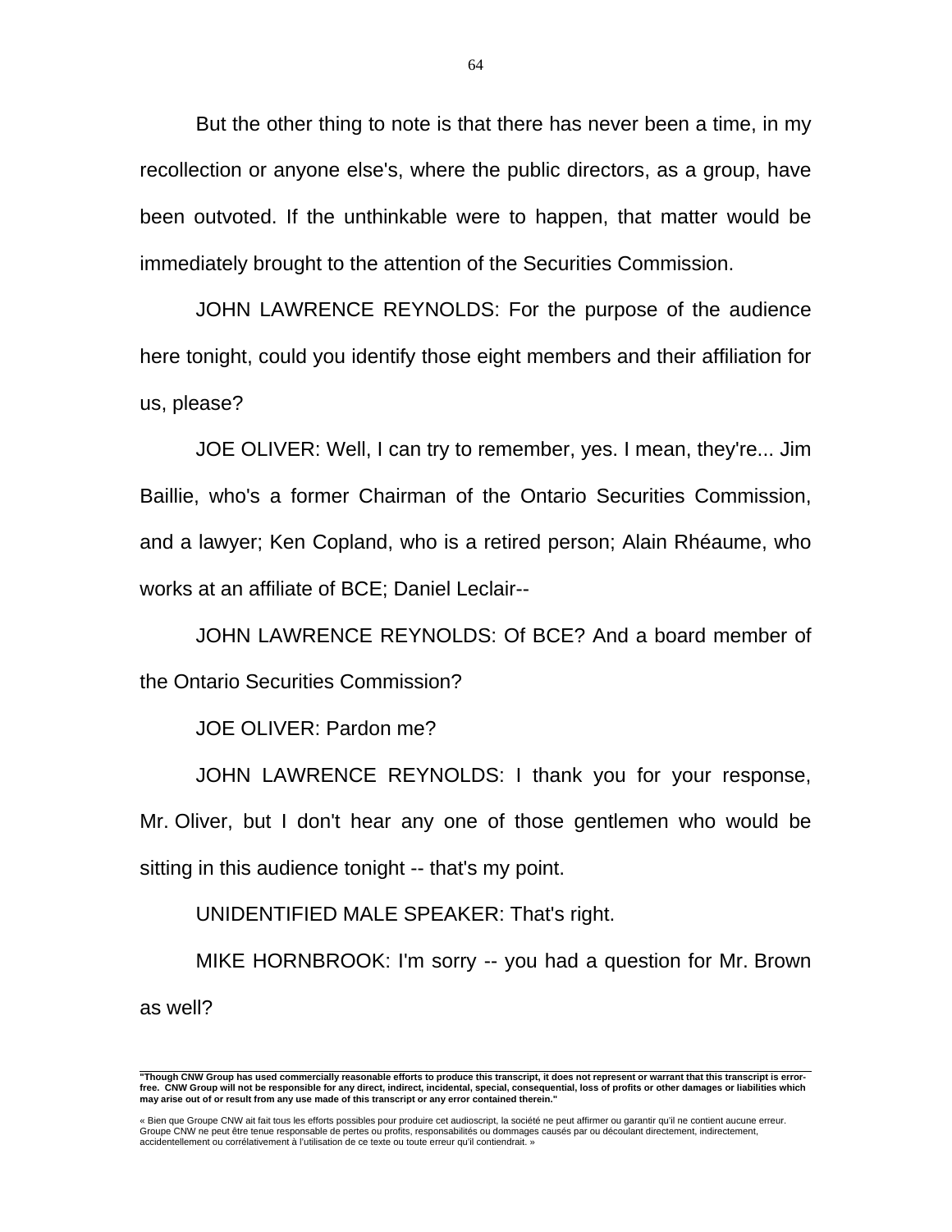But the other thing to note is that there has never been a time, in my recollection or anyone else's, where the public directors, as a group, have been outvoted. If the unthinkable were to happen, that matter would be immediately brought to the attention of the Securities Commission.

JOHN LAWRENCE REYNOLDS: For the purpose of the audience here tonight, could you identify those eight members and their affiliation for us, please?

JOE OLIVER: Well, I can try to remember, yes. I mean, they're... Jim Baillie, who's a former Chairman of the Ontario Securities Commission, and a lawyer; Ken Copland, who is a retired person; Alain Rhéaume, who works at an affiliate of BCE; Daniel Leclair--

JOHN LAWRENCE REYNOLDS: Of BCE? And a board member of the Ontario Securities Commission?

JOE OLIVER: Pardon me?

JOHN LAWRENCE REYNOLDS: I thank you for your response, Mr. Oliver, but I don't hear any one of those gentlemen who would be sitting in this audience tonight -- that's my point.

UNIDENTIFIED MALE SPEAKER: That's right.

MIKE HORNBROOK: I'm sorry -- you had a question for Mr. Brown as well?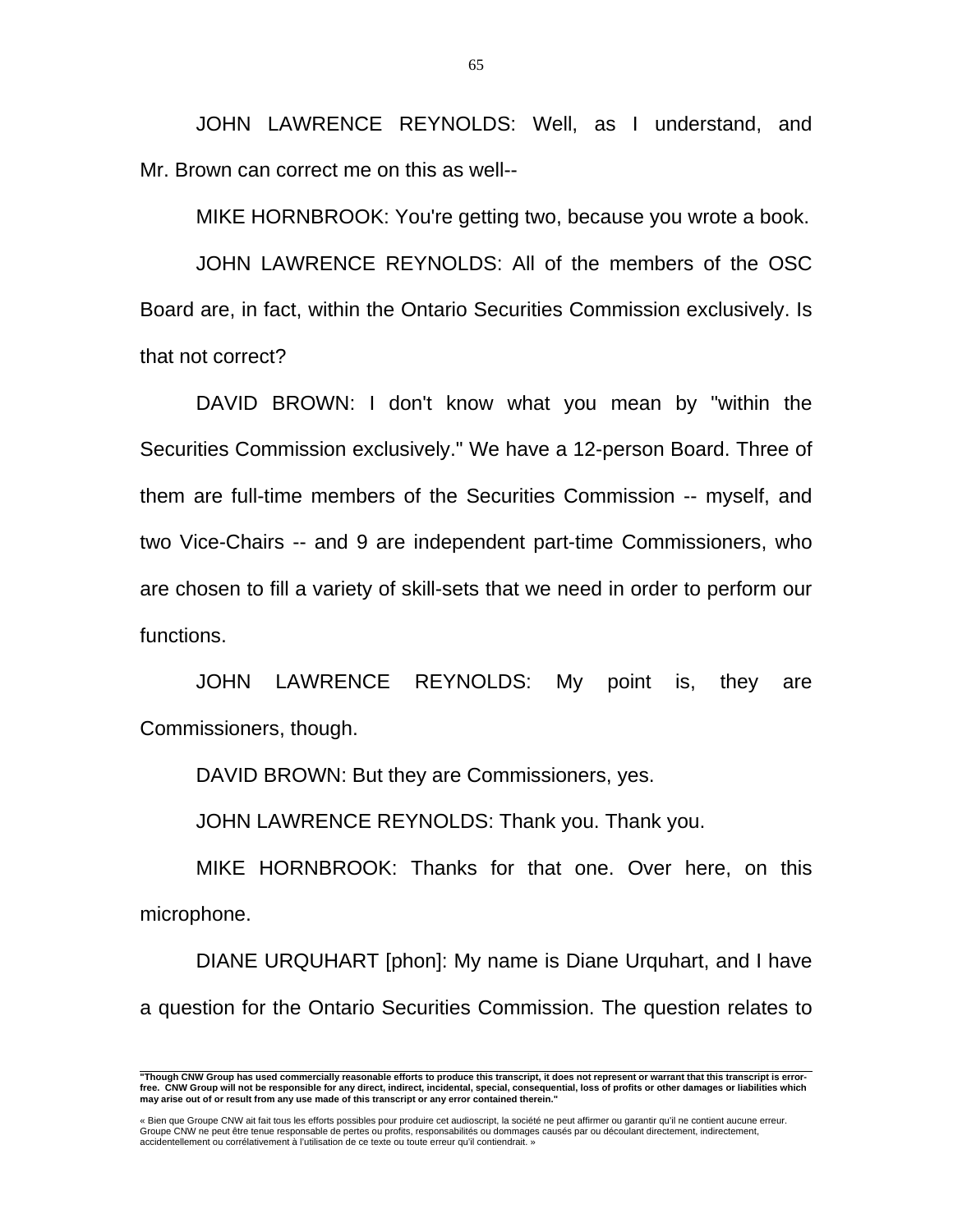JOHN LAWRENCE REYNOLDS: Well, as I understand, and Mr. Brown can correct me on this as well--

MIKE HORNBROOK: You're getting two, because you wrote a book.

JOHN LAWRENCE REYNOLDS: All of the members of the OSC Board are, in fact, within the Ontario Securities Commission exclusively. Is that not correct?

DAVID BROWN: I don't know what you mean by "within the Securities Commission exclusively." We have a 12-person Board. Three of them are full-time members of the Securities Commission -- myself, and two Vice-Chairs -- and 9 are independent part-time Commissioners, who are chosen to fill a variety of skill-sets that we need in order to perform our functions.

JOHN LAWRENCE REYNOLDS: My point is, they are Commissioners, though.

DAVID BROWN: But they are Commissioners, yes.

JOHN LAWRENCE REYNOLDS: Thank you. Thank you.

MIKE HORNBROOK: Thanks for that one. Over here, on this microphone.

DIANE URQUHART [phon]: My name is Diane Urquhart, and I have a question for the Ontario Securities Commission. The question relates to

**"Though CNW Group has used commercially reasonable efforts to produce this transcript, it does not represent or warrant that this transcript is error-free. CNW Group will not be responsible for any direct, indirect, incidental, special, consequential, loss of profits or other damages or liabilities which may arise out of or result from any use made of this transcript or any error contained therein."**

« Bien que Groupe CNW ait fait tous les efforts possibles pour produire cet audioscript, la société ne peut affirmer ou garantir qu'il ne contient aucune erreur. Groupe CNW ne peut être tenue responsable de pertes ou profits, responsabilités ou dommages causés par ou découlant directement, indirectement, accidentellement ou corrélativement à l'utilisation de ce texte ou toute erreur qu'il contiendrait. »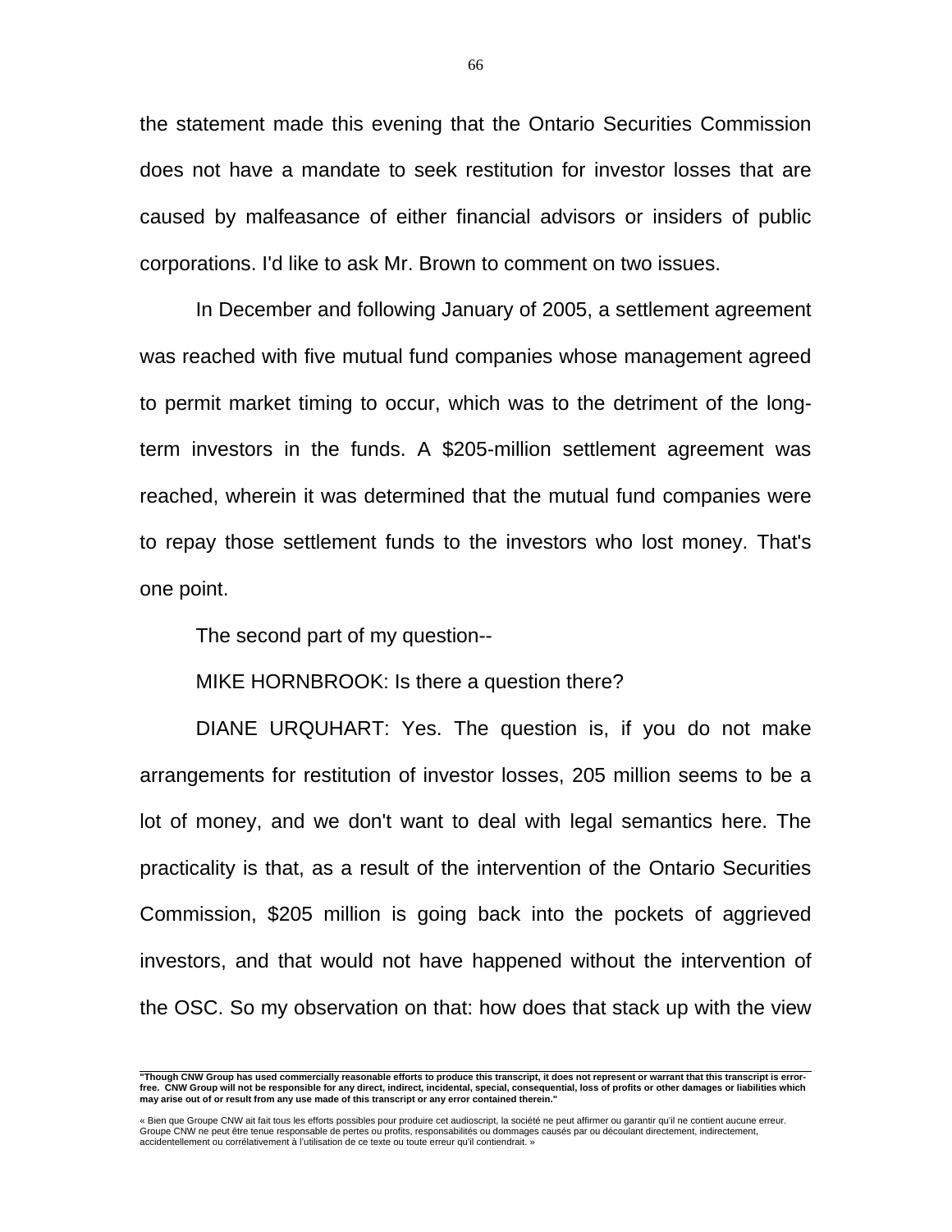the statement made this evening that the Ontario Securities Commission does not have a mandate to seek restitution for investor losses that are caused by malfeasance of either financial advisors or insiders of public corporations. I'd like to ask Mr. Brown to comment on two issues.

In December and following January of 2005, a settlement agreement was reached with five mutual fund companies whose management agreed to permit market timing to occur, which was to the detriment of the long-term investors in the funds. A $205-million settlement agreement was reached, wherein it was determined that the mutual fund companies were to repay those settlement funds to the investors who lost money. That's one point.

The second part of my question--

MIKE HORNBROOK: Is there a question there?

DIANE URQUHART: Yes. The question is, if you do not make arrangements for restitution of investor losses, 205 million seems to be a lot of money, and we don't want to deal with legal semantics here. The practicality is that, as a result of the intervention of the Ontario Securities Commission, $205 million is going back into the pockets of aggrieved investors, and that would not have happened without the intervention of the OSC. So my observation on that: how does that stack up with the view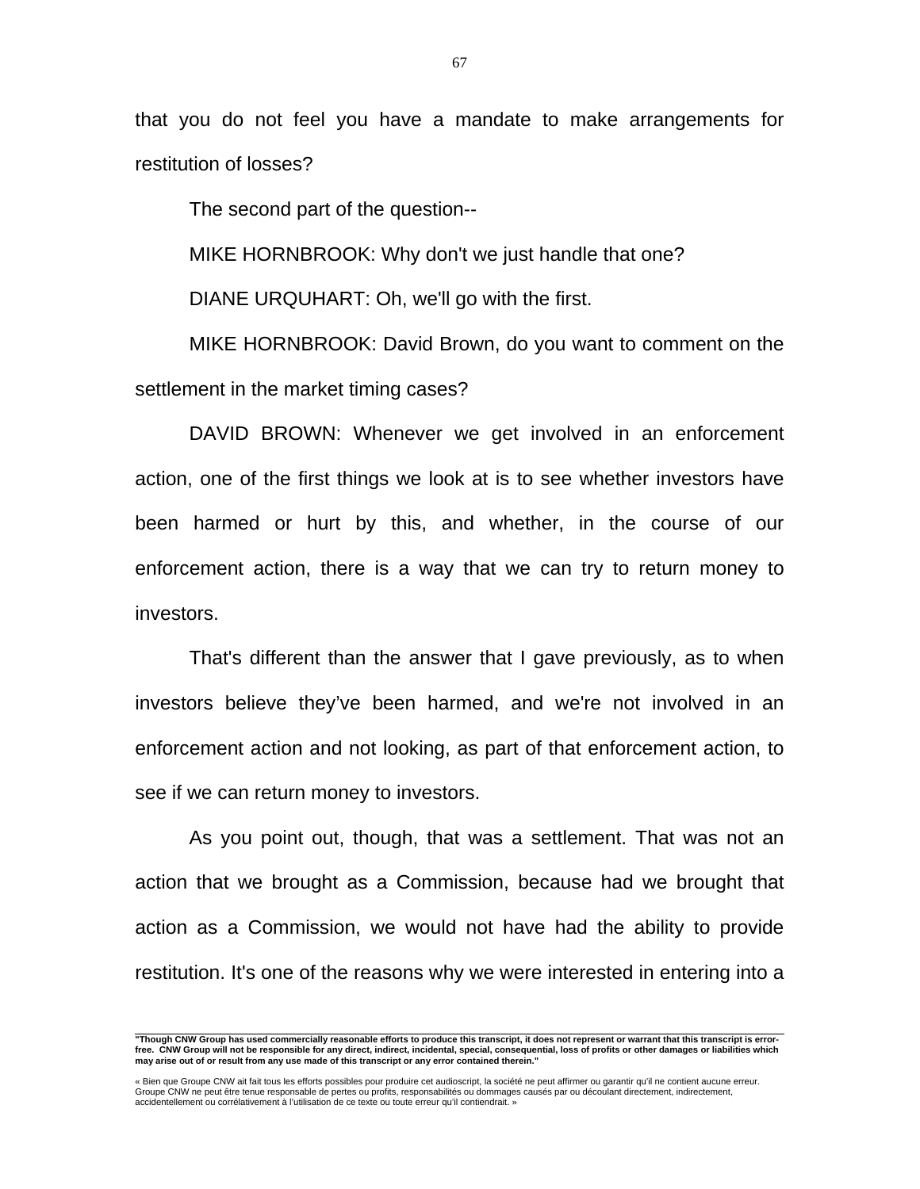that you do not feel you have a mandate to make arrangements for restitution of losses?

The second part of the question--

MIKE HORNBROOK: Why don't we just handle that one?

DIANE URQUHART: Oh, we'll go with the first.

MIKE HORNBROOK: David Brown, do you want to comment on the settlement in the market timing cases?

DAVID BROWN: Whenever we get involved in an enforcement action, one of the first things we look at is to see whether investors have been harmed or hurt by this, and whether, in the course of our enforcement action, there is a way that we can try to return money to investors.

That's different than the answer that I gave previously, as to when investors believe they've been harmed, and we're not involved in an enforcement action and not looking, as part of that enforcement action, to see if we can return money to investors.

As you point out, though, that was a settlement. That was not an action that we brought as a Commission, because had we brought that action as a Commission, we would not have had the ability to provide restitution. It's one of the reasons why we were interested in entering into a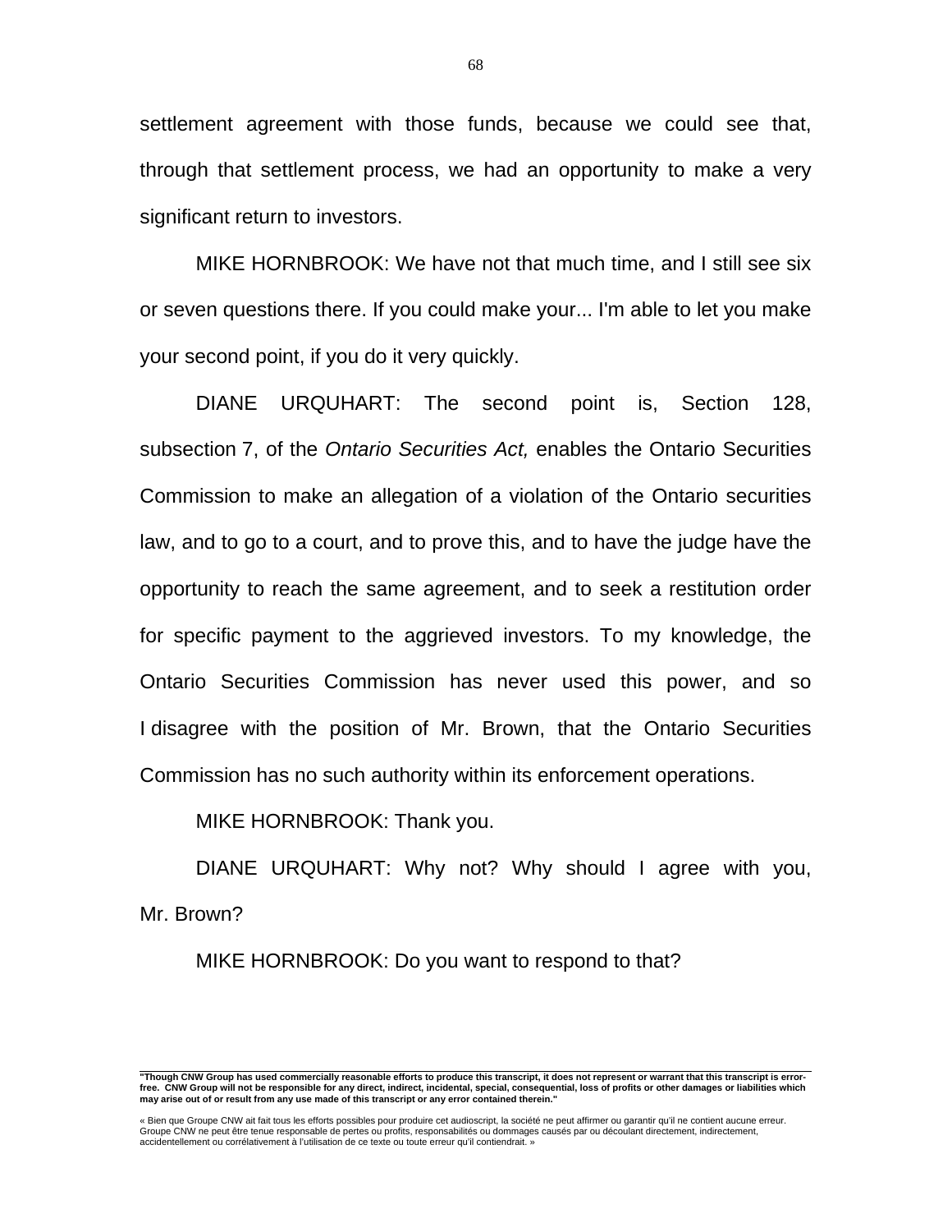settlement agreement with those funds, because we could see that, through that settlement process, we had an opportunity to make a very significant return to investors.

MIKE HORNBROOK: We have not that much time, and I still see six or seven questions there. If you could make your... I'm able to let you make your second point, if you do it very quickly.

DIANE URQUHART: The second point is, Section 128, subsection 7, of the *Ontario Securities Act,* enables the Ontario Securities Commission to make an allegation of a violation of the Ontario securities law, and to go to a court, and to prove this, and to have the judge have the opportunity to reach the same agreement, and to seek a restitution order for specific payment to the aggrieved investors. To my knowledge, the Ontario Securities Commission has never used this power, and so I disagree with the position of Mr. Brown, that the Ontario Securities Commission has no such authority within its enforcement operations.

MIKE HORNBROOK: Thank you.

DIANE URQUHART: Why not? Why should I agree with you, Mr. Brown?

MIKE HORNBROOK: Do you want to respond to that?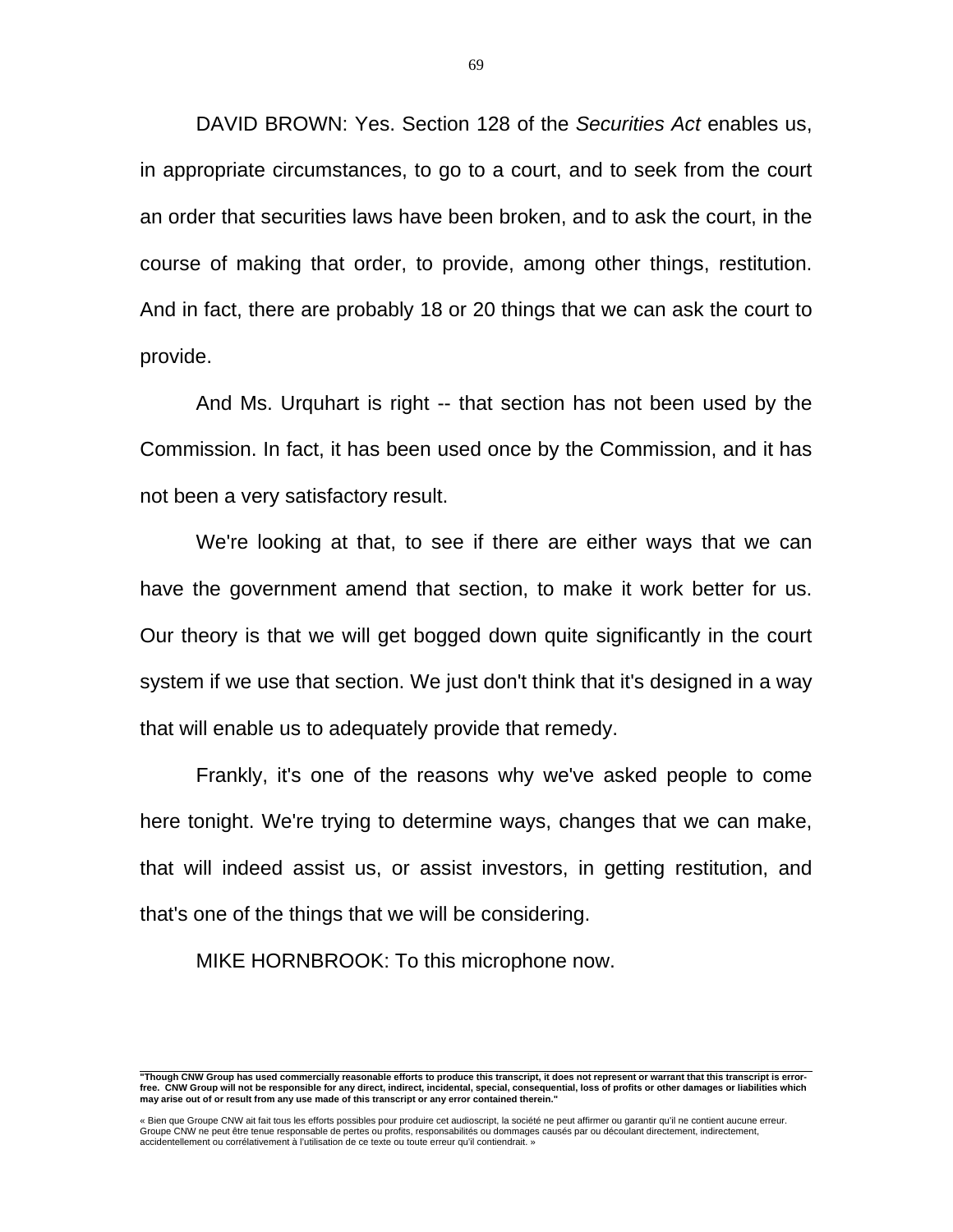DAVID BROWN: Yes. Section 128 of the *Securities Act* enables us, in appropriate circumstances, to go to a court, and to seek from the court an order that securities laws have been broken, and to ask the court, in the course of making that order, to provide, among other things, restitution. And in fact, there are probably 18 or 20 things that we can ask the court to provide.

And Ms. Urquhart is right -- that section has not been used by the Commission. In fact, it has been used once by the Commission, and it has not been a very satisfactory result.

We're looking at that, to see if there are either ways that we can have the government amend that section, to make it work better for us. Our theory is that we will get bogged down quite significantly in the court system if we use that section. We just don't think that it's designed in a way that will enable us to adequately provide that remedy.

Frankly, it's one of the reasons why we've asked people to come here tonight. We're trying to determine ways, changes that we can make, that will indeed assist us, or assist investors, in getting restitution, and that's one of the things that we will be considering.

MIKE HORNBROOK: To this microphone now.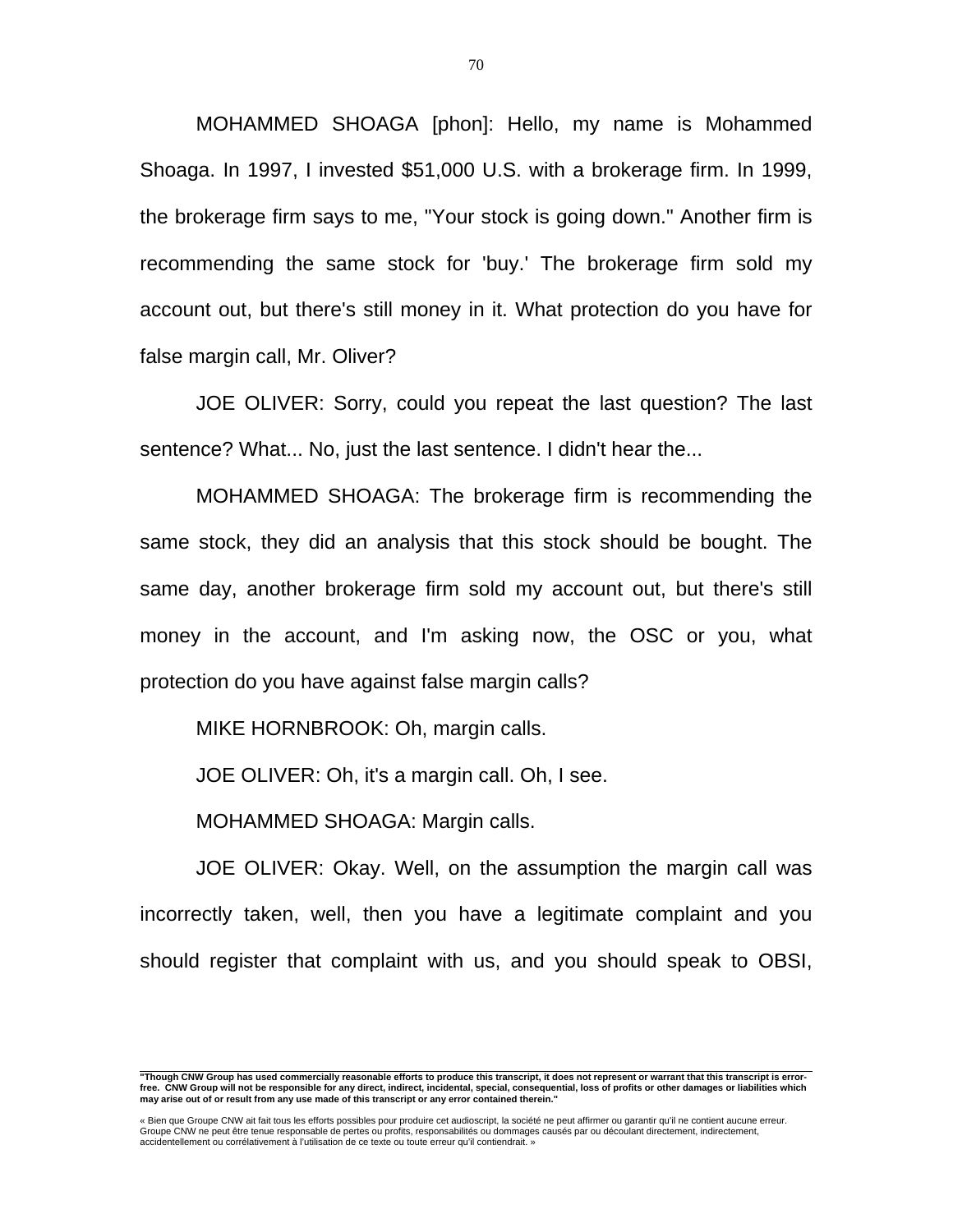MOHAMMED SHOAGA [phon]: Hello, my name is Mohammed Shoaga. In 1997, I invested $51,000 U.S. with a brokerage firm. In 1999, the brokerage firm says to me, "Your stock is going down." Another firm is recommending the same stock for 'buy.' The brokerage firm sold my account out, but there's still money in it. What protection do you have for false margin call, Mr. Oliver?

JOE OLIVER: Sorry, could you repeat the last question? The last sentence? What... No, just the last sentence. I didn't hear the...

MOHAMMED SHOAGA: The brokerage firm is recommending the same stock, they did an analysis that this stock should be bought. The same day, another brokerage firm sold my account out, but there's still money in the account, and I'm asking now, the OSC or you, what protection do you have against false margin calls?

MIKE HORNBROOK: Oh, margin calls.

JOE OLIVER: Oh, it's a margin call. Oh, I see.

MOHAMMED SHOAGA: Margin calls.

JOE OLIVER: Okay. Well, on the assumption the margin call was incorrectly taken, well, then you have a legitimate complaint and you should register that complaint with us, and you should speak to OBSI,

**"Though CNW Group has used commercially reasonable efforts to produce this transcript, it does not represent or warrant that this transcript is error-free. CNW Group will not be responsible for any direct, indirect, incidental, special, consequential, loss of profits or other damages or liabilities which may arise out of or result from any use made of this transcript or any error contained therein."**

« Bien que Groupe CNW ait fait tous les efforts possibles pour produire cet audioscript, la société ne peut affirmer ou garantir qu'il ne contient aucune erreur. Groupe CNW ne peut être tenue responsable de pertes ou profits, responsabilités ou dommages causés par ou découlant directement, indirectement, accidentellement ou corrélativement à l'utilisation de ce texte ou toute erreur qu'il contiendrait. »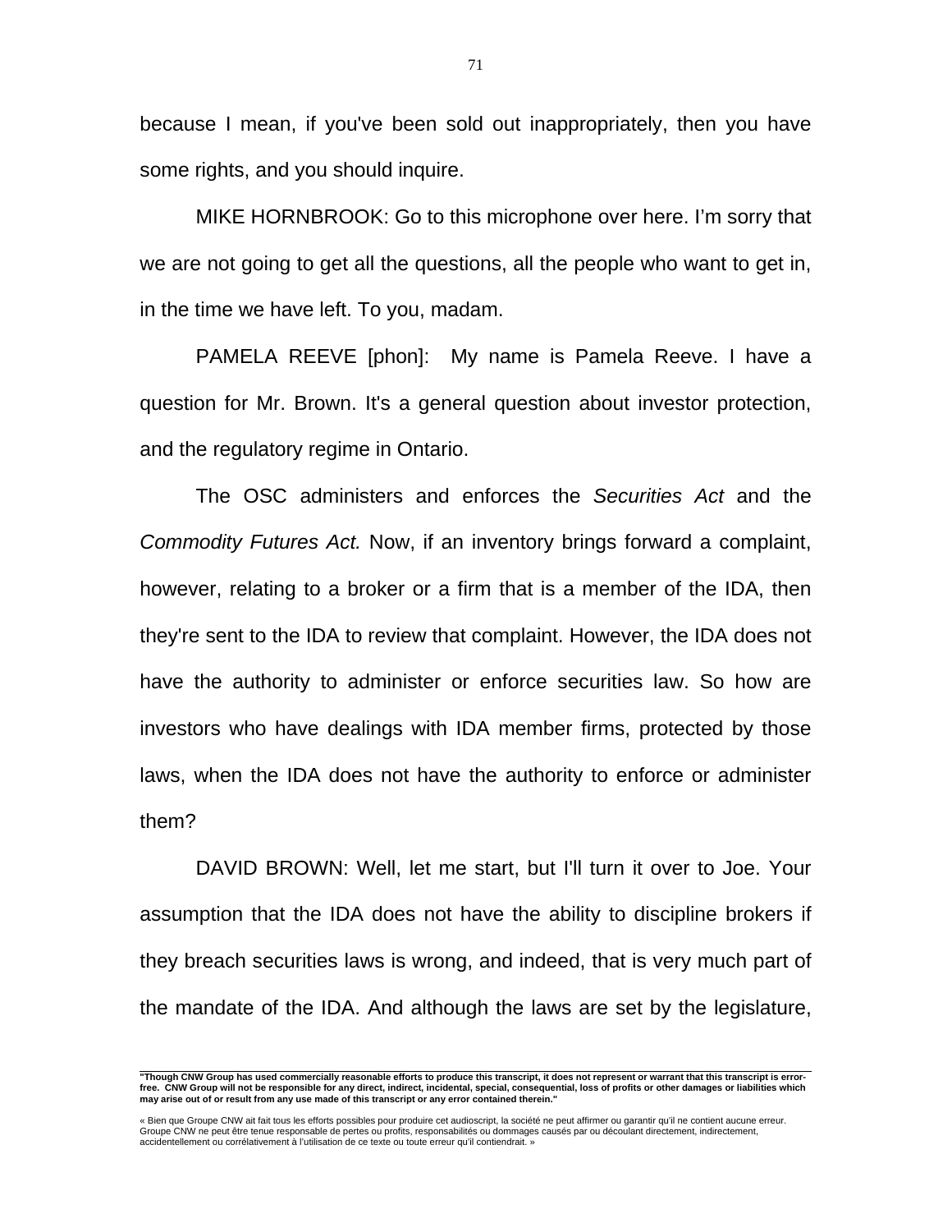because I mean, if you've been sold out inappropriately, then you have some rights, and you should inquire.

MIKE HORNBROOK: Go to this microphone over here. I'm sorry that we are not going to get all the questions, all the people who want to get in, in the time we have left. To you, madam.

PAMELA REEVE [phon]: My name is Pamela Reeve. I have a question for Mr. Brown. It's a general question about investor protection, and the regulatory regime in Ontario.

The OSC administers and enforces the *Securities Act* and the *Commodity Futures Act.* Now, if an inventory brings forward a complaint, however, relating to a broker or a firm that is a member of the IDA, then they're sent to the IDA to review that complaint. However, the IDA does not have the authority to administer or enforce securities law. So how are investors who have dealings with IDA member firms, protected by those laws, when the IDA does not have the authority to enforce or administer them?

DAVID BROWN: Well, let me start, but I'll turn it over to Joe. Your assumption that the IDA does not have the ability to discipline brokers if they breach securities laws is wrong, and indeed, that is very much part of the mandate of the IDA. And although the laws are set by the legislature,

**"Though CNW Group has used commercially reasonable efforts to produce this transcript, it does not represent or warrant that this transcript is error-free. CNW Group will not be responsible for any direct, indirect, incidental, special, consequential, loss of profits or other damages or liabilities which may arise out of or result from any use made of this transcript or any error contained therein."**

« Bien que Groupe CNW ait fait tous les efforts possibles pour produire cet audioscript, la société ne peut affirmer ou garantir qu'il ne contient aucune erreur. Groupe CNW ne peut être tenue responsable de pertes ou profits, responsabilités ou dommages causés par ou découlant directement, indirectement, accidentellement ou corrélativement à l'utilisation de ce texte ou toute erreur qu'il contiendrait. »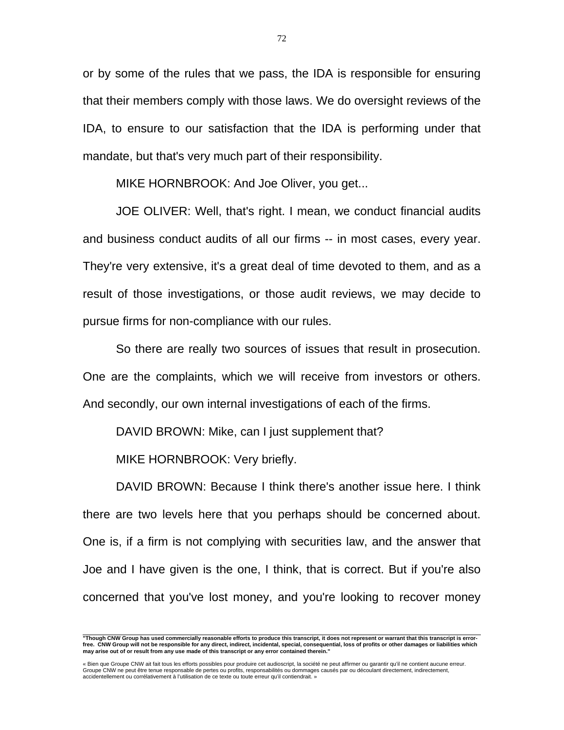or by some of the rules that we pass, the IDA is responsible for ensuring that their members comply with those laws. We do oversight reviews of the IDA, to ensure to our satisfaction that the IDA is performing under that mandate, but that's very much part of their responsibility.

MIKE HORNBROOK: And Joe Oliver, you get...

JOE OLIVER: Well, that's right. I mean, we conduct financial audits and business conduct audits of all our firms -- in most cases, every year. They're very extensive, it's a great deal of time devoted to them, and as a result of those investigations, or those audit reviews, we may decide to pursue firms for non-compliance with our rules.

So there are really two sources of issues that result in prosecution. One are the complaints, which we will receive from investors or others. And secondly, our own internal investigations of each of the firms.

DAVID BROWN: Mike, can I just supplement that?

MIKE HORNBROOK: Very briefly.

DAVID BROWN: Because I think there's another issue here. I think there are two levels here that you perhaps should be concerned about. One is, if a firm is not complying with securities law, and the answer that Joe and I have given is the one, I think, that is correct. But if you're also concerned that you've lost money, and you're looking to recover money

**"Though CNW Group has used commercially reasonable efforts to produce this transcript, it does not represent or warrant that this transcript is error-free. CNW Group will not be responsible for any direct, indirect, incidental, special, consequential, loss of profits or other damages or liabilities which may arise out of or result from any use made of this transcript or any error contained therein."**

« Bien que Groupe CNW ait fait tous les efforts possibles pour produire cet audioscript, la société ne peut affirmer ou garantir qu'il ne contient aucune erreur. Groupe CNW ne peut être tenue responsable de pertes ou profits, responsabilités ou dommages causés par ou découlant directement, indirectement, accidentellement ou corrélativement à l'utilisation de ce texte ou toute erreur qu'il contiendrait. »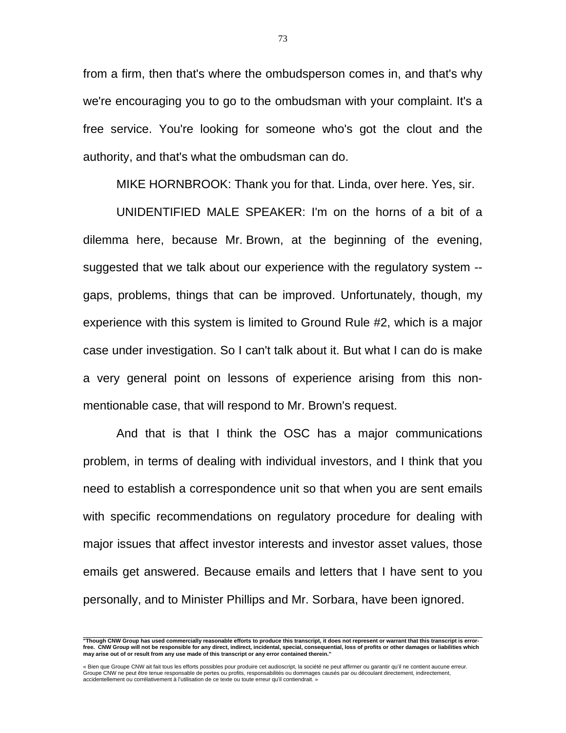from a firm, then that's where the ombudsperson comes in, and that's why we're encouraging you to go to the ombudsman with your complaint. It's a free service. You're looking for someone who's got the clout and the authority, and that's what the ombudsman can do.

MIKE HORNBROOK: Thank you for that. Linda, over here. Yes, sir.

UNIDENTIFIED MALE SPEAKER: I'm on the horns of a bit of a dilemma here, because Mr. Brown, at the beginning of the evening, suggested that we talk about our experience with the regulatory system -- gaps, problems, things that can be improved. Unfortunately, though, my experience with this system is limited to Ground Rule #2, which is a major case under investigation. So I can't talk about it. But what I can do is make a very general point on lessons of experience arising from this non-mentionable case, that will respond to Mr. Brown's request.

And that is that I think the OSC has a major communications problem, in terms of dealing with individual investors, and I think that you need to establish a correspondence unit so that when you are sent emails with specific recommendations on regulatory procedure for dealing with major issues that affect investor interests and investor asset values, those emails get answered. Because emails and letters that I have sent to you personally, and to Minister Phillips and Mr. Sorbara, have been ignored.

**"Though CNW Group has used commercially reasonable efforts to produce this transcript, it does not represent or warrant that this transcript is error-free. CNW Group will not be responsible for any direct, indirect, incidental, special, consequential, loss of profits or other damages or liabilities which may arise out of or result from any use made of this transcript or any error contained therein."**

« Bien que Groupe CNW ait fait tous les efforts possibles pour produire cet audioscript, la société ne peut affirmer ou garantir qu'il ne contient aucune erreur. Groupe CNW ne peut être tenue responsable de pertes ou profits, responsabilités ou dommages causés par ou découlant directement, indirectement, accidentellement ou corrélativement à l'utilisation de ce texte ou toute erreur qu'il contiendrait. »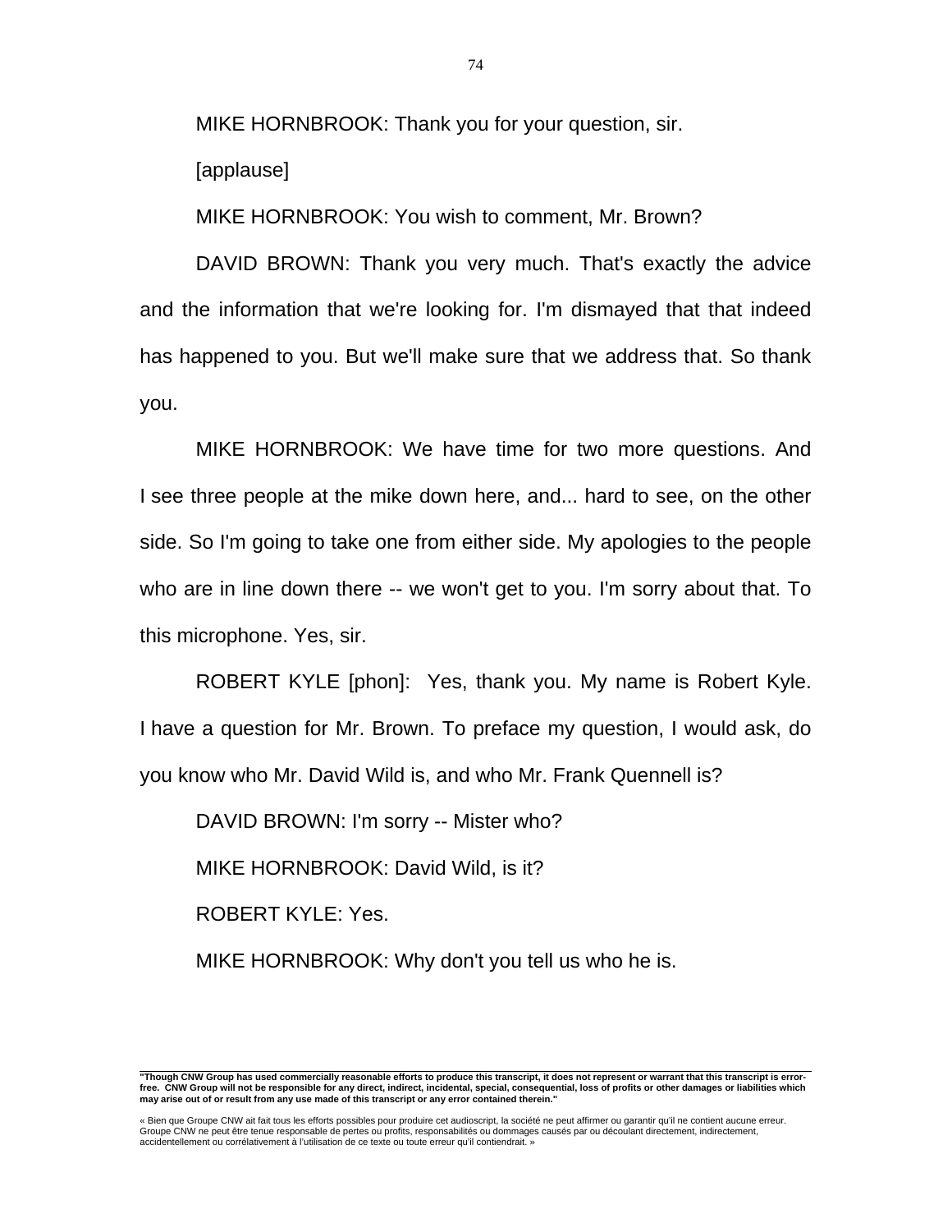MIKE HORNBROOK: Thank you for your question, sir.

[applause]

MIKE HORNBROOK: You wish to comment, Mr. Brown?

DAVID BROWN: Thank you very much. That's exactly the advice and the information that we're looking for. I'm dismayed that that indeed has happened to you. But we'll make sure that we address that. So thank you.

MIKE HORNBROOK: We have time for two more questions. And I see three people at the mike down here, and... hard to see, on the other side. So I'm going to take one from either side. My apologies to the people who are in line down there -- we won't get to you. I'm sorry about that. To this microphone. Yes, sir.

ROBERT KYLE [phon]: Yes, thank you. My name is Robert Kyle. I have a question for Mr. Brown. To preface my question, I would ask, do you know who Mr. David Wild is, and who Mr. Frank Quennell is?

DAVID BROWN: I'm sorry -- Mister who?

MIKE HORNBROOK: David Wild, is it?

ROBERT KYLE: Yes.

MIKE HORNBROOK: Why don't you tell us who he is.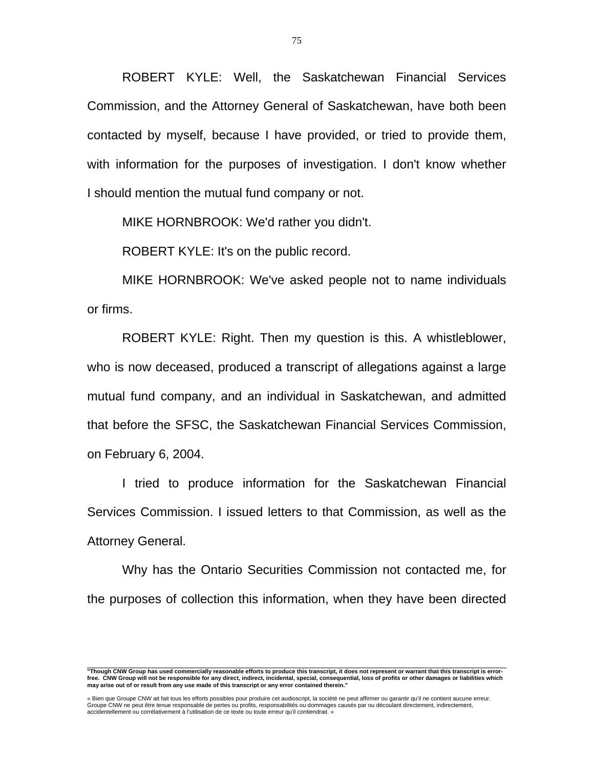ROBERT KYLE: Well, the Saskatchewan Financial Services Commission, and the Attorney General of Saskatchewan, have both been contacted by myself, because I have provided, or tried to provide them, with information for the purposes of investigation. I don't know whether I should mention the mutual fund company or not.

MIKE HORNBROOK: We'd rather you didn't.

ROBERT KYLE: It's on the public record.

MIKE HORNBROOK: We've asked people not to name individuals or firms.

ROBERT KYLE: Right. Then my question is this. A whistleblower, who is now deceased, produced a transcript of allegations against a large mutual fund company, and an individual in Saskatchewan, and admitted that before the SFSC, the Saskatchewan Financial Services Commission, on February 6, 2004.

I tried to produce information for the Saskatchewan Financial Services Commission. I issued letters to that Commission, as well as the Attorney General.

Why has the Ontario Securities Commission not contacted me, for the purposes of collection this information, when they have been directed

**"Though CNW Group has used commercially reasonable efforts to produce this transcript, it does not represent or warrant that this transcript is error-free. CNW Group will not be responsible for any direct, indirect, incidental, special, consequential, loss of profits or other damages or liabilities which may arise out of or result from any use made of this transcript or any error contained therein."**

« Bien que Groupe CNW ait fait tous les efforts possibles pour produire cet audioscript, la société ne peut affirmer ou garantir qu'il ne contient aucune erreur. Groupe CNW ne peut être tenue responsable de pertes ou profits, responsabilités ou dommages causés par ou découlant directement, indirectement, accidentellement ou corrélativement à l'utilisation de ce texte ou toute erreur qu'il contiendrait. »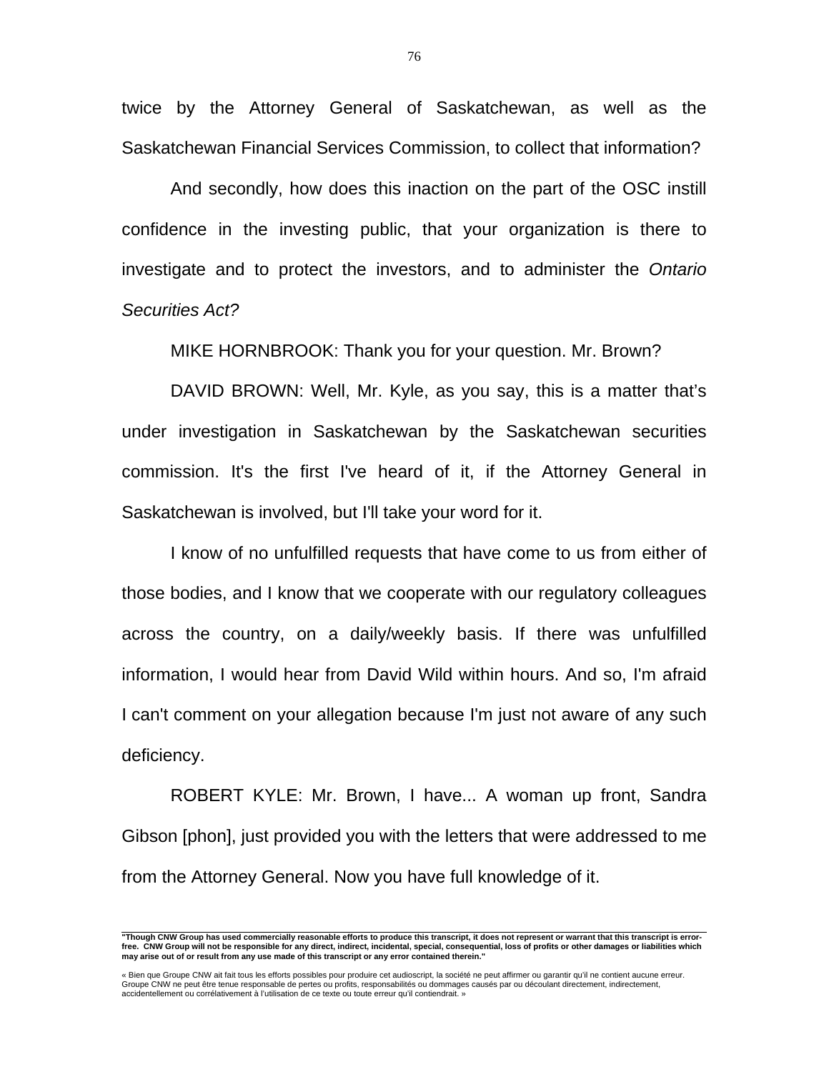twice by the Attorney General of Saskatchewan, as well as the Saskatchewan Financial Services Commission, to collect that information?

And secondly, how does this inaction on the part of the OSC instill confidence in the investing public, that your organization is there to investigate and to protect the investors, and to administer the *Ontario Securities Act?*

MIKE HORNBROOK: Thank you for your question. Mr. Brown?

DAVID BROWN: Well, Mr. Kyle, as you say, this is a matter that's under investigation in Saskatchewan by the Saskatchewan securities commission. It's the first I've heard of it, if the Attorney General in Saskatchewan is involved, but I'll take your word for it.

I know of no unfulfilled requests that have come to us from either of those bodies, and I know that we cooperate with our regulatory colleagues across the country, on a daily/weekly basis. If there was unfulfilled information, I would hear from David Wild within hours. And so, I'm afraid I can't comment on your allegation because I'm just not aware of any such deficiency.

ROBERT KYLE: Mr. Brown, I have... A woman up front, Sandra Gibson [phon], just provided you with the letters that were addressed to me from the Attorney General. Now you have full knowledge of it.

**"Though CNW Group has used commercially reasonable efforts to produce this transcript, it does not represent or warrant that this transcript is error-free. CNW Group will not be responsible for any direct, indirect, incidental, special, consequential, loss of profits or other damages or liabilities which may arise out of or result from any use made of this transcript or any error contained therein."**

« Bien que Groupe CNW ait fait tous les efforts possibles pour produire cet audioscript, la société ne peut affirmer ou garantir qu'il ne contient aucune erreur. Groupe CNW ne peut être tenue responsable de pertes ou profits, responsabilités ou dommages causés par ou découlant directement, indirectement, accidentellement ou corrélativement à l'utilisation de ce texte ou toute erreur qu'il contiendrait. »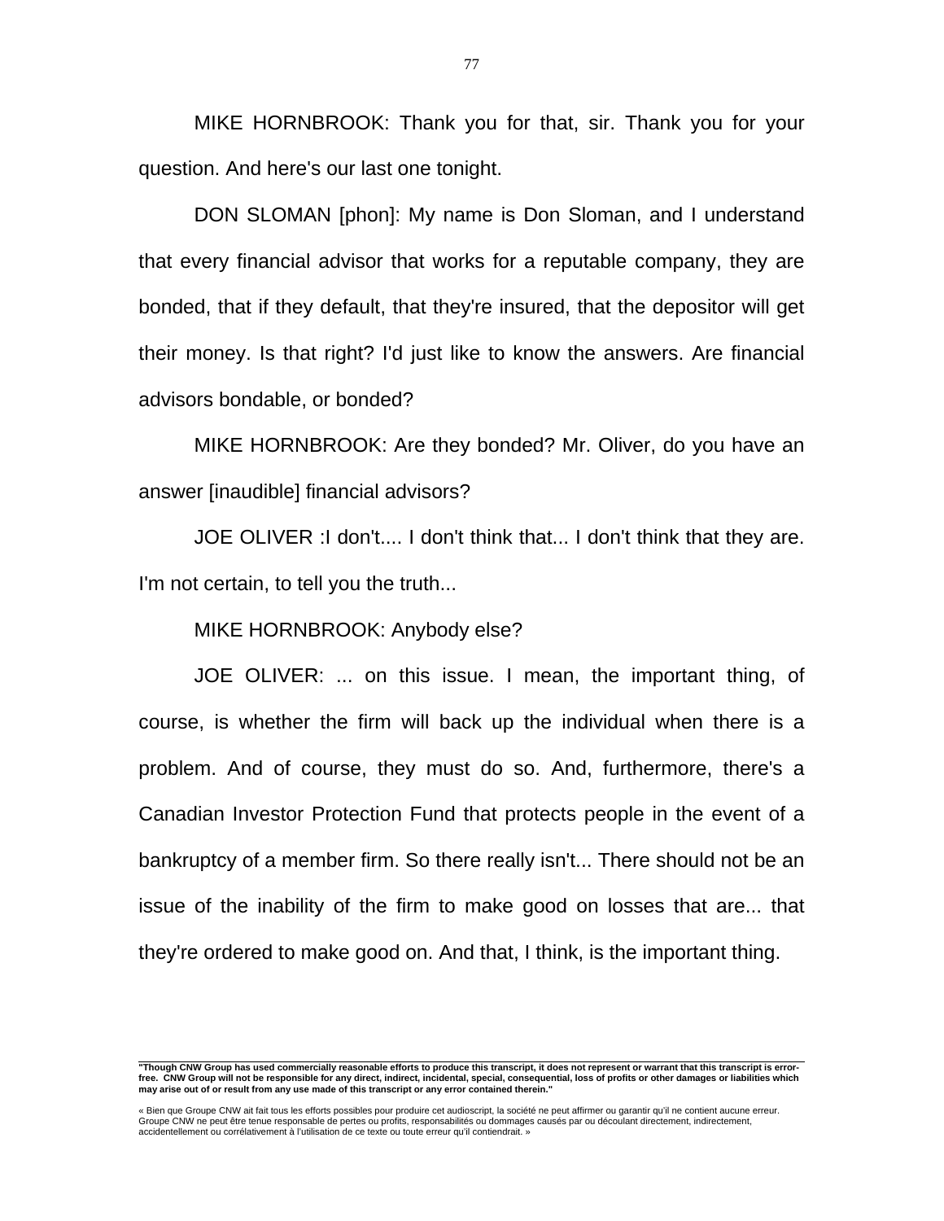MIKE HORNBROOK: Thank you for that, sir. Thank you for your question. And here's our last one tonight.

DON SLOMAN [phon]: My name is Don Sloman, and I understand that every financial advisor that works for a reputable company, they are bonded, that if they default, that they're insured, that the depositor will get their money. Is that right? I'd just like to know the answers. Are financial advisors bondable, or bonded?

MIKE HORNBROOK: Are they bonded? Mr. Oliver, do you have an answer [inaudible] financial advisors?

JOE OLIVER :I don't.... I don't think that... I don't think that they are. I'm not certain, to tell you the truth...

MIKE HORNBROOK: Anybody else?

JOE OLIVER: ... on this issue. I mean, the important thing, of course, is whether the firm will back up the individual when there is a problem. And of course, they must do so. And, furthermore, there's a Canadian Investor Protection Fund that protects people in the event of a bankruptcy of a member firm. So there really isn't... There should not be an issue of the inability of the firm to make good on losses that are... that they're ordered to make good on. And that, I think, is the important thing.

**"Though CNW Group has used commercially reasonable efforts to produce this transcript, it does not represent or warrant that this transcript is error-free. CNW Group will not be responsible for any direct, indirect, incidental, special, consequential, loss of profits or other damages or liabilities which may arise out of or result from any use made of this transcript or any error contained therein."**

« Bien que Groupe CNW ait fait tous les efforts possibles pour produire cet audioscript, la société ne peut affirmer ou garantir qu'il ne contient aucune erreur. Groupe CNW ne peut être tenue responsable de pertes ou profits, responsabilités ou dommages causés par ou découlant directement, indirectement, accidentellement ou corrélativement à l'utilisation de ce texte ou toute erreur qu'il contiendrait. »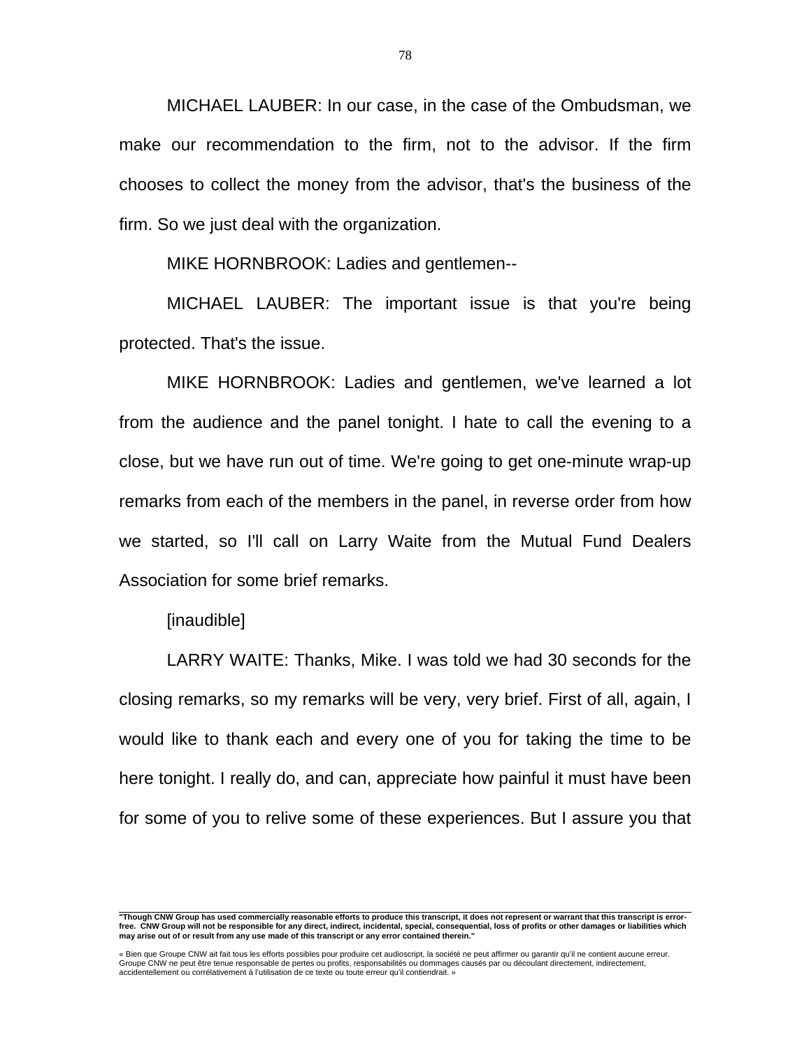MICHAEL LAUBER: In our case, in the case of the Ombudsman, we make our recommendation to the firm, not to the advisor. If the firm chooses to collect the money from the advisor, that's the business of the firm. So we just deal with the organization.

MIKE HORNBROOK: Ladies and gentlemen--

MICHAEL LAUBER: The important issue is that you're being protected. That's the issue.

MIKE HORNBROOK: Ladies and gentlemen, we've learned a lot from the audience and the panel tonight. I hate to call the evening to a close, but we have run out of time. We're going to get one-minute wrap-up remarks from each of the members in the panel, in reverse order from how we started, so I'll call on Larry Waite from the Mutual Fund Dealers Association for some brief remarks.

[inaudible]

LARRY WAITE: Thanks, Mike. I was told we had 30 seconds for the closing remarks, so my remarks will be very, very brief. First of all, again, I would like to thank each and every one of you for taking the time to be here tonight. I really do, and can, appreciate how painful it must have been for some of you to relive some of these experiences. But I assure you that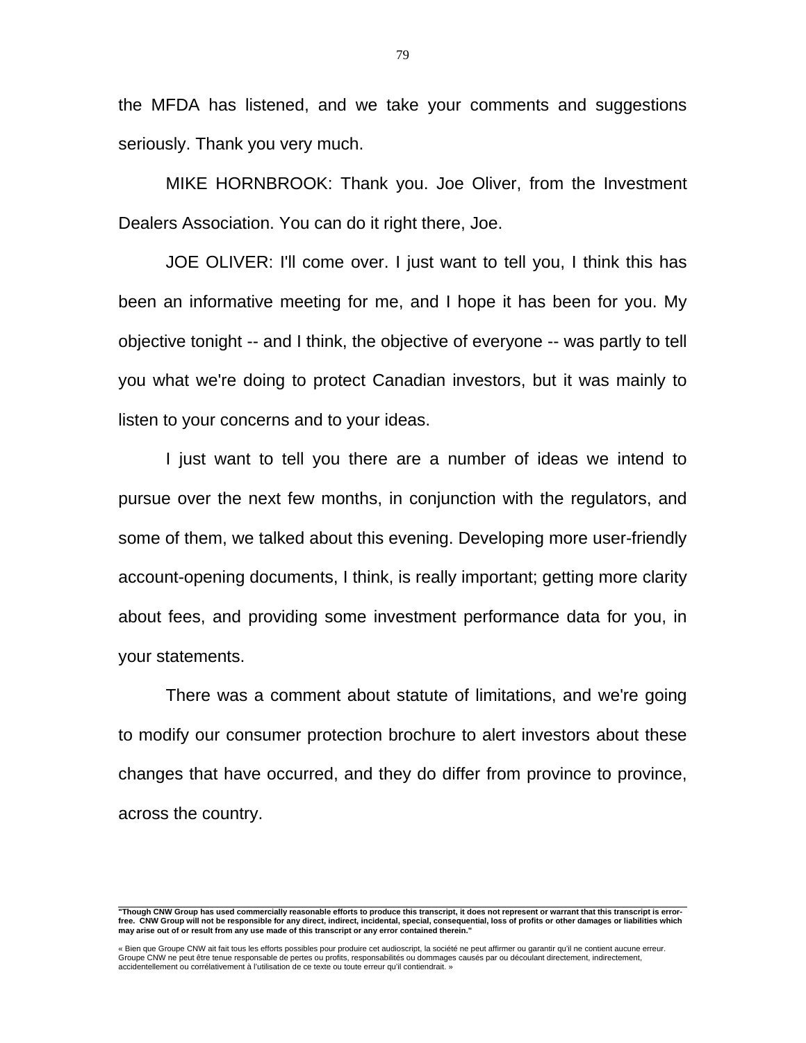the MFDA has listened, and we take your comments and suggestions seriously. Thank you very much.

MIKE HORNBROOK: Thank you. Joe Oliver, from the Investment Dealers Association. You can do it right there, Joe.

JOE OLIVER: I'll come over. I just want to tell you, I think this has been an informative meeting for me, and I hope it has been for you. My objective tonight -- and I think, the objective of everyone -- was partly to tell you what we're doing to protect Canadian investors, but it was mainly to listen to your concerns and to your ideas.

I just want to tell you there are a number of ideas we intend to pursue over the next few months, in conjunction with the regulators, and some of them, we talked about this evening. Developing more user-friendly account-opening documents, I think, is really important; getting more clarity about fees, and providing some investment performance data for you, in your statements.

There was a comment about statute of limitations, and we're going to modify our consumer protection brochure to alert investors about these changes that have occurred, and they do differ from province to province, across the country.

**"Though CNW Group has used commercially reasonable efforts to produce this transcript, it does not represent or warrant that this transcript is error-free. CNW Group will not be responsible for any direct, indirect, incidental, special, consequential, loss of profits or other damages or liabilities which may arise out of or result from any use made of this transcript or any error contained therein."**

« Bien que Groupe CNW ait fait tous les efforts possibles pour produire cet audioscript, la société ne peut affirmer ou garantir qu'il ne contient aucune erreur. Groupe CNW ne peut être tenue responsable de pertes ou profits, responsabilités ou dommages causés par ou découlant directement, indirectement, accidentellement ou corrélativement à l'utilisation de ce texte ou toute erreur qu'il contiendrait. »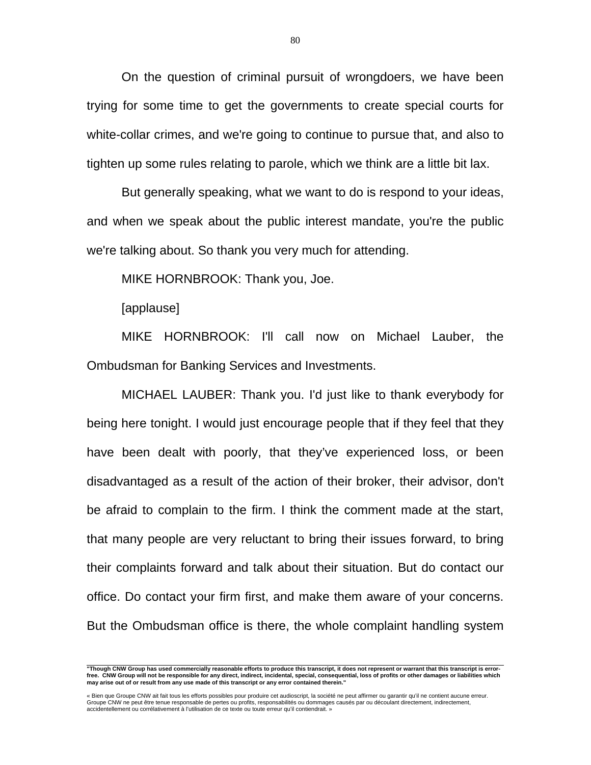On the question of criminal pursuit of wrongdoers, we have been trying for some time to get the governments to create special courts for white-collar crimes, and we're going to continue to pursue that, and also to tighten up some rules relating to parole, which we think are a little bit lax.

But generally speaking, what we want to do is respond to your ideas, and when we speak about the public interest mandate, you're the public we're talking about. So thank you very much for attending.

MIKE HORNBROOK: Thank you, Joe.

[applause]

MIKE HORNBROOK: I'll call now on Michael Lauber, the Ombudsman for Banking Services and Investments.

MICHAEL LAUBER: Thank you. I'd just like to thank everybody for being here tonight. I would just encourage people that if they feel that they have been dealt with poorly, that they've experienced loss, or been disadvantaged as a result of the action of their broker, their advisor, don't be afraid to complain to the firm. I think the comment made at the start, that many people are very reluctant to bring their issues forward, to bring their complaints forward and talk about their situation. But do contact our office. Do contact your firm first, and make them aware of your concerns. But the Ombudsman office is there, the whole complaint handling system

---

**"Though CNW Group has used commercially reasonable efforts to produce this transcript, it does not represent or warrant that this transcript is error-free. CNW Group will not be responsible for any direct, indirect, incidental, special, consequential, loss of profits or other damages or liabilities which may arise out of or result from any use made of this transcript or any error contained therein."**

« Bien que Groupe CNW ait fait tous les efforts possibles pour produire cet audioscript, la société ne peut affirmer ou garantir qu'il ne contient aucune erreur. Groupe CNW ne peut être tenue responsable de pertes ou profits, responsabilités ou dommages causés par ou découlant directement, indirectement, accidentellement ou corrélativement à l'utilisation de ce texte ou toute erreur qu'il contiendrait. »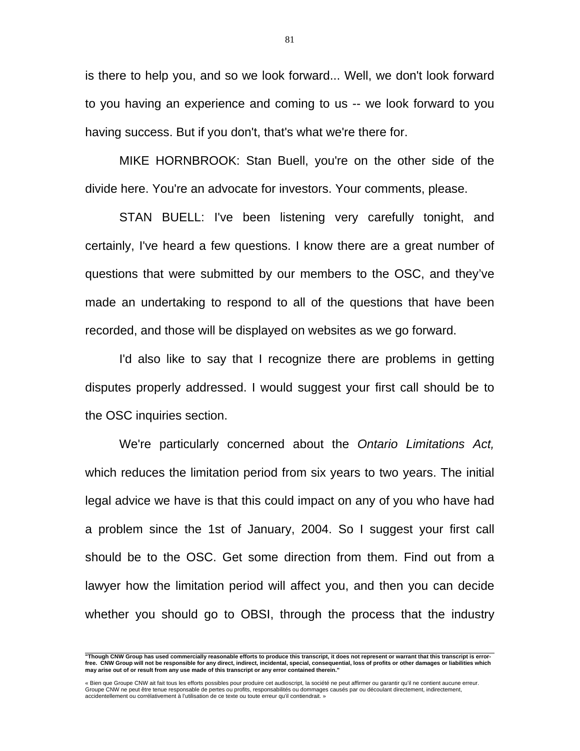is there to help you, and so we look forward... Well, we don't look forward to you having an experience and coming to us -- we look forward to you having success. But if you don't, that's what we're there for.

MIKE HORNBROOK: Stan Buell, you're on the other side of the divide here. You're an advocate for investors. Your comments, please.

STAN BUELL: I've been listening very carefully tonight, and certainly, I've heard a few questions. I know there are a great number of questions that were submitted by our members to the OSC, and they've made an undertaking to respond to all of the questions that have been recorded, and those will be displayed on websites as we go forward.

I'd also like to say that I recognize there are problems in getting disputes properly addressed. I would suggest your first call should be to the OSC inquiries section.

We're particularly concerned about the *Ontario Limitations Act,* which reduces the limitation period from six years to two years. The initial legal advice we have is that this could impact on any of you who have had a problem since the 1st of January, 2004. So I suggest your first call should be to the OSC. Get some direction from them. Find out from a lawyer how the limitation period will affect you, and then you can decide whether you should go to OBSI, through the process that the industry

**"Though CNW Group has used commercially reasonable efforts to produce this transcript, it does not represent or warrant that this transcript is error-free. CNW Group will not be responsible for any direct, indirect, incidental, special, consequential, loss of profits or other damages or liabilities which may arise out of or result from any use made of this transcript or any error contained therein."**

« Bien que Groupe CNW ait fait tous les efforts possibles pour produire cet audioscript, la société ne peut affirmer ou garantir qu'il ne contient aucune erreur. Groupe CNW ne peut être tenue responsable de pertes ou profits, responsabilités ou dommages causés par ou découlant directement, indirectement, accidentellement ou corrélativement à l'utilisation de ce texte ou toute erreur qu'il contiendrait. »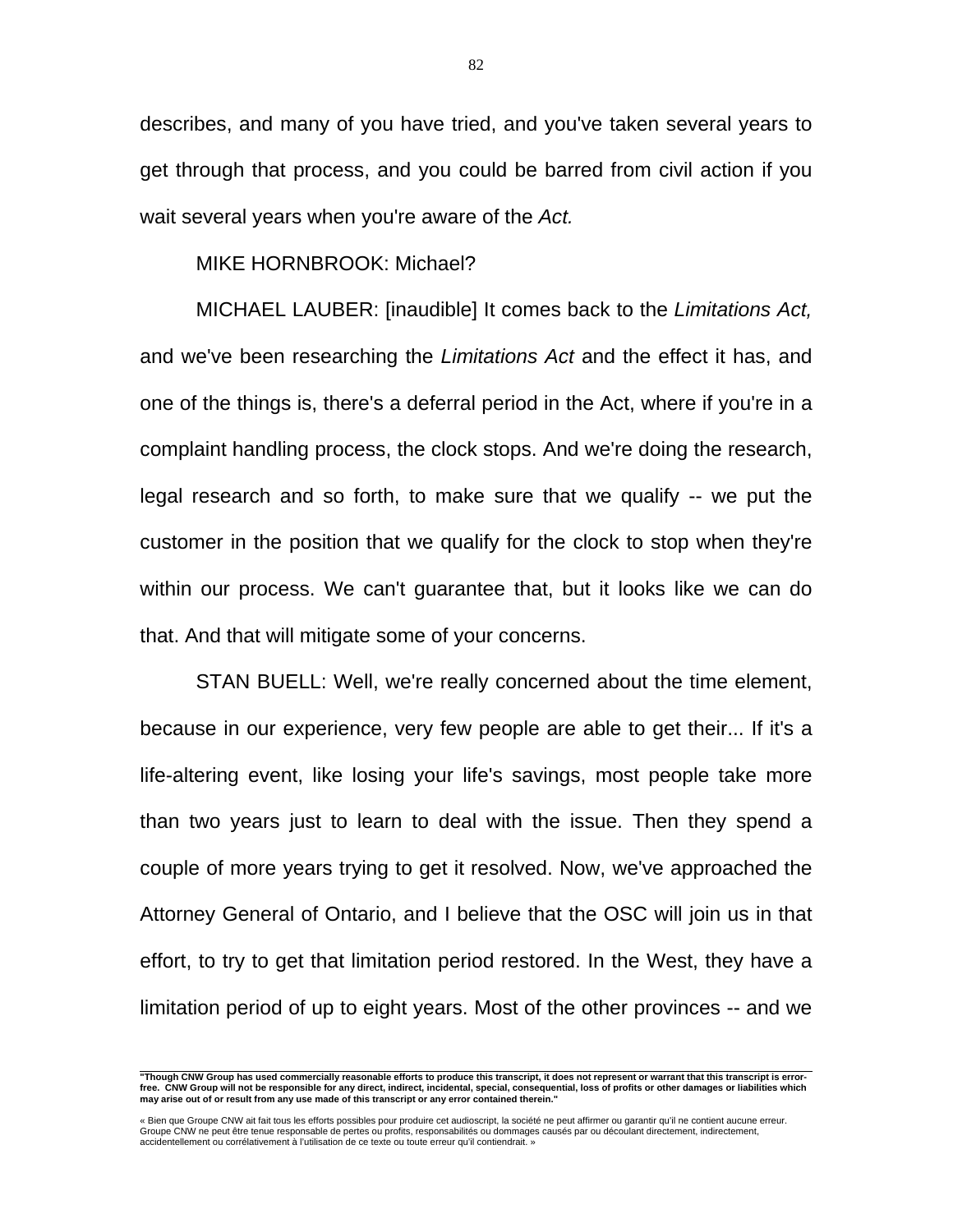describes, and many of you have tried, and you've taken several years to get through that process, and you could be barred from civil action if you wait several years when you're aware of the *Act.*

MIKE HORNBROOK: Michael?

MICHAEL LAUBER: [inaudible] It comes back to the *Limitations Act,* and we've been researching the *Limitations Act* and the effect it has, and one of the things is, there's a deferral period in the Act, where if you're in a complaint handling process, the clock stops. And we're doing the research, legal research and so forth, to make sure that we qualify -- we put the customer in the position that we qualify for the clock to stop when they're within our process. We can't guarantee that, but it looks like we can do that. And that will mitigate some of your concerns.

STAN BUELL: Well, we're really concerned about the time element, because in our experience, very few people are able to get their... If it's a life-altering event, like losing your life's savings, most people take more than two years just to learn to deal with the issue. Then they spend a couple of more years trying to get it resolved. Now, we've approached the Attorney General of Ontario, and I believe that the OSC will join us in that effort, to try to get that limitation period restored. In the West, they have a limitation period of up to eight years. Most of the other provinces -- and we

**"Though CNW Group has used commercially reasonable efforts to produce this transcript, it does not represent or warrant that this transcript is error-free. CNW Group will not be responsible for any direct, indirect, incidental, special, consequential, loss of profits or other damages or liabilities which may arise out of or result from any use made of this transcript or any error contained therein."**

« Bien que Groupe CNW ait fait tous les efforts possibles pour produire cet audioscript, la société ne peut affirmer ou garantir qu'il ne contient aucune erreur. Groupe CNW ne peut être tenue responsable de pertes ou profits, responsabilités ou dommages causés par ou découlant directement, indirectement, accidentellement ou corrélativement à l'utilisation de ce texte ou toute erreur qu'il contiendrait. »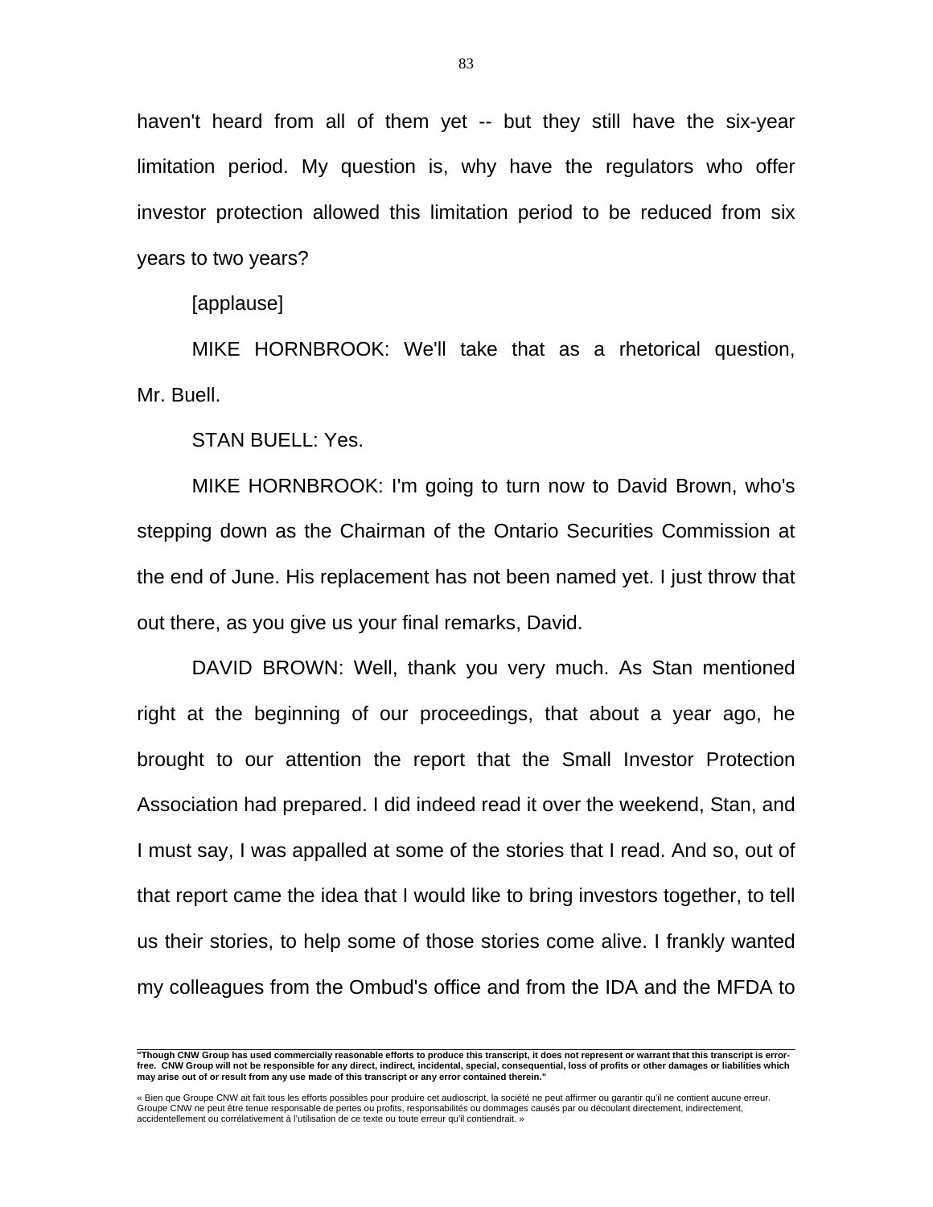haven't heard from all of them yet -- but they still have the six-year limitation period. My question is, why have the regulators who offer investor protection allowed this limitation period to be reduced from six years to two years?

[applause]

MIKE HORNBROOK: We'll take that as a rhetorical question, Mr. Buell.

STAN BUELL: Yes.

MIKE HORNBROOK: I'm going to turn now to David Brown, who's stepping down as the Chairman of the Ontario Securities Commission at the end of June. His replacement has not been named yet. I just throw that out there, as you give us your final remarks, David.

DAVID BROWN: Well, thank you very much. As Stan mentioned right at the beginning of our proceedings, that about a year ago, he brought to our attention the report that the Small Investor Protection Association had prepared. I did indeed read it over the weekend, Stan, and I must say, I was appalled at some of the stories that I read. And so, out of that report came the idea that I would like to bring investors together, to tell us their stories, to help some of those stories come alive. I frankly wanted my colleagues from the Ombud's office and from the IDA and the MFDA to

**"Though CNW Group has used commercially reasonable efforts to produce this transcript, it does not represent or warrant that this transcript is error-free. CNW Group will not be responsible for any direct, indirect, incidental, special, consequential, loss of profits or other damages or liabilities which may arise out of or result from any use made of this transcript or any error contained therein."**

« Bien que Groupe CNW ait fait tous les efforts possibles pour produire cet audioscript, la société ne peut affirmer ou garantir qu'il ne contient aucune erreur. Groupe CNW ne peut être tenue responsable de pertes ou profits, responsabilités ou dommages causés par ou découlant directement, indirectement, accidentellement ou corrélativement à l'utilisation de ce texte ou toute erreur qu'il contiendrait. »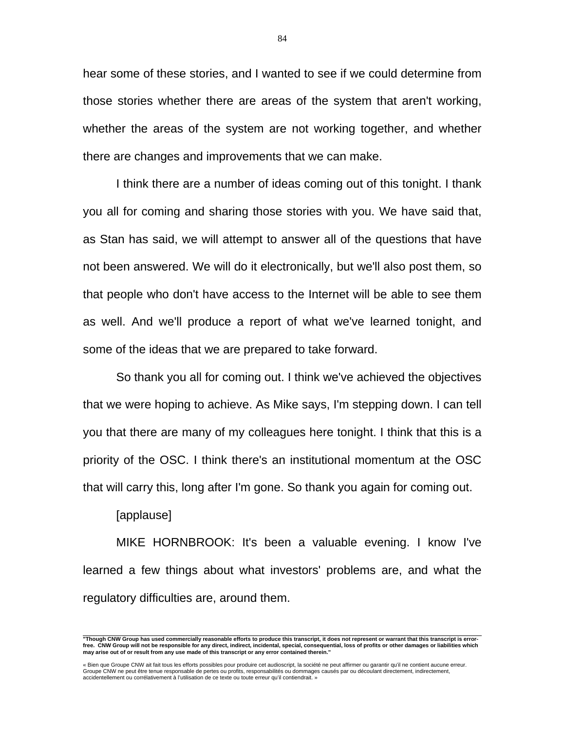hear some of these stories, and I wanted to see if we could determine from those stories whether there are areas of the system that aren't working, whether the areas of the system are not working together, and whether there are changes and improvements that we can make.

I think there are a number of ideas coming out of this tonight. I thank you all for coming and sharing those stories with you. We have said that, as Stan has said, we will attempt to answer all of the questions that have not been answered. We will do it electronically, but we'll also post them, so that people who don't have access to the Internet will be able to see them as well. And we'll produce a report of what we've learned tonight, and some of the ideas that we are prepared to take forward.

So thank you all for coming out. I think we've achieved the objectives that we were hoping to achieve. As Mike says, I'm stepping down. I can tell you that there are many of my colleagues here tonight. I think that this is a priority of the OSC. I think there's an institutional momentum at the OSC that will carry this, long after I'm gone. So thank you again for coming out.

[applause]

MIKE HORNBROOK: It's been a valuable evening. I know I've learned a few things about what investors' problems are, and what the regulatory difficulties are, around them.

---

**"Though CNW Group has used commercially reasonable efforts to produce this transcript, it does not represent or warrant that this transcript is error-free. CNW Group will not be responsible for any direct, indirect, incidental, special, consequential, loss of profits or other damages or liabilities which may arise out of or result from any use made of this transcript or any error contained therein."**

« Bien que Groupe CNW ait fait tous les efforts possibles pour produire cet audioscript, la société ne peut affirmer ou garantir qu'il ne contient aucune erreur. Groupe CNW ne peut être tenue responsable de pertes ou profits, responsabilités ou dommages causés par ou découlant directement, indirectement, accidentellement ou corrélativement à l'utilisation de ce texte ou toute erreur qu'il contiendrait. »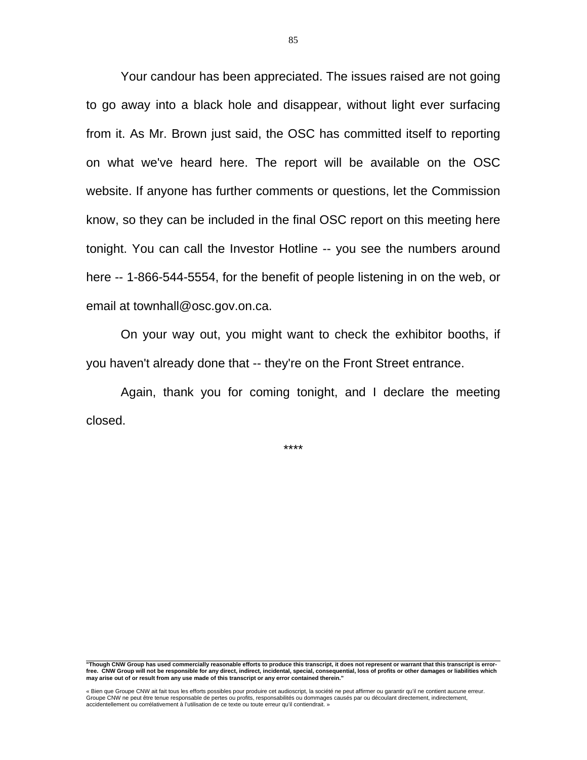Your candour has been appreciated. The issues raised are not going to go away into a black hole and disappear, without light ever surfacing from it. As Mr. Brown just said, the OSC has committed itself to reporting on what we've heard here. The report will be available on the OSC website. If anyone has further comments or questions, let the Commission know, so they can be included in the final OSC report on this meeting here tonight. You can call the Investor Hotline -- you see the numbers around here -- 1-866-544-5554, for the benefit of people listening in on the web, or email at townhall@osc.gov.on.ca.

On your way out, you might want to check the exhibitor booths, if you haven't already done that -- they're on the Front Street entrance.

Again, thank you for coming tonight, and I declare the meeting closed.

****

**"Though CNW Group has used commercially reasonable efforts to produce this transcript, it does not represent or warrant that this transcript is error-free. CNW Group will not be responsible for any direct, indirect, incidental, special, consequential, loss of profits or other damages or liabilities which may arise out of or result from any use made of this transcript or any error contained therein."**

« Bien que Groupe CNW ait fait tous les efforts possibles pour produire cet audioscript, la société ne peut affirmer ou garantir qu'il ne contient aucune erreur. Groupe CNW ne peut être tenue responsable de pertes ou profits, responsabilités ou dommages causés par ou découlant directement, indirectement, accidentellement ou corrélativement à l'utilisation de ce texte ou toute erreur qu'il contiendrait. »